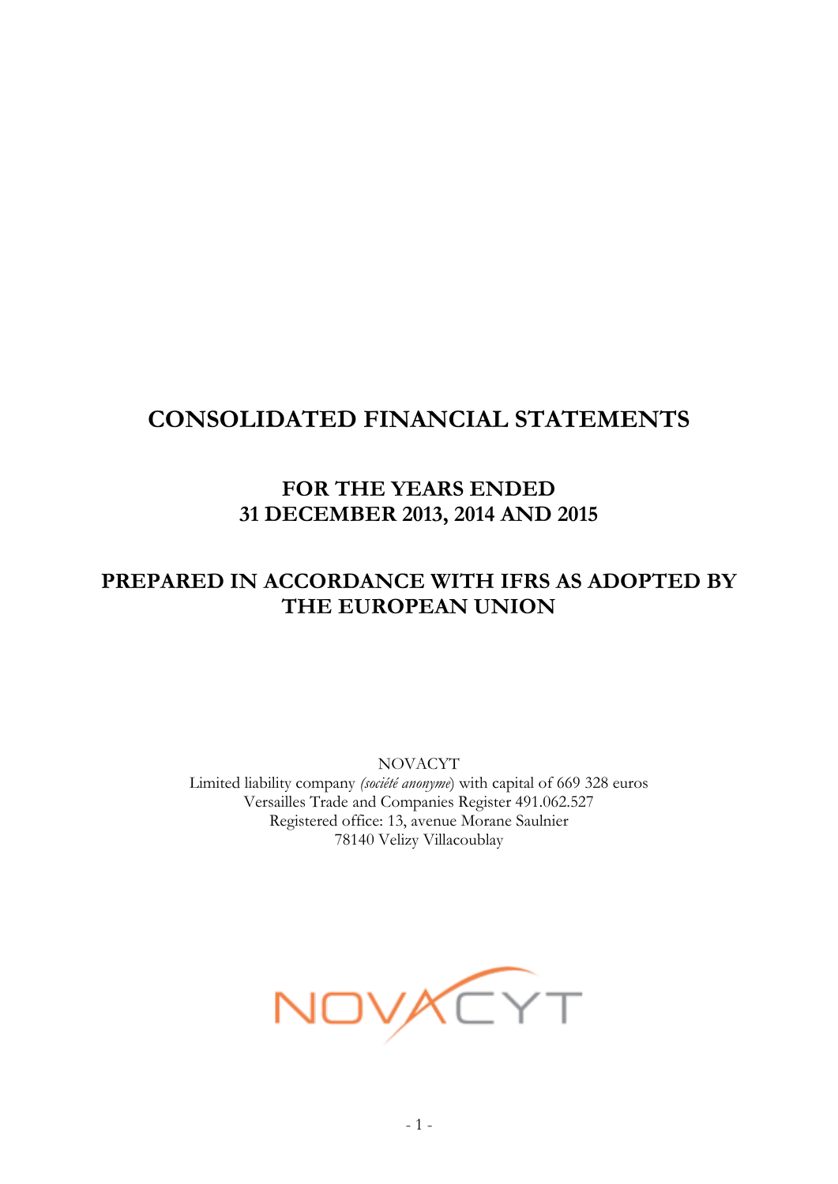# CONSOLIDATED FINANCIAL STATEMENTS

## FOR THE YEARS ENDED 31 DECEMBER 2013, 2014 AND 2015

## PREPARED IN ACCORDANCE WITH IFRS AS ADOPTED BY THE EUROPEAN UNION

NOVACYT
Limited liability company *(société anonyme)* with capital of 669 328 euros
Versailles Trade and Companies Register 491.062.527
Registered office: 13, avenue Morane Saulnier
78140 Velizy Villacoublay

NOVACYT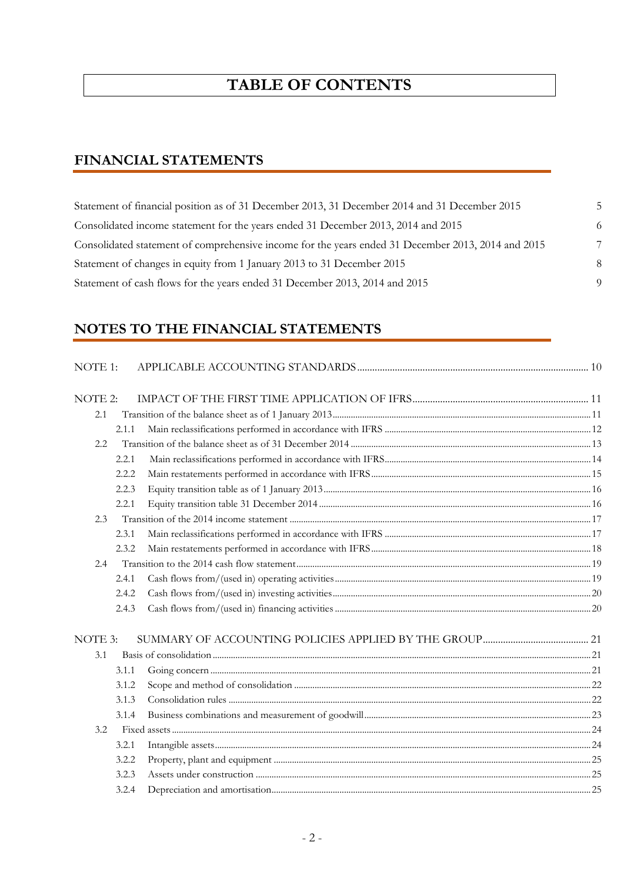# TABLE OF CONTENTS

## FINANCIAL STATEMENTS

| | |
|---|---|
| Statement of financial position as of 31 December 2013, 31 December 2014 and 31 December 2015 | 5 |
| Consolidated income statement for the years ended 31 December 2013, 2014 and 2015 | 6 |
| Consolidated statement of comprehensive income for the years ended 31 December 2013, 2014 and 2015 | 7 |
| Statement of changes in equity from 1 January 2013 to 31 December 2015 | 8 |
| Statement of cash flows for the years ended 31 December 2013, 2014 and 2015 | 9 |

## NOTES TO THE FINANCIAL STATEMENTS

NOTE 1: APPLICABLE ACCOUNTING STANDARDS .......... 10

NOTE 2: IMPACT OF THE FIRST TIME APPLICATION OF IFRS .......... 11

- 2.1 Transition of the balance sheet as of 1 January 2013 .......... 11
  - 2.1.1 Main reclassifications performed in accordance with IFRS .......... 12
- 2.2 Transition of the balance sheet as of 31 December 2014 .......... 13
  - 2.2.1 Main reclassifications performed in accordance with IFRS .......... 14
  - 2.2.2 Main restatements performed in accordance with IFRS .......... 15
  - 2.2.3 Equity transition table as of 1 January 2013 .......... 16
  - 2.2.1 Equity transition table 31 December 2014 .......... 16
- 2.3 Transition of the 2014 income statement .......... 17
  - 2.3.1 Main reclassifications performed in accordance with IFRS .......... 17
  - 2.3.2 Main restatements performed in accordance with IFRS .......... 18
- 2.4 Transition to the 2014 cash flow statement .......... 19
  - 2.4.1 Cash flows from/(used in) operating activities .......... 19
  - 2.4.2 Cash flows from/(used in) investing activities .......... 20
  - 2.4.3 Cash flows from/(used in) financing activities .......... 20

NOTE 3: SUMMARY OF ACCOUNTING POLICIES APPLIED BY THE GROUP .......... 21

- 3.1 Basis of consolidation .......... 21
  - 3.1.1 Going concern .......... 21
  - 3.1.2 Scope and method of consolidation .......... 22
  - 3.1.3 Consolidation rules .......... 22
  - 3.1.4 Business combinations and measurement of goodwill .......... 23
- 3.2 Fixed assets .......... 24
  - 3.2.1 Intangible assets .......... 24
  - 3.2.2 Property, plant and equipment .......... 25
  - 3.2.3 Assets under construction .......... 25
  - 3.2.4 Depreciation and amortisation .......... 25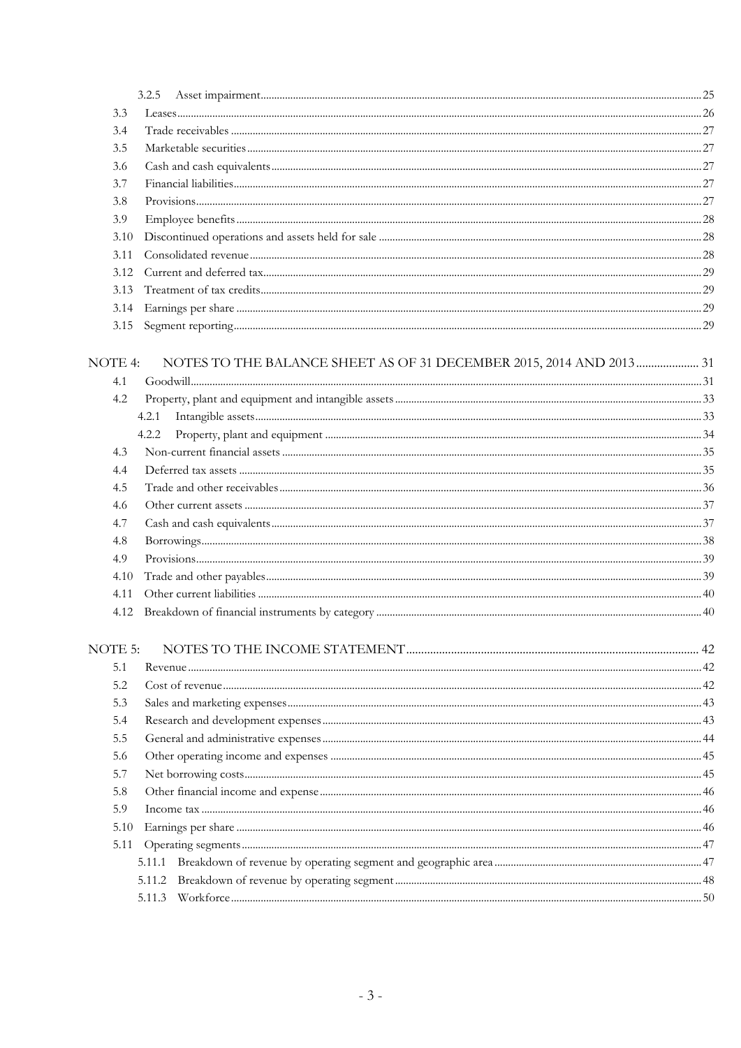| | | |
|---|---|---|
| 3.2.5 | Asset impairment | 25 |
| 3.3 | Leases | 26 |
| 3.4 | Trade receivables | 27 |
| 3.5 | Marketable securities | 27 |
| 3.6 | Cash and cash equivalents | 27 |
| 3.7 | Financial liabilities | 27 |
| 3.8 | Provisions | 27 |
| 3.9 | Employee benefits | 28 |
| 3.10 | Discontinued operations and assets held for sale | 28 |
| 3.11 | Consolidated revenue | 28 |
| 3.12 | Current and deferred tax | 29 |
| 3.13 | Treatment of tax credits | 29 |
| 3.14 | Earnings per share | 29 |
| 3.15 | Segment reporting | 29 |
| **NOTE 4:** | **NOTES TO THE BALANCE SHEET AS OF 31 DECEMBER 2015, 2014 AND 2013** | **31** |
| 4.1 | Goodwill | 31 |
| 4.2 | Property, plant and equipment and intangible assets | 33 |
| 4.2.1 | Intangible assets | 33 |
| 4.2.2 | Property, plant and equipment | 34 |
| 4.3 | Non-current financial assets | 35 |
| 4.4 | Deferred tax assets | 35 |
| 4.5 | Trade and other receivables | 36 |
| 4.6 | Other current assets | 37 |
| 4.7 | Cash and cash equivalents | 37 |
| 4.8 | Borrowings | 38 |
| 4.9 | Provisions | 39 |
| 4.10 | Trade and other payables | 39 |
| 4.11 | Other current liabilities | 40 |
| 4.12 | Breakdown of financial instruments by category | 40 |
| **NOTE 5:** | **NOTES TO THE INCOME STATEMENT** | **42** |
| 5.1 | Revenue | 42 |
| 5.2 | Cost of revenue | 42 |
| 5.3 | Sales and marketing expenses | 43 |
| 5.4 | Research and development expenses | 43 |
| 5.5 | General and administrative expenses | 44 |
| 5.6 | Other operating income and expenses | 45 |
| 5.7 | Net borrowing costs | 45 |
| 5.8 | Other financial income and expense | 46 |
| 5.9 | Income tax | 46 |
| 5.10 | Earnings per share | 46 |
| 5.11 | Operating segments | 47 |
| 5.11.1 | Breakdown of revenue by operating segment and geographic area | 47 |
| 5.11.2 | Breakdown of revenue by operating segment | 48 |
| 5.11.3 | Workforce | 50 |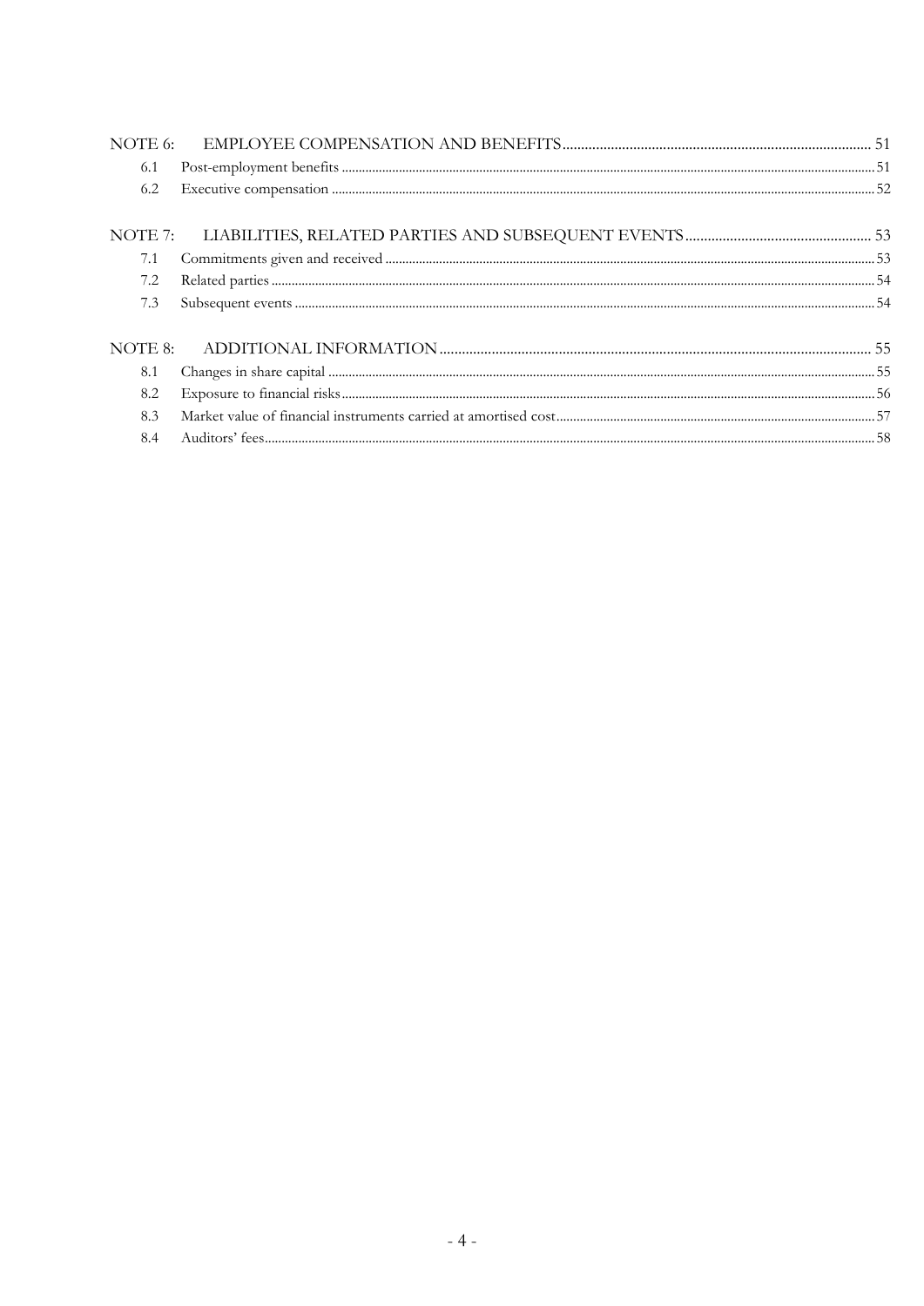| | | |
|---|---|---|
| NOTE 6: | EMPLOYEE COMPENSATION AND BENEFITS | 51 |
| 6.1 | Post-employment benefits | 51 |
| 6.2 | Executive compensation | 52 |
| NOTE 7: | LIABILITIES, RELATED PARTIES AND SUBSEQUENT EVENTS | 53 |
| 7.1 | Commitments given and received | 53 |
| 7.2 | Related parties | 54 |
| 7.3 | Subsequent events | 54 |
| NOTE 8: | ADDITIONAL INFORMATION | 55 |
| 8.1 | Changes in share capital | 55 |
| 8.2 | Exposure to financial risks | 56 |
| 8.3 | Market value of financial instruments carried at amortised cost | 57 |
| 8.4 | Auditors' fees | 58 |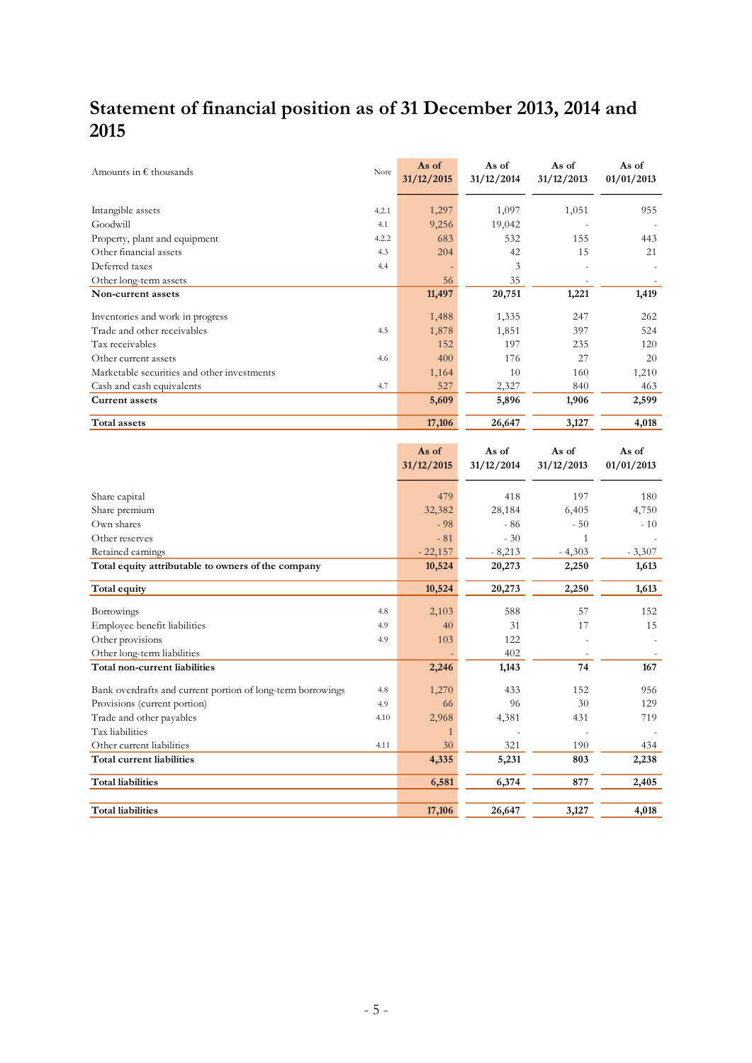# Statement of financial position as of 31 December 2013, 2014 and 2015

| Amounts in € thousands | Note | As of 31/12/2015 | As of 31/12/2014 | As of 31/12/2013 | As of 01/01/2013 |
|---|---|---|---|---|---|
| Intangible assets | 4.2.1 | 1,297 | 1,097 | 1,051 | 955 |
| Goodwill | 4.1 | 9,256 | 19,042 | - | - |
| Property, plant and equipment | 4.2.2 | 683 | 532 | 155 | 443 |
| Other financial assets | 4.3 | 204 | 42 | 15 | 21 |
| Deferred taxes | 4.4 | - | 3 | - | - |
| Other long-term assets | | 56 | 35 | - | - |
| **Non-current assets** | | **11,497** | **20,751** | **1,221** | **1,419** |
| Inventories and work in progress | | 1,488 | 1,335 | 247 | 262 |
| Trade and other receivables | 4.5 | 1,878 | 1,851 | 397 | 524 |
| Tax receivables | | 152 | 197 | 235 | 120 |
| Other current assets | 4.6 | 400 | 176 | 27 | 20 |
| Marketable securities and other investments | | 1,164 | 10 | 160 | 1,210 |
| Cash and cash equivalents | 4.7 | 527 | 2,327 | 840 | 463 |
| **Current assets** | | **5,609** | **5,896** | **1,906** | **2,599** |
| **Total assets** | | **17,106** | **26,647** | **3,127** | **4,018** |

| | Note | As of 31/12/2015 | As of 31/12/2014 | As of 31/12/2013 | As of 01/01/2013 |
|---|---|---|---|---|---|
| Share capital | | 479 | 418 | 197 | 180 |
| Share premium | | 32,382 | 28,184 | 6,405 | 4,750 |
| Own shares | | - 98 | - 86 | - 50 | - 10 |
| Other reserves | | - 81 | - 30 | 1 | - |
| Retained earnings | | - 22,157 | - 8,213 | - 4,303 | - 3,307 |
| **Total equity attributable to owners of the company** | | **10,524** | **20,273** | **2,250** | **1,613** |
| **Total equity** | | **10,524** | **20,273** | **2,250** | **1,613** |
| Borrowings | 4.8 | 2,103 | 588 | 57 | 152 |
| Employee benefit liabilities | 4.9 | 40 | 31 | 17 | 15 |
| Other provisions | 4.9 | 103 | 122 | - | - |
| Other long-term liabilities | | - | 402 | - | - |
| **Total non-current liabilities** | | **2,246** | **1,143** | **74** | **167** |
| Bank overdrafts and current portion of long-term borrowings | 4.8 | 1,270 | 433 | 152 | 956 |
| Provisions (current portion) | 4.9 | 66 | 96 | 30 | 129 |
| Trade and other payables | 4.10 | 2,968 | 4,381 | 431 | 719 |
| Tax liabilities | | 1 | - | - | - |
| Other current liabilities | 4.11 | 30 | 321 | 190 | 434 |
| **Total current liabilities** | | **4,335** | **5,231** | **803** | **2,238** |
| **Total liabilities** | | **6,581** | **6,374** | **877** | **2,405** |
| **Total liabilities** | | **17,106** | **26,647** | **3,127** | **4,018** |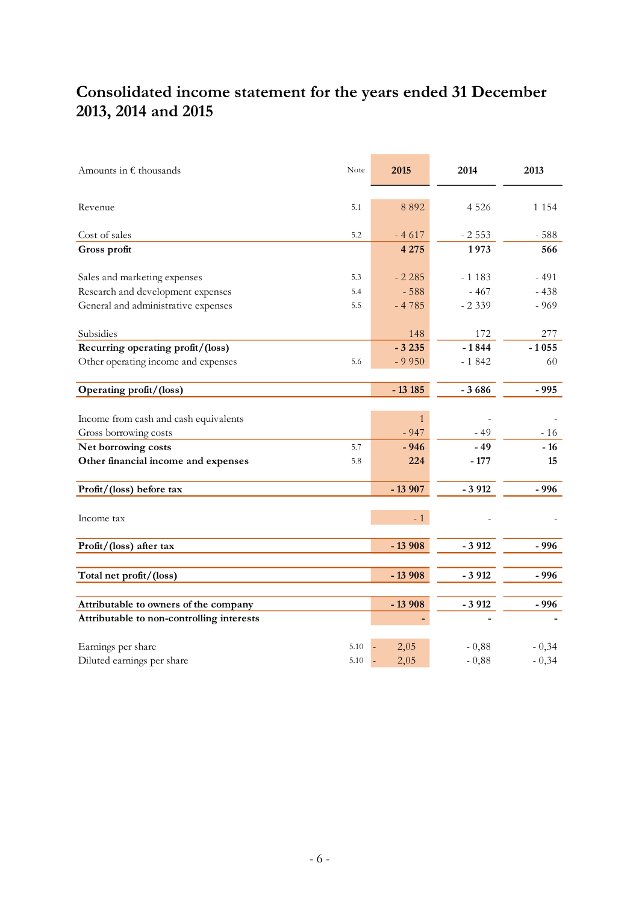# Consolidated income statement for the years ended 31 December 2013, 2014 and 2015

| Amounts in € thousands | Note | 2015 | 2014 | 2013 |
|---|---|---|---|---|
| Revenue | 5.1 | 8 892 | 4 526 | 1 154 |
| Cost of sales | 5.2 | - 4 617 | - 2 553 | - 588 |
| **Gross profit** | | **4 275** | **1 973** | **566** |
| Sales and marketing expenses | 5.3 | - 2 285 | - 1 183 | - 491 |
| Research and development expenses | 5.4 | - 588 | - 467 | - 438 |
| General and administrative expenses | 5.5 | - 4 785 | - 2 339 | - 969 |
| Subsidies | | 148 | 172 | 277 |
| **Recurring operating profit/(loss)** | | **- 3 235** | **- 1 844** | **- 1 055** |
| Other operating income and expenses | 5.6 | - 9 950 | - 1 842 | 60 |
| **Operating profit/(loss)** | | **- 13 185** | **- 3 686** | **- 995** |
| Income from cash and cash equivalents | | 1 | - | - |
| Gross borrowing costs | | - 947 | - 49 | - 16 |
| **Net borrowing costs** | 5.7 | **- 946** | **- 49** | **- 16** |
| **Other financial income and expenses** | 5.8 | **224** | **- 177** | **15** |
| **Profit/(loss) before tax** | | **- 13 907** | **- 3 912** | **- 996** |
| Income tax | | - 1 | - | - |
| **Profit/(loss) after tax** | | **- 13 908** | **- 3 912** | **- 996** |
| **Total net profit/(loss)** | | **- 13 908** | **- 3 912** | **- 996** |
| **Attributable to owners of the company** | | **- 13 908** | **- 3 912** | **- 996** |
| **Attributable to non-controlling interests** | | **-** | **-** | **-** |
| Earnings per share | 5.10 | - 2,05 | - 0,88 | - 0,34 |
| Diluted earnings per share | 5.10 | - 2,05 | - 0,88 | - 0,34 |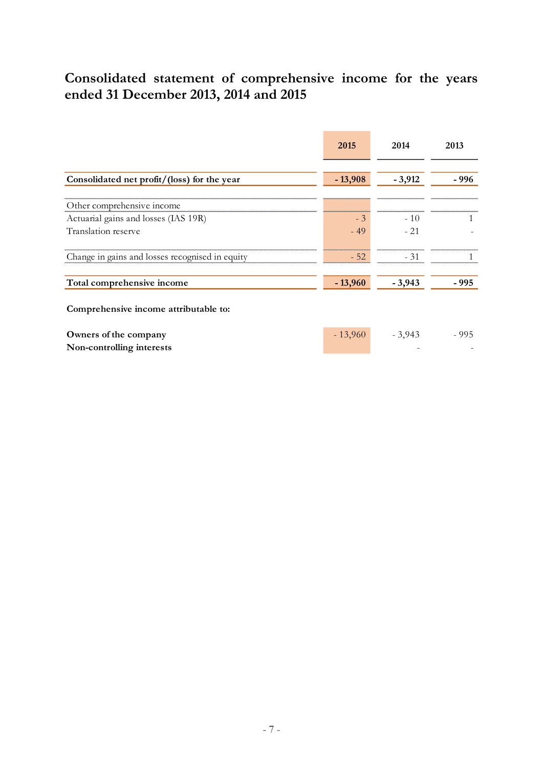## Consolidated statement of comprehensive income for the years ended 31 December 2013, 2014 and 2015

| | 2015 | 2014 | 2013 |
|---|---|---|---|
| **Consolidated net profit/(loss) for the year** | **- 13,908** | **- 3,912** | **- 996** |
| Other comprehensive income | | | |
| Actuarial gains and losses (IAS 19R) | - 3 | - 10 | 1 |
| Translation reserve | - 49 | - 21 | - |
| Change in gains and losses recognised in equity | - 52 | - 31 | 1 |
| **Total comprehensive income** | **- 13,960** | **- 3,943** | **- 995** |
| **Comprehensive income attributable to:** | | | |
| **Owners of the company** | - 13,960 | - 3,943 | - 995 |
| **Non-controlling interests** | | - | - |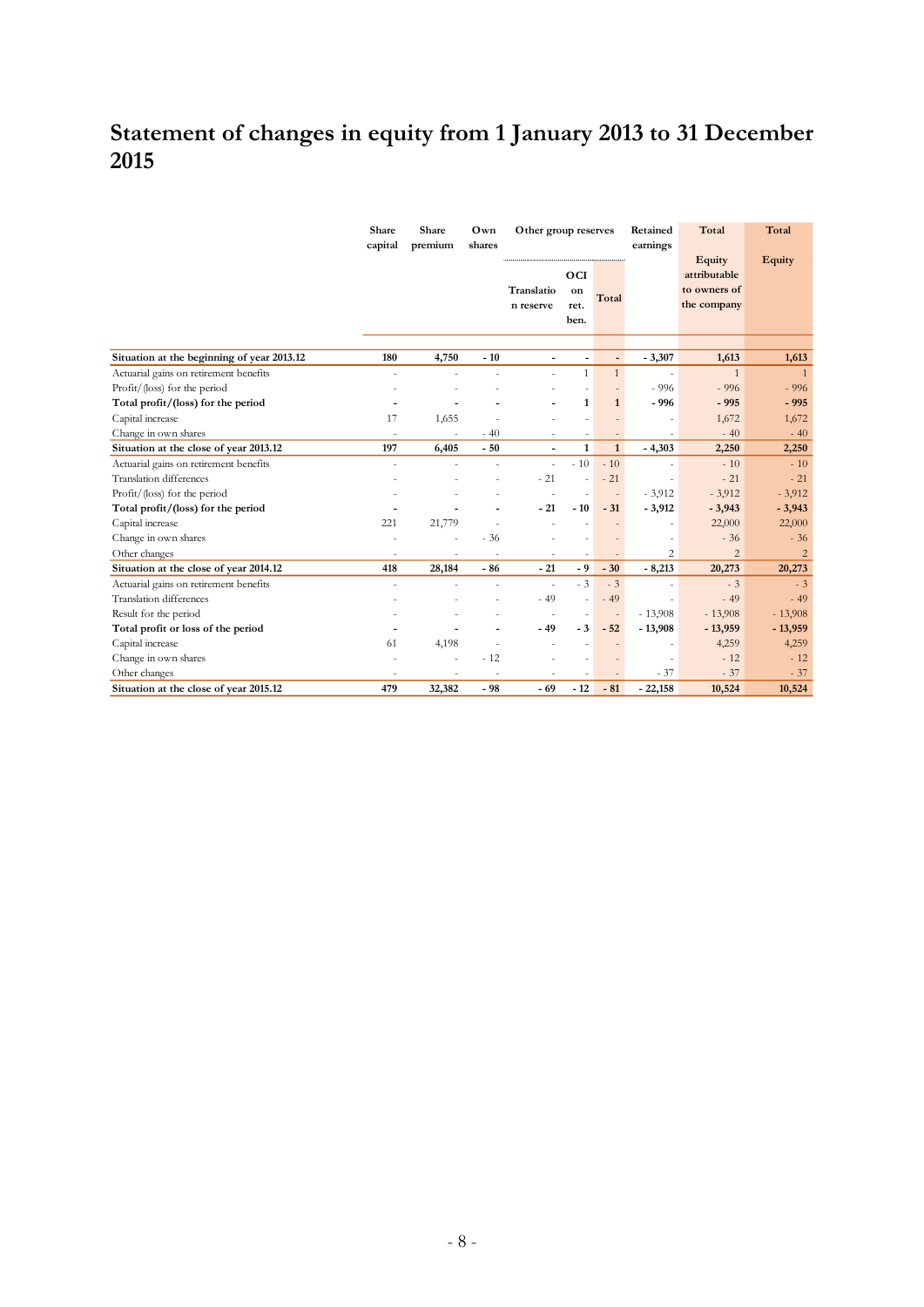# Statement of changes in equity from 1 January 2013 to 31 December 2015

| | Share capital | Share premium | Own shares | Other group reserves | | | Retained earnings | Total | Total |
|---|---|---|---|---|---|---|---|---|---|
| | | | | Translation reserve | OCI on ret. ben. | Total | | Equity attributable to owners of the company | Equity |
| **Situation at the beginning of year 2013.12** | **180** | **4,750** | **- 10** | **-** | **-** | **-** | **- 3,307** | **1,613** | **1,613** |
| Actuarial gains on retirement benefits | - | - | - | - | 1 | 1 | - | 1 | 1 |
| Profit/(loss) for the period | - | - | - | - | - | - | - 996 | - 996 | - 996 |
| **Total profit/(loss) for the period** | **-** | **-** | **-** | **-** | **1** | **1** | **- 996** | **- 995** | **- 995** |
| Capital increase | 17 | 1,655 | - | - | - | - | - | 1,672 | 1,672 |
| Change in own shares | - | - | - 40 | - | - | - | - | - 40 | - 40 |
| **Situation at the close of year 2013.12** | **197** | **6,405** | **- 50** | **-** | **1** | **1** | **- 4,303** | **2,250** | **2,250** |
| Actuarial gains on retirement benefits | - | - | - | - | - 10 | - 10 | - | - 10 | - 10 |
| Translation differences | - | - | - | - 21 | - | - 21 | - | - 21 | - 21 |
| Profit/(loss) for the period | - | - | - | - | - | - | - 3,912 | - 3,912 | - 3,912 |
| **Total profit/(loss) for the period** | **-** | **-** | **-** | **- 21** | **- 10** | **- 31** | **- 3,912** | **- 3,943** | **- 3,943** |
| Capital increase | 221 | 21,779 | - | - | - | - | - | 22,000 | 22,000 |
| Change in own shares | - | - | - 36 | - | - | - | - | - 36 | - 36 |
| Other changes | - | - | - | - | - | - | 2 | 2 | 2 |
| **Situation at the close of year 2014.12** | **418** | **28,184** | **- 86** | **- 21** | **- 9** | **- 30** | **- 8,213** | **20,273** | **20,273** |
| Actuarial gains on retirement benefits | - | - | - | - | - 3 | - 3 | - | - 3 | - 3 |
| Translation differences | - | - | - | - 49 | - | - 49 | - | - 49 | - 49 |
| Result for the period | - | - | - | - | - | - | - 13,908 | - 13,908 | - 13,908 |
| **Total profit or loss of the period** | **-** | **-** | **-** | **- 49** | **- 3** | **- 52** | **- 13,908** | **- 13,959** | **- 13,959** |
| Capital increase | 61 | 4,198 | - | - | - | - | - | 4,259 | 4,259 |
| Change in own shares | - | - | - 12 | - | - | - | - | - 12 | - 12 |
| Other changes | - | - | - | - | - | - | - 37 | - 37 | - 37 |
| **Situation at the close of year 2015.12** | **479** | **32,382** | **- 98** | **- 69** | **- 12** | **- 81** | **- 22,158** | **10,524** | **10,524** |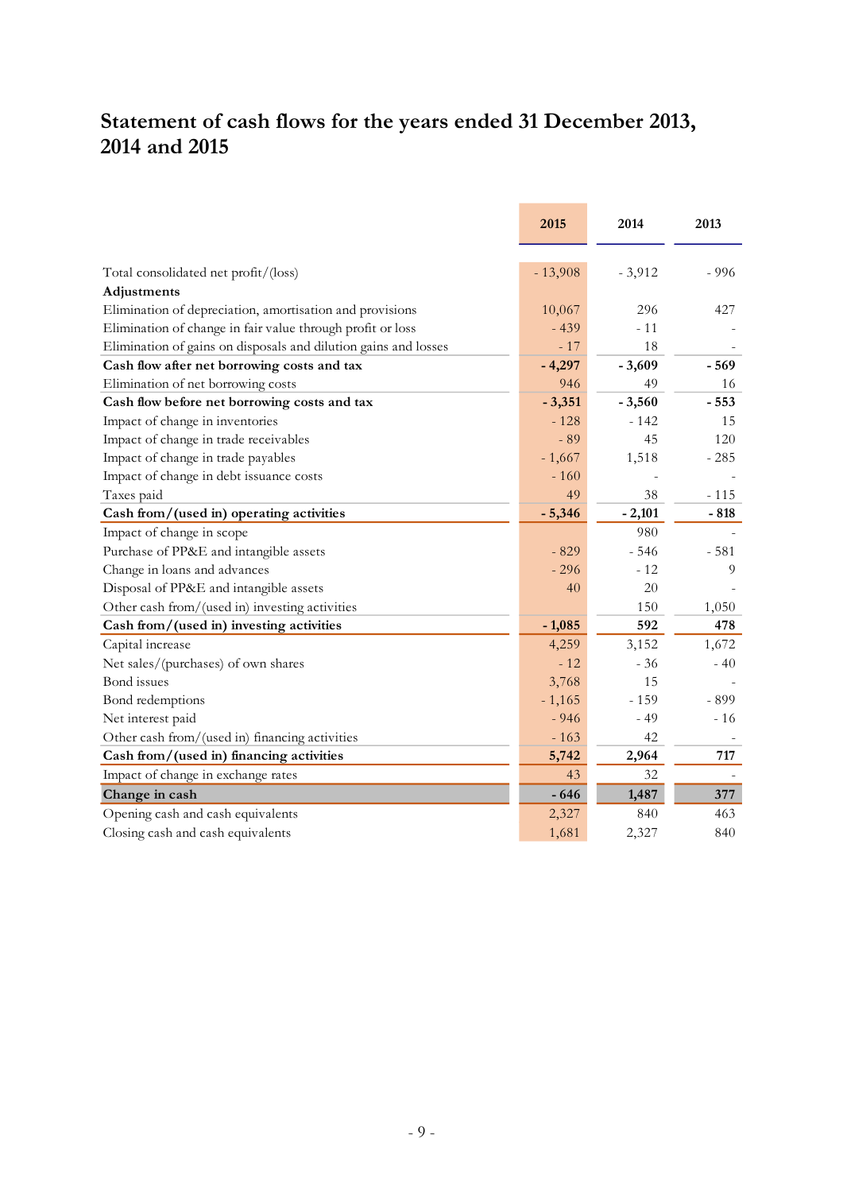## Statement of cash flows for the years ended 31 December 2013, 2014 and 2015

| | 2015 | 2014 | 2013 |
|---|---|---|---|
| Total consolidated net profit/(loss) | - 13,908 | - 3,912 | - 996 |
| **Adjustments** | | | |
| Elimination of depreciation, amortisation and provisions | 10,067 | 296 | 427 |
| Elimination of change in fair value through profit or loss | - 439 | - 11 | - |
| Elimination of gains on disposals and dilution gains and losses | - 17 | 18 | - |
| **Cash flow after net borrowing costs and tax** | **- 4,297** | **- 3,609** | **- 569** |
| Elimination of net borrowing costs | 946 | 49 | 16 |
| **Cash flow before net borrowing costs and tax** | **- 3,351** | **- 3,560** | **- 553** |
| Impact of change in inventories | - 128 | - 142 | 15 |
| Impact of change in trade receivables | - 89 | 45 | 120 |
| Impact of change in trade payables | - 1,667 | 1,518 | - 285 |
| Impact of change in debt issuance costs | - 160 | - | - |
| Taxes paid | 49 | 38 | - 115 |
| **Cash from/(used in) operating activities** | **- 5,346** | **- 2,101** | **- 818** |
| Impact of change in scope | | 980 | - |
| Purchase of PP&E and intangible assets | - 829 | - 546 | - 581 |
| Change in loans and advances | - 296 | - 12 | 9 |
| Disposal of PP&E and intangible assets | 40 | 20 | - |
| Other cash from/(used in) investing activities | | 150 | 1,050 |
| **Cash from/(used in) investing activities** | **- 1,085** | **592** | **478** |
| Capital increase | 4,259 | 3,152 | 1,672 |
| Net sales/(purchases) of own shares | - 12 | - 36 | - 40 |
| Bond issues | 3,768 | 15 | - |
| Bond redemptions | - 1,165 | - 159 | - 899 |
| Net interest paid | - 946 | - 49 | - 16 |
| Other cash from/(used in) financing activities | - 163 | 42 | - |
| **Cash from/(used in) financing activities** | **5,742** | **2,964** | **717** |
| Impact of change in exchange rates | 43 | 32 | - |
| **Change in cash** | **- 646** | **1,487** | **377** |
| Opening cash and cash equivalents | 2,327 | 840 | 463 |
| Closing cash and cash equivalents | 1,681 | 2,327 | 840 |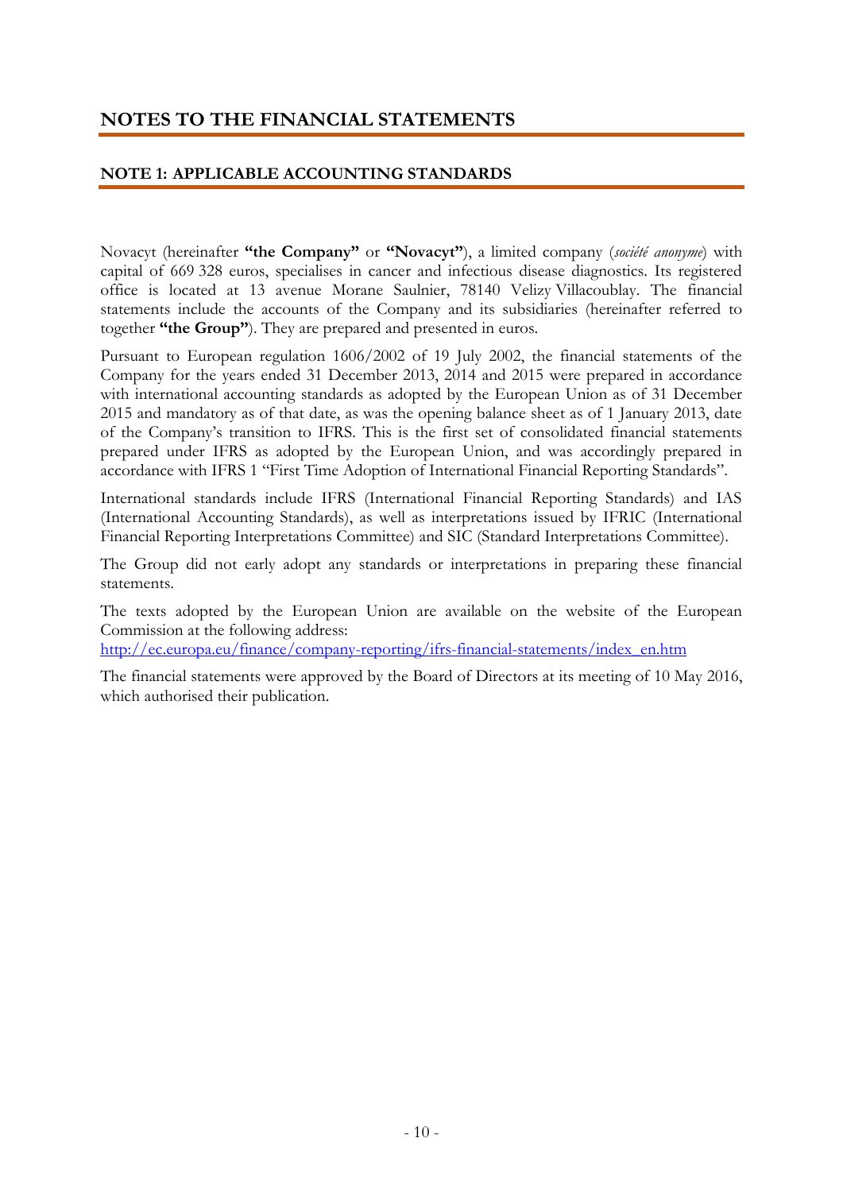# NOTES TO THE FINANCIAL STATEMENTS

## NOTE 1: APPLICABLE ACCOUNTING STANDARDS

Novacyt (hereinafter **"the Company"** or **"Novacyt"**), a limited company (*société anonyme*) with capital of 669 328 euros, specialises in cancer and infectious disease diagnostics. Its registered office is located at 13 avenue Morane Saulnier, 78140 Velizy Villacoublay. The financial statements include the accounts of the Company and its subsidiaries (hereinafter referred to together **"the Group"**). They are prepared and presented in euros.

Pursuant to European regulation 1606/2002 of 19 July 2002, the financial statements of the Company for the years ended 31 December 2013, 2014 and 2015 were prepared in accordance with international accounting standards as adopted by the European Union as of 31 December 2015 and mandatory as of that date, as was the opening balance sheet as of 1 January 2013, date of the Company's transition to IFRS. This is the first set of consolidated financial statements prepared under IFRS as adopted by the European Union, and was accordingly prepared in accordance with IFRS 1 "First Time Adoption of International Financial Reporting Standards".

International standards include IFRS (International Financial Reporting Standards) and IAS (International Accounting Standards), as well as interpretations issued by IFRIC (International Financial Reporting Interpretations Committee) and SIC (Standard Interpretations Committee).

The Group did not early adopt any standards or interpretations in preparing these financial statements.

The texts adopted by the European Union are available on the website of the European Commission at the following address:
http://ec.europa.eu/finance/company-reporting/ifrs-financial-statements/index_en.htm

The financial statements were approved by the Board of Directors at its meeting of 10 May 2016, which authorised their publication.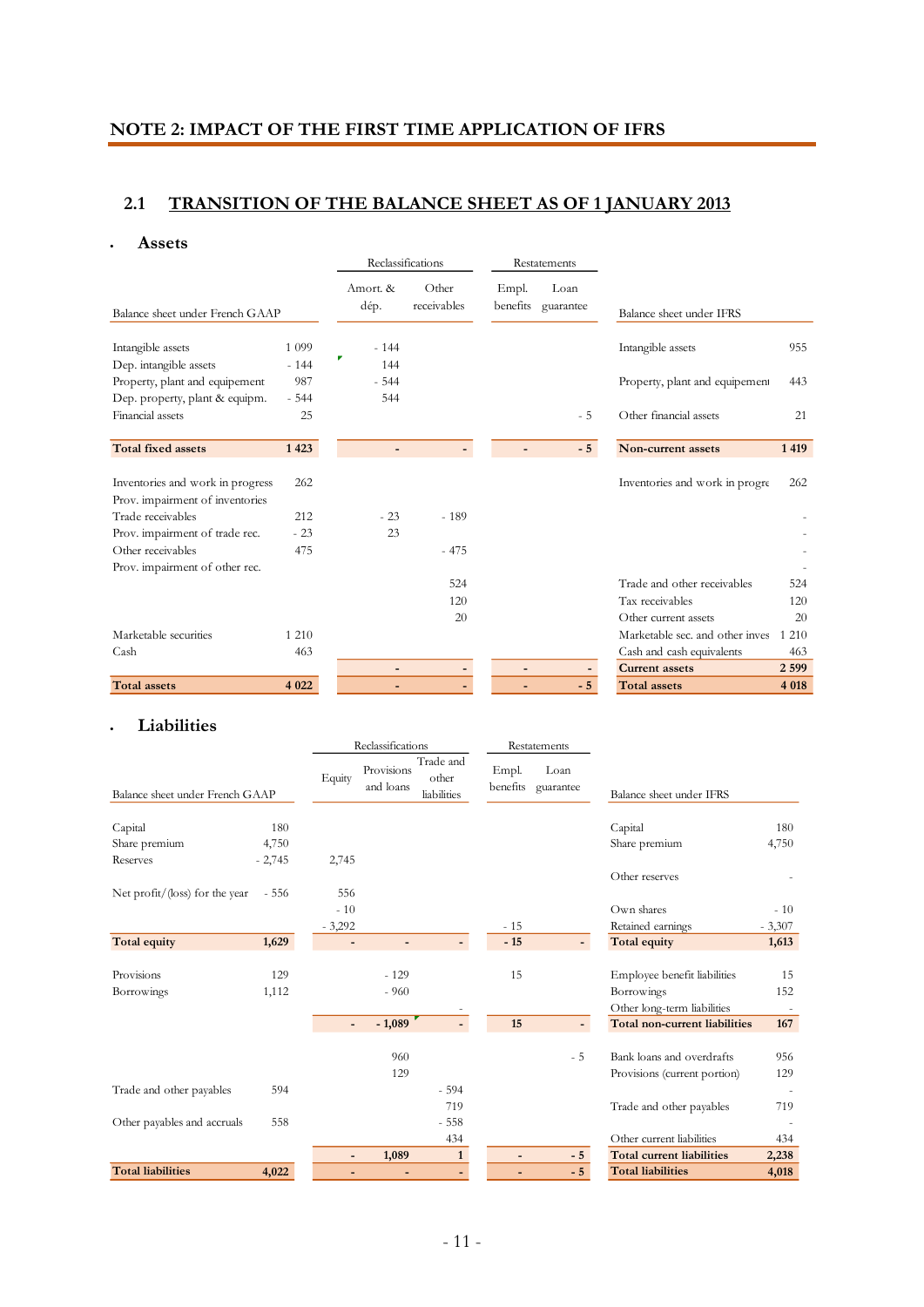## NOTE 2: IMPACT OF THE FIRST TIME APPLICATION OF IFRS

### 2.1 TRANSITION OF THE BALANCE SHEET AS OF 1 JANUARY 2013

- **Assets**

| Balance sheet under French GAAP | | Reclassifications: Amort. & dép. | Reclassifications: Other receivables | Restatements: Empl. benefits | Restatements: Loan guarantee | Balance sheet under IFRS | |
|---|---|---|---|---|---|---|---|
| Intangible assets | 1 099 | - 144 | | | | Intangible assets | 955 |
| Dep. intangible assets | - 144 | 144 | | | | | |
| Property, plant and equipement | 987 | - 544 | | | | Property, plant and equipement | 443 |
| Dep. property, plant & equipm. | - 544 | 544 | | | | | |
| Financial assets | 25 | | | | - 5 | Other financial assets | 21 |
| **Total fixed assets** | **1 423** | **-** | **-** | **-** | **- 5** | **Non-current assets** | **1 419** |
| Inventories and work in progress | 262 | | | | | Inventories and work in progre | 262 |
| Prov. impairment of inventories | | | | | | | |
| Trade receivables | 212 | - 23 | - 189 | | | | - |
| Prov. impairment of trade rec. | - 23 | 23 | | | | | - |
| Other receivables | 475 | | - 475 | | | | - |
| Prov. impairment of other rec. | | | | | | | - |
| | | | 524 | | | Trade and other receivables | 524 |
| | | | 120 | | | Tax receivables | 120 |
| | | | 20 | | | Other current assets | 20 |
| Marketable securities | 1 210 | | | | | Marketable sec. and other inves | 1 210 |
| Cash | 463 | | | | | Cash and cash equivalents | 463 |
| | | **-** | **-** | **-** | **-** | **Current assets** | **2 599** |
| **Total assets** | **4 022** | **-** | **-** | **-** | **- 5** | **Total assets** | **4 018** |

- **Liabilities**

| Balance sheet under French GAAP | | Reclassifications: Equity | Reclassifications: Provisions and loans | Reclassifications: Trade and other liabilities | Restatements: Empl. benefits | Restatements: Loan guarantee | Balance sheet under IFRS | |
|---|---|---|---|---|---|---|---|---|
| Capital | 180 | | | | | | Capital | 180 |
| Share premium | 4,750 | | | | | | Share premium | 4,750 |
| Reserves | - 2,745 | 2,745 | | | | | | |
| | | | | | | | Other reserves | - |
| Net profit/(loss) for the year | - 556 | 556 | | | | | | |
| | | - 10 | | | | | Own shares | - 10 |
| | | - 3,292 | | | - 15 | | Retained earnings | - 3,307 |
| **Total equity** | **1,629** | **-** | **-** | **-** | **- 15** | **-** | **Total equity** | **1,613** |
| Provisions | 129 | | - 129 | | 15 | | Employee benefit liabilities | 15 |
| Borrowings | 1,112 | | - 960 | | | | Borrowings | 152 |
| | | | | - | | | Other long-term liabilities | - |
| | | **-** | **- 1,089** | **-** | **15** | **-** | **Total non-current liabilities** | **167** |
| | | | 960 | | | - 5 | Bank loans and overdrafts | 956 |
| | | | 129 | | | | Provisions (current portion) | 129 |
| Trade and other payables | 594 | | | - 594 | | | | - |
| | | | | 719 | | | Trade and other payables | 719 |
| Other payables and accruals | 558 | | | - 558 | | | | - |
| | | | | 434 | | | Other current liabilities | 434 |
| | | **-** | **1,089** | **1** | **-** | **- 5** | **Total current liabilities** | **2,238** |
| **Total liabilities** | **4,022** | **-** | **-** | **-** | **-** | **- 5** | **Total liabilities** | **4,018** |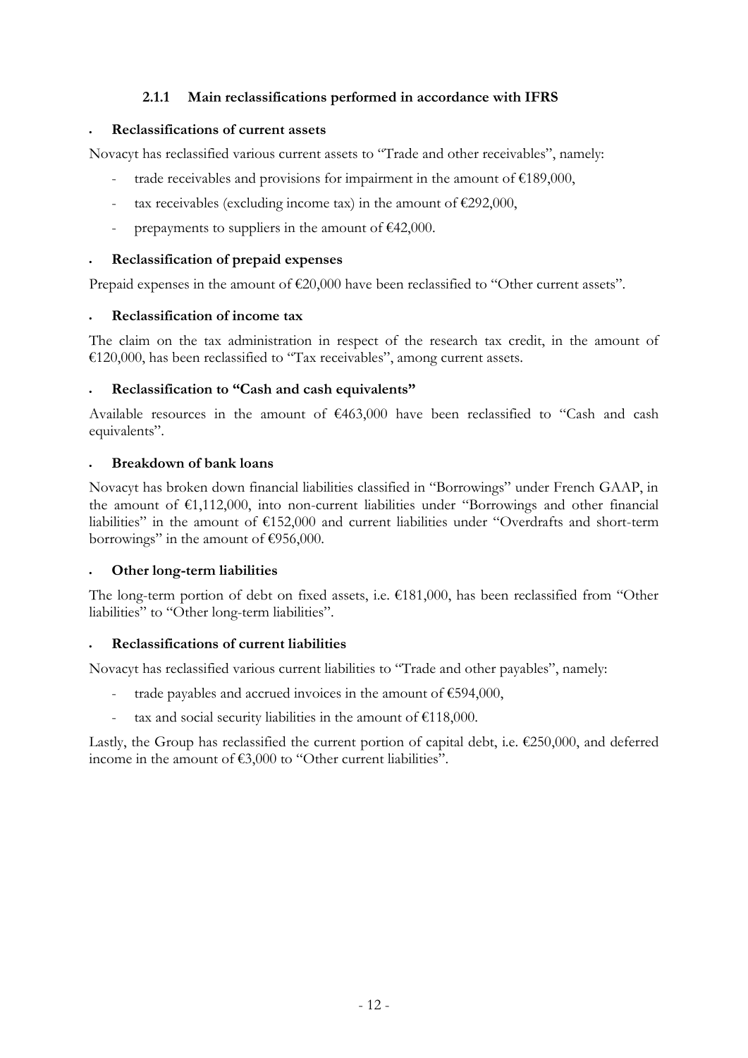### 2.1.1 Main reclassifications performed in accordance with IFRS

- **Reclassifications of current assets**

Novacyt has reclassified various current assets to "Trade and other receivables", namely:

- trade receivables and provisions for impairment in the amount of €189,000,
- tax receivables (excluding income tax) in the amount of €292,000,
- prepayments to suppliers in the amount of €42,000.

- **Reclassification of prepaid expenses**

Prepaid expenses in the amount of €20,000 have been reclassified to "Other current assets".

- **Reclassification of income tax**

The claim on the tax administration in respect of the research tax credit, in the amount of €120,000, has been reclassified to "Tax receivables", among current assets.

- **Reclassification to "Cash and cash equivalents"**

Available resources in the amount of €463,000 have been reclassified to "Cash and cash equivalents".

- **Breakdown of bank loans**

Novacyt has broken down financial liabilities classified in "Borrowings" under French GAAP, in the amount of €1,112,000, into non-current liabilities under "Borrowings and other financial liabilities" in the amount of €152,000 and current liabilities under "Overdrafts and short-term borrowings" in the amount of €956,000.

- **Other long-term liabilities**

The long-term portion of debt on fixed assets, i.e. €181,000, has been reclassified from "Other liabilities" to "Other long-term liabilities".

- **Reclassifications of current liabilities**

Novacyt has reclassified various current liabilities to "Trade and other payables", namely:

- trade payables and accrued invoices in the amount of €594,000,
- tax and social security liabilities in the amount of €118,000.

Lastly, the Group has reclassified the current portion of capital debt, i.e. €250,000, and deferred income in the amount of €3,000 to "Other current liabilities".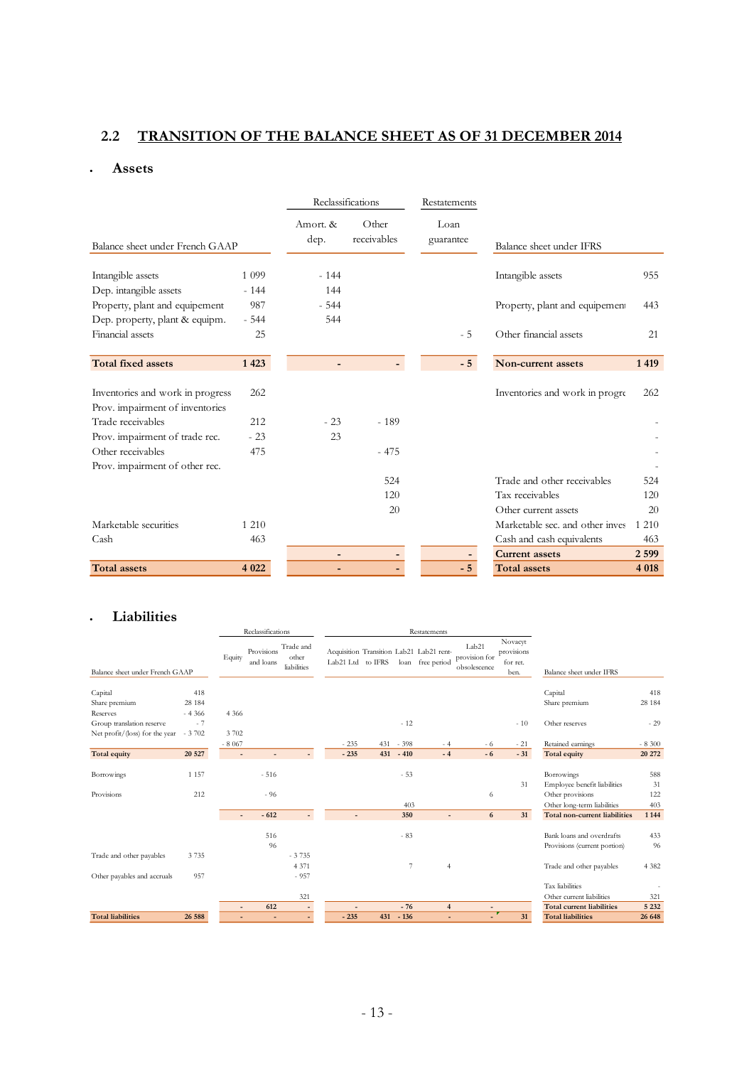## 2.2 TRANSITION OF THE BALANCE SHEET AS OF 31 DECEMBER 2014

- ### Assets

| Balance sheet under French GAAP | | Reclassifications: Amort. & dep. | Reclassifications: Other receivables | Restatements: Loan guarantee | Balance sheet under IFRS | |
|---|---|---|---|---|---|---|
| Intangible assets | 1 099 | - 144 | | | Intangible assets | 955 |
| Dep. intangible assets | - 144 | 144 | | | | |
| Property, plant and equipement | 987 | - 544 | | | Property, plant and equipement | 443 |
| Dep. property, plant & equipm. | - 544 | 544 | | | | |
| Financial assets | 25 | | | - 5 | Other financial assets | 21 |
| **Total fixed assets** | **1 423** | **-** | **-** | **- 5** | **Non-current assets** | **1 419** |
| Inventories and work in progress | 262 | | | | Inventories and work in progre | 262 |
| Prov. impairment of inventories | | | | | | |
| Trade receivables | 212 | - 23 | - 189 | | | - |
| Prov. impairment of trade rec. | - 23 | 23 | | | | - |
| Other receivables | 475 | | - 475 | | | - |
| Prov. impairment of other rec. | | | | | | - |
| | | | 524 | | Trade and other receivables | 524 |
| | | | 120 | | Tax receivables | 120 |
| | | | 20 | | Other current assets | 20 |
| Marketable securities | 1 210 | | | | Marketable sec. and other inves | 1 210 |
| Cash | 463 | | | | Cash and cash equivalents | 463 |
| | | - | - | - | **Current assets** | **2 599** |
| **Total assets** | **4 022** | **-** | **-** | **- 5** | **Total assets** | **4 018** |

- ### Liabilities

| Balance sheet under French GAAP | | Reclassifications: Equity | Reclassifications: Provisions and loans | Reclassifications: Trade and other liabilities | Restatements: Acquisition Lab21 Ltd | Restatements: Transition to IFRS | Restatements: Lab21 loan | Restatements: Lab21 rent-free period | Restatements: Lab21 provision for obsolescence | Restatements: Novacyt provisions for ret. ben. | Balance sheet under IFRS | |
|---|---|---|---|---|---|---|---|---|---|---|---|---|
| Capital | 418 | | | | | | | | | | Capital | 418 |
| Share premium | 28 184 | | | | | | | | | | Share premium | 28 184 |
| Reserves | - 4 366 | 4 366 | | | | | | | | | | |
| Group translation reserve | - 7 | | | | | | - 12 | | | - 10 | Other reserves | - 29 |
| Net profit/(loss) for the year | - 3 702 | 3 702 | | | | | | | | | | |
| | | - 8 067 | | | - 235 | 431 | - 398 | - 4 | - 6 | - 21 | Retained earnings | - 8 300 |
| **Total equity** | **20 527** | **-** | **-** | **-** | **- 235** | **431** | **- 410** | **- 4** | **- 6** | **- 31** | **Total equity** | **20 272** |
| Borrowings | 1 157 | | - 516 | | | | - 53 | | | | Borrowings | 588 |
| | | | | | | | | | | 31 | Employee benefit liabilities | 31 |
| Provisions | 212 | | - 96 | | | | | | 6 | | Other provisions | 122 |
| | | | | | | | 403 | | | | Other long-term liabilities | 403 |
| | | - | - 612 | - | - | | 350 | - | 6 | 31 | **Total non-current liabilities** | **1 144** |
| | | | 516 | | | | - 83 | | | | Bank loans and overdrafts | 433 |
| | | | 96 | | | | | | | | Provisions (current portion) | 96 |
| Trade and other payables | 3 735 | | | - 3 735 | | | | | | | | |
| | | | | 4 371 | | | 7 | 4 | | | Trade and other payables | 4 382 |
| Other payables and accruals | 957 | | | - 957 | | | | | | | | |
| | | | | | | | | | | | Tax liabilities | - |
| | | | | 321 | | | | | | | Other current liabilities | 321 |
| | | - | 612 | - | - | | - 76 | 4 | - | | **Total current liabilities** | **5 232** |
| **Total liabilities** | **26 588** | **-** | **-** | **-** | **- 235** | **431** | **- 136** | **-** | **-** | **31** | **Total liabilities** | **26 648** |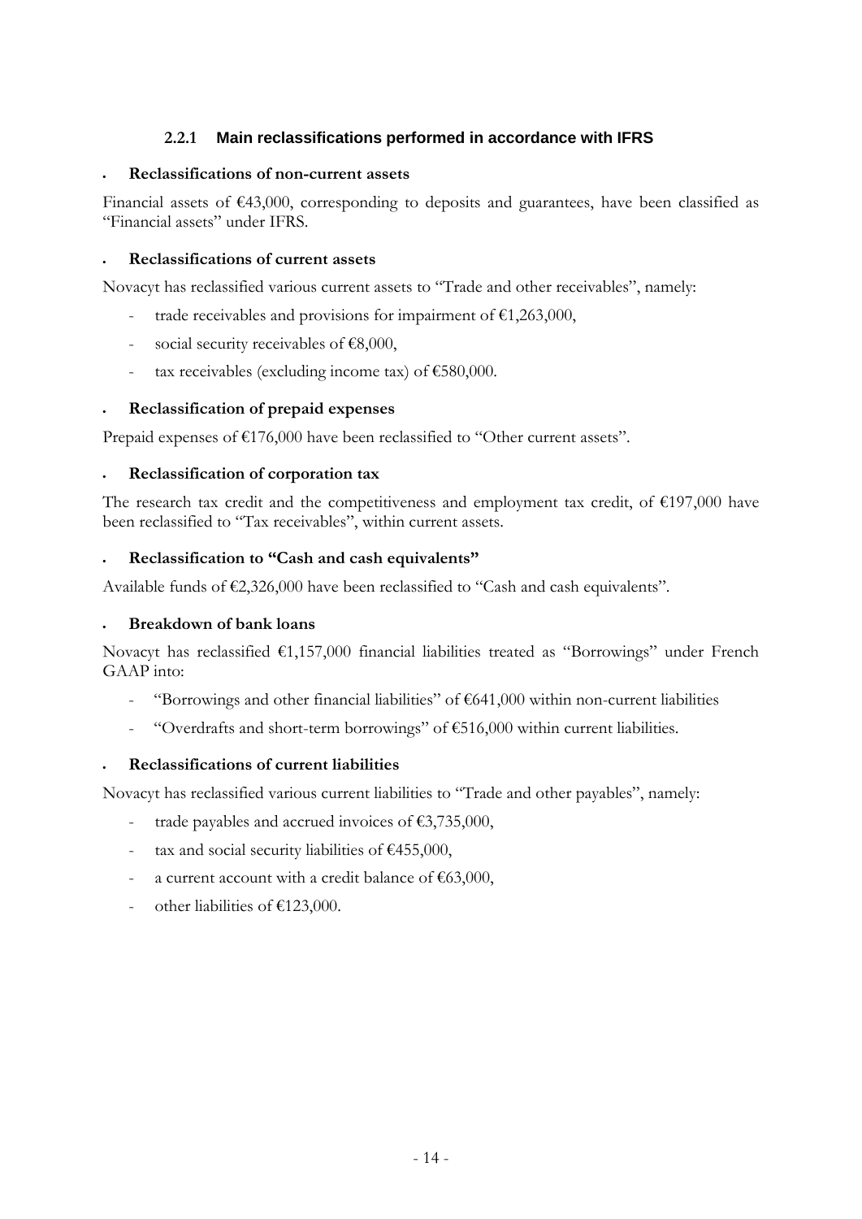### 2.2.1 Main reclassifications performed in accordance with IFRS

- **Reclassifications of non-current assets**

Financial assets of €43,000, corresponding to deposits and guarantees, have been classified as "Financial assets" under IFRS.

- **Reclassifications of current assets**

Novacyt has reclassified various current assets to "Trade and other receivables", namely:

- trade receivables and provisions for impairment of €1,263,000,
- social security receivables of €8,000,
- tax receivables (excluding income tax) of €580,000.

- **Reclassification of prepaid expenses**

Prepaid expenses of €176,000 have been reclassified to "Other current assets".

- **Reclassification of corporation tax**

The research tax credit and the competitiveness and employment tax credit, of €197,000 have been reclassified to "Tax receivables", within current assets.

- **Reclassification to "Cash and cash equivalents"**

Available funds of €2,326,000 have been reclassified to "Cash and cash equivalents".

- **Breakdown of bank loans**

Novacyt has reclassified €1,157,000 financial liabilities treated as "Borrowings" under French GAAP into:

- "Borrowings and other financial liabilities" of €641,000 within non-current liabilities
- "Overdrafts and short-term borrowings" of €516,000 within current liabilities.

- **Reclassifications of current liabilities**

Novacyt has reclassified various current liabilities to "Trade and other payables", namely:

- trade payables and accrued invoices of €3,735,000,
- tax and social security liabilities of €455,000,
- a current account with a credit balance of €63,000,
- other liabilities of €123,000.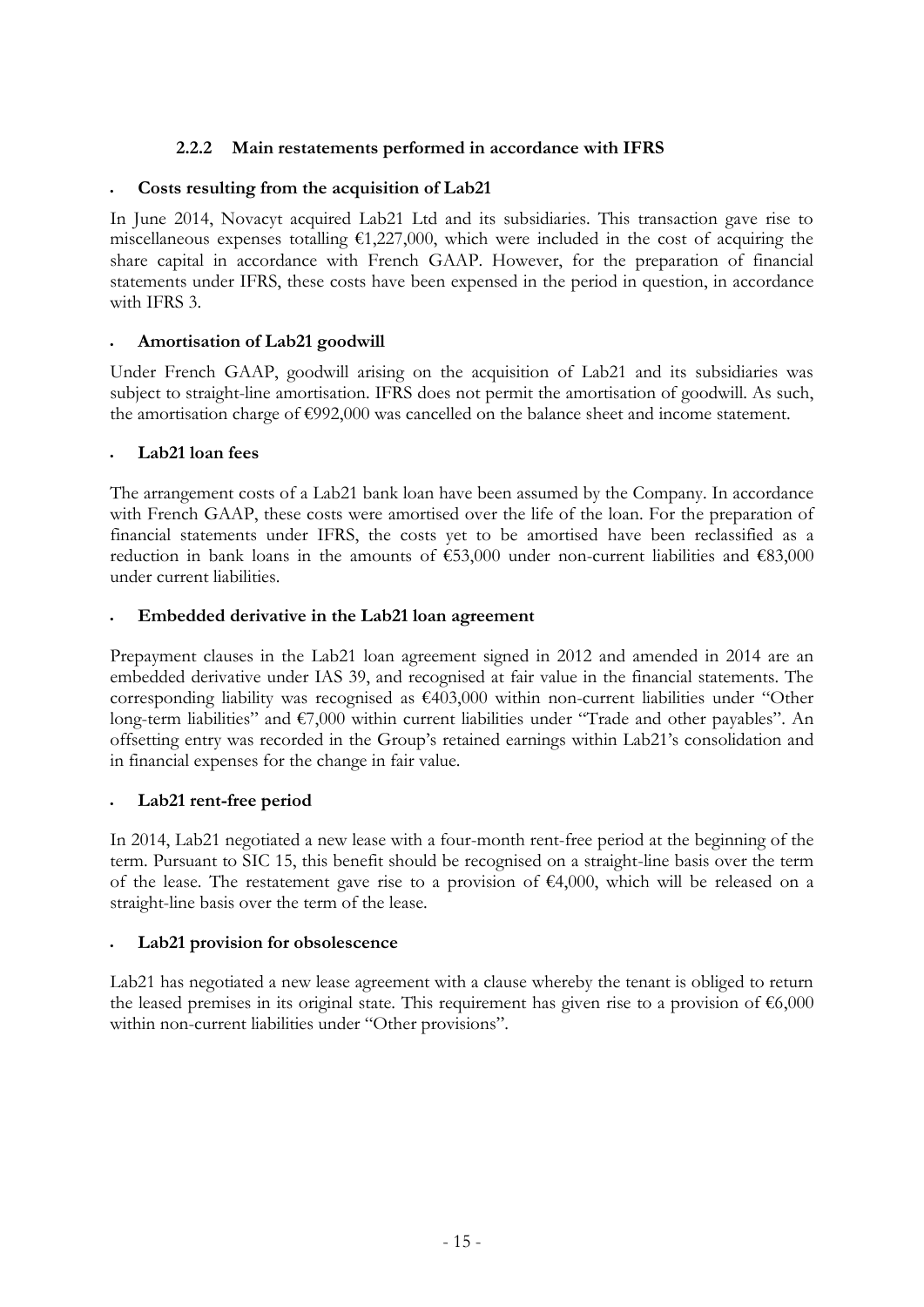### 2.2.2 Main restatements performed in accordance with IFRS

- **Costs resulting from the acquisition of Lab21**

In June 2014, Novacyt acquired Lab21 Ltd and its subsidiaries. This transaction gave rise to miscellaneous expenses totalling €1,227,000, which were included in the cost of acquiring the share capital in accordance with French GAAP. However, for the preparation of financial statements under IFRS, these costs have been expensed in the period in question, in accordance with IFRS 3.

- **Amortisation of Lab21 goodwill**

Under French GAAP, goodwill arising on the acquisition of Lab21 and its subsidiaries was subject to straight-line amortisation. IFRS does not permit the amortisation of goodwill. As such, the amortisation charge of €992,000 was cancelled on the balance sheet and income statement.

- **Lab21 loan fees**

The arrangement costs of a Lab21 bank loan have been assumed by the Company. In accordance with French GAAP, these costs were amortised over the life of the loan. For the preparation of financial statements under IFRS, the costs yet to be amortised have been reclassified as a reduction in bank loans in the amounts of €53,000 under non-current liabilities and €83,000 under current liabilities.

- **Embedded derivative in the Lab21 loan agreement**

Prepayment clauses in the Lab21 loan agreement signed in 2012 and amended in 2014 are an embedded derivative under IAS 39, and recognised at fair value in the financial statements. The corresponding liability was recognised as €403,000 within non-current liabilities under "Other long-term liabilities" and €7,000 within current liabilities under "Trade and other payables". An offsetting entry was recorded in the Group's retained earnings within Lab21's consolidation and in financial expenses for the change in fair value.

- **Lab21 rent-free period**

In 2014, Lab21 negotiated a new lease with a four-month rent-free period at the beginning of the term. Pursuant to SIC 15, this benefit should be recognised on a straight-line basis over the term of the lease. The restatement gave rise to a provision of €4,000, which will be released on a straight-line basis over the term of the lease.

- **Lab21 provision for obsolescence**

Lab21 has negotiated a new lease agreement with a clause whereby the tenant is obliged to return the leased premises in its original state. This requirement has given rise to a provision of €6,000 within non-current liabilities under "Other provisions".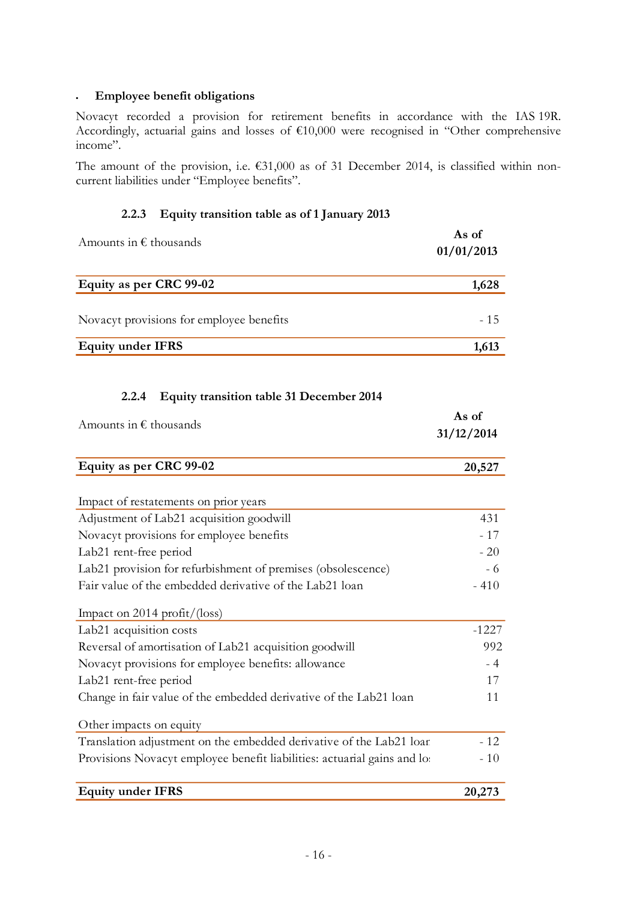- **Employee benefit obligations**

Novacyt recorded a provision for retirement benefits in accordance with the IAS 19R. Accordingly, actuarial gains and losses of €10,000 were recognised in "Other comprehensive income".

The amount of the provision, i.e. €31,000 as of 31 December 2014, is classified within non-current liabilities under "Employee benefits".

### 2.2.3 Equity transition table as of 1 January 2013

| Amounts in € thousands | As of 01/01/2013 |
| --- | --- |
| **Equity as per CRC 99-02** | **1,628** |
| Novacyt provisions for employee benefits | - 15 |
| **Equity under IFRS** | **1,613** |

### 2.2.4 Equity transition table 31 December 2014

| Amounts in € thousands | As of 31/12/2014 |
| --- | --- |
| **Equity as per CRC 99-02** | **20,527** |
| Impact of restatements on prior years | |
| Adjustment of Lab21 acquisition goodwill | 431 |
| Novacyt provisions for employee benefits | - 17 |
| Lab21 rent-free period | - 20 |
| Lab21 provision for refurbishment of premises (obsolescence) | - 6 |
| Fair value of the embedded derivative of the Lab21 loan | - 410 |
| Impact on 2014 profit/(loss) | |
| Lab21 acquisition costs | -1227 |
| Reversal of amortisation of Lab21 acquisition goodwill | 992 |
| Novacyt provisions for employee benefits: allowance | - 4 |
| Lab21 rent-free period | 17 |
| Change in fair value of the embedded derivative of the Lab21 loan | 11 |
| Other impacts on equity | |
| Translation adjustment on the embedded derivative of the Lab21 loan | - 12 |
| Provisions Novacyt employee benefit liabilities: actuarial gains and losses | - 10 |
| **Equity under IFRS** | **20,273** |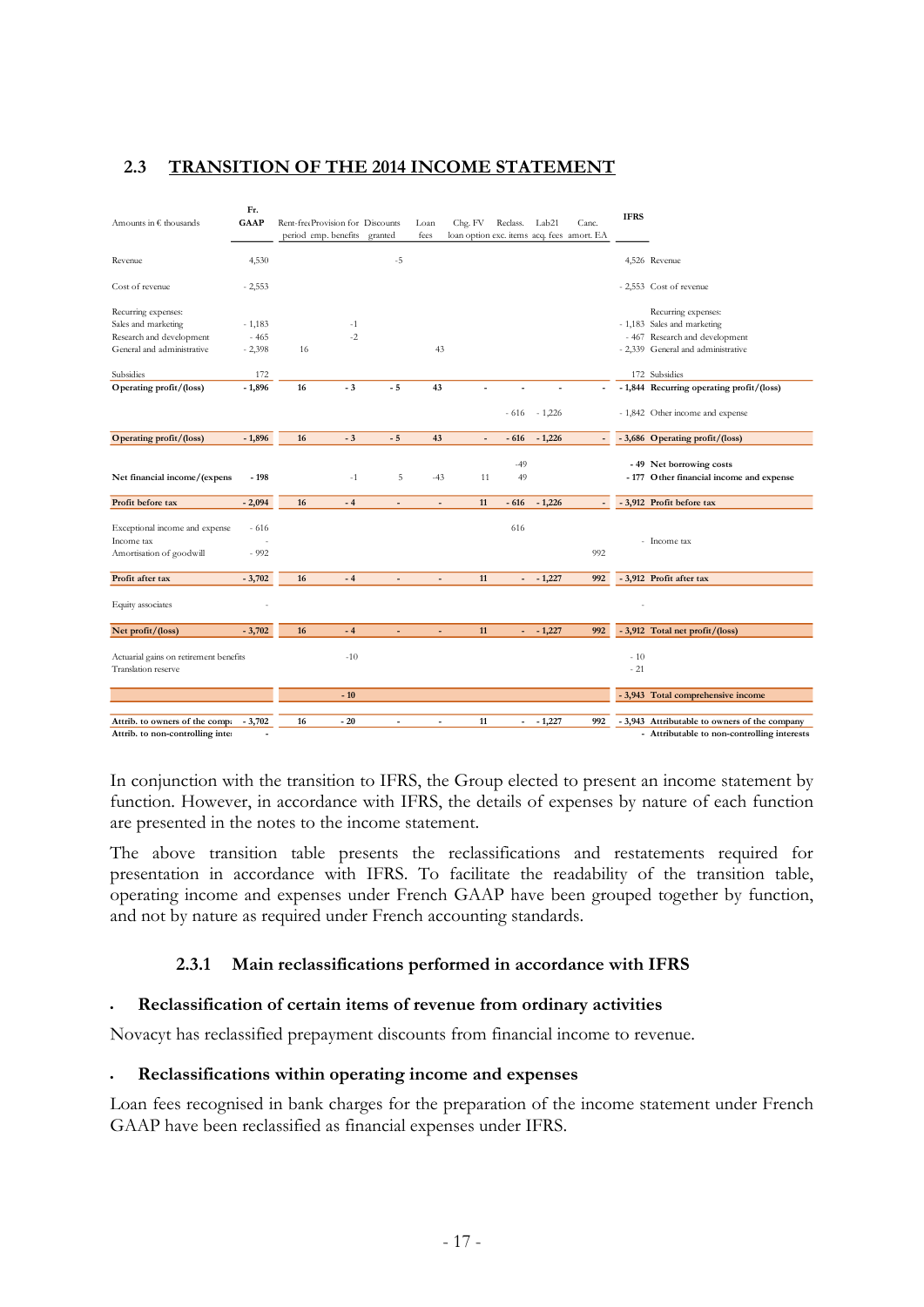## 2.3 TRANSITION OF THE 2014 INCOME STATEMENT

| Amounts in € thousands | Fr. GAAP | Rent-free period | Provision for emp. benefits | Discounts granted | Loan fees | Chg. FV loan option | Reclass. exc. items | Lab21 acq. fees | Canc. amort. EA | IFRS | |
|---|---|---|---|---|---|---|---|---|---|---|---|
| Revenue | 4,530 | | | -5 | | | | | | 4,526 | Revenue |
| Cost of revenue | - 2,553 | | | | | | | | | - 2,553 | Cost of revenue |
| Recurring expenses: | | | | | | | | | | | Recurring expenses: |
| Sales and marketing | - 1,183 | | -1 | | | | | | | - 1,183 | Sales and marketing |
| Research and development | - 465 | | -2 | | | | | | | - 467 | Research and development |
| General and administrative | - 2,398 | 16 | | | 43 | | | | | - 2,339 | General and administrative |
| Subsidies | 172 | | | | | | | | | 172 | Subsidies |
| **Operating profit/(loss)** | **- 1,896** | **16** | **- 3** | **- 5** | **43** | **-** | **-** | **-** | **-** | **- 1,844** | **Recurring operating profit/(loss)** |
| | | | | | | | - 616 | - 1,226 | | - 1,842 | Other income and expense |
| **Operating profit/(loss)** | **- 1,896** | **16** | **- 3** | **- 5** | **43** | **-** | **- 616** | **- 1,226** | **-** | **- 3,686** | **Operating profit/(loss)** |
| | | | | | | | -49 | | | **- 49** | **Net borrowing costs** |
| **Net financial income/(expens** | **- 198** | | -1 | 5 | -43 | 11 | 49 | | | **- 177** | **Other financial income and expense** |
| **Profit before tax** | **- 2,094** | **16** | **- 4** | **-** | **-** | **11** | **- 616** | **- 1,226** | **-** | **- 3,912** | **Profit before tax** |
| Exceptional income and expense | - 616 | | | | | | 616 | | | | |
| Income tax | - | | | | | | | | | - | Income tax |
| Amortisation of goodwill | - 992 | | | | | | | | 992 | | |
| **Profit after tax** | **- 3,702** | **16** | **- 4** | **-** | **-** | **11** | **-** | **- 1,227** | **992** | **- 3,912** | **Profit after tax** |
| Equity associates | - | | | | | | | | | - | |
| **Net profit/(loss)** | **- 3,702** | **16** | **- 4** | **-** | **-** | **11** | **-** | **- 1,227** | **992** | **- 3,912** | **Total net profit/(loss)** |
| Actuarial gains on retirement benefits | | | -10 | | | | | | | - 10 | |
| Translation reserve | | | | | | | | | | - 21 | |
| | | | **- 10** | | | | | | | **- 3,943** | **Total comprehensive income** |
| **Attrib. to owners of the comp.** | **- 3,702** | **16** | **- 20** | **-** | **-** | **11** | **-** | **- 1,227** | **992** | **- 3,943** | **Attributable to owners of the company** |
| **Attrib. to non-controlling inte** | **-** | | | | | | | | | **-** | **Attributable to non-controlling interests** |

In conjunction with the transition to IFRS, the Group elected to present an income statement by function. However, in accordance with IFRS, the details of expenses by nature of each function are presented in the notes to the income statement.

The above transition table presents the reclassifications and restatements required for presentation in accordance with IFRS. To facilitate the readability of the transition table, operating income and expenses under French GAAP have been grouped together by function, and not by nature as required under French accounting standards.

### 2.3.1 Main reclassifications performed in accordance with IFRS

- **Reclassification of certain items of revenue from ordinary activities**

Novacyt has reclassified prepayment discounts from financial income to revenue.

- **Reclassifications within operating income and expenses**

Loan fees recognised in bank charges for the preparation of the income statement under French GAAP have been reclassified as financial expenses under IFRS.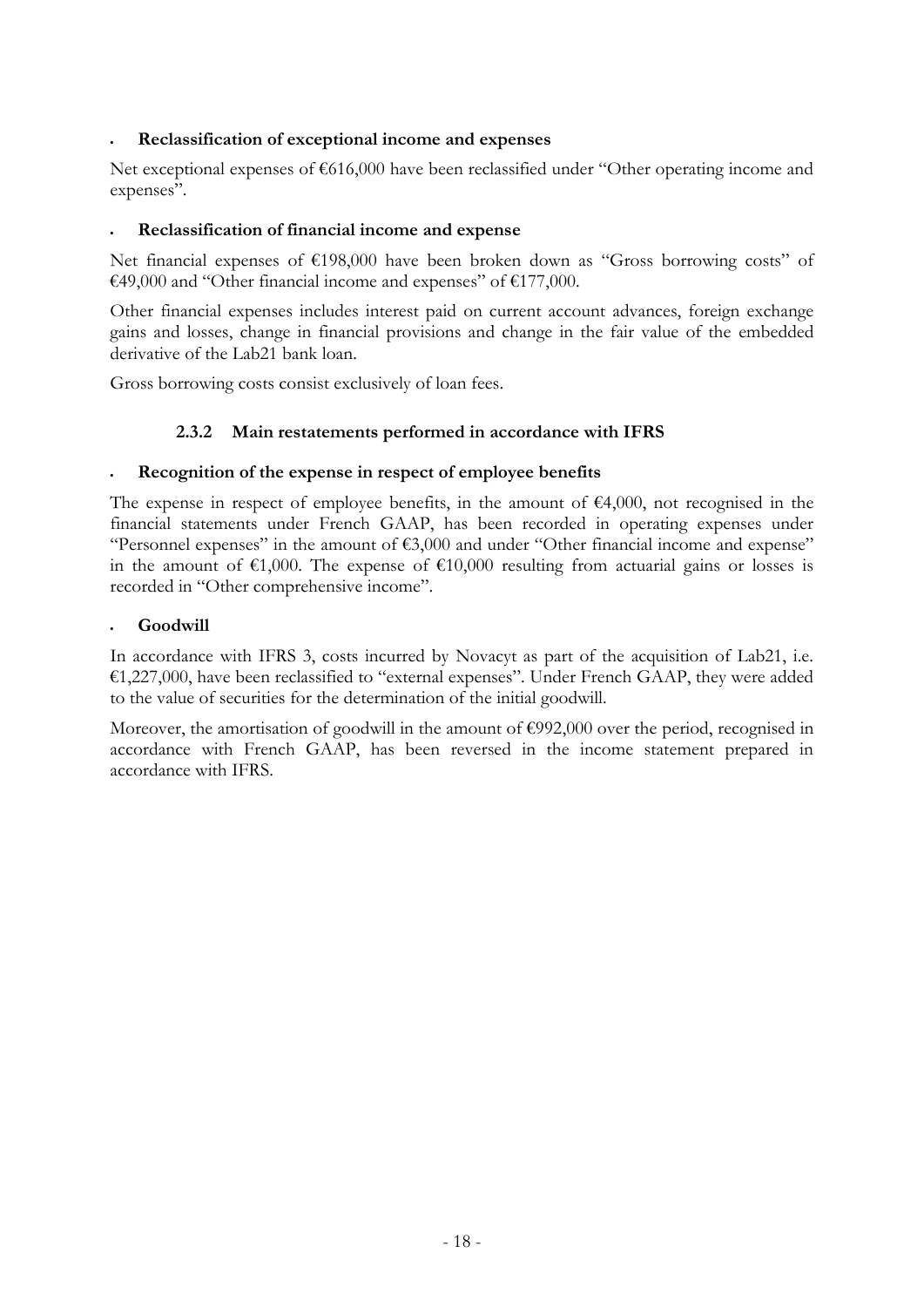- **Reclassification of exceptional income and expenses**

Net exceptional expenses of €616,000 have been reclassified under "Other operating income and expenses".

- **Reclassification of financial income and expense**

Net financial expenses of €198,000 have been broken down as "Gross borrowing costs" of €49,000 and "Other financial income and expenses" of €177,000.

Other financial expenses includes interest paid on current account advances, foreign exchange gains and losses, change in financial provisions and change in the fair value of the embedded derivative of the Lab21 bank loan.

Gross borrowing costs consist exclusively of loan fees.

### 2.3.2 Main restatements performed in accordance with IFRS

- **Recognition of the expense in respect of employee benefits**

The expense in respect of employee benefits, in the amount of €4,000, not recognised in the financial statements under French GAAP, has been recorded in operating expenses under "Personnel expenses" in the amount of €3,000 and under "Other financial income and expense" in the amount of €1,000. The expense of €10,000 resulting from actuarial gains or losses is recorded in "Other comprehensive income".

- **Goodwill**

In accordance with IFRS 3, costs incurred by Novacyt as part of the acquisition of Lab21, i.e. €1,227,000, have been reclassified to "external expenses". Under French GAAP, they were added to the value of securities for the determination of the initial goodwill.

Moreover, the amortisation of goodwill in the amount of €992,000 over the period, recognised in accordance with French GAAP, has been reversed in the income statement prepared in accordance with IFRS.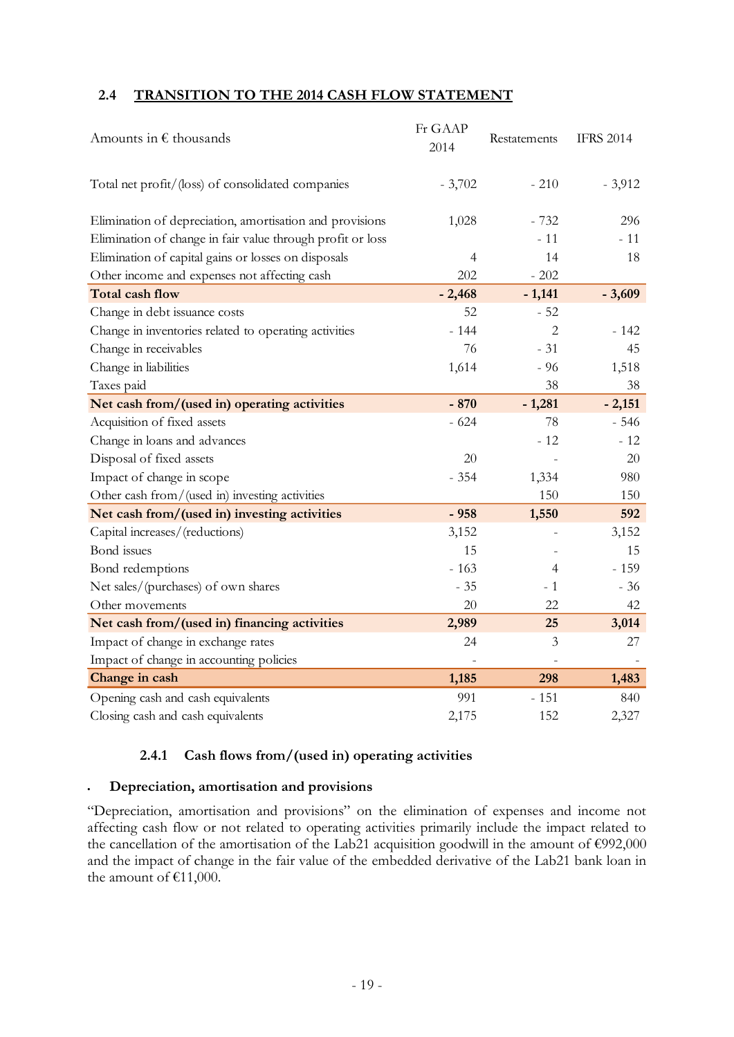## 2.4 TRANSITION TO THE 2014 CASH FLOW STATEMENT

| Amounts in € thousands | Fr GAAP 2014 | Restatements | IFRS 2014 |
|---|---|---|---|
| Total net profit/(loss) of consolidated companies | - 3,702 | - 210 | - 3,912 |
| Elimination of depreciation, amortisation and provisions | 1,028 | - 732 | 296 |
| Elimination of change in fair value through profit or loss | | - 11 | - 11 |
| Elimination of capital gains or losses on disposals | 4 | 14 | 18 |
| Other income and expenses not affecting cash | 202 | - 202 | |
| **Total cash flow** | **- 2,468** | **- 1,141** | **- 3,609** |
| Change in debt issuance costs | 52 | - 52 | |
| Change in inventories related to operating activities | - 144 | 2 | - 142 |
| Change in receivables | 76 | - 31 | 45 |
| Change in liabilities | 1,614 | - 96 | 1,518 |
| Taxes paid | | 38 | 38 |
| **Net cash from/(used in) operating activities** | **- 870** | **- 1,281** | **- 2,151** |
| Acquisition of fixed assets | - 624 | 78 | - 546 |
| Change in loans and advances | | - 12 | - 12 |
| Disposal of fixed assets | 20 | - | 20 |
| Impact of change in scope | - 354 | 1,334 | 980 |
| Other cash from/(used in) investing activities | | 150 | 150 |
| **Net cash from/(used in) investing activities** | **- 958** | **1,550** | **592** |
| Capital increases/(reductions) | 3,152 | - | 3,152 |
| Bond issues | 15 | - | 15 |
| Bond redemptions | - 163 | 4 | - 159 |
| Net sales/(purchases) of own shares | - 35 | - 1 | - 36 |
| Other movements | 20 | 22 | 42 |
| **Net cash from/(used in) financing activities** | **2,989** | **25** | **3,014** |
| Impact of change in exchange rates | 24 | 3 | 27 |
| Impact of change in accounting policies | - | - | - |
| **Change in cash** | **1,185** | **298** | **1,483** |
| Opening cash and cash equivalents | 991 | - 151 | 840 |
| Closing cash and cash equivalents | 2,175 | 152 | 2,327 |

### 2.4.1 Cash flows from/(used in) operating activities

- **Depreciation, amortisation and provisions**

"Depreciation, amortisation and provisions" on the elimination of expenses and income not affecting cash flow or not related to operating activities primarily include the impact related to the cancellation of the amortisation of the Lab21 acquisition goodwill in the amount of €992,000 and the impact of change in the fair value of the embedded derivative of the Lab21 bank loan in the amount of €11,000.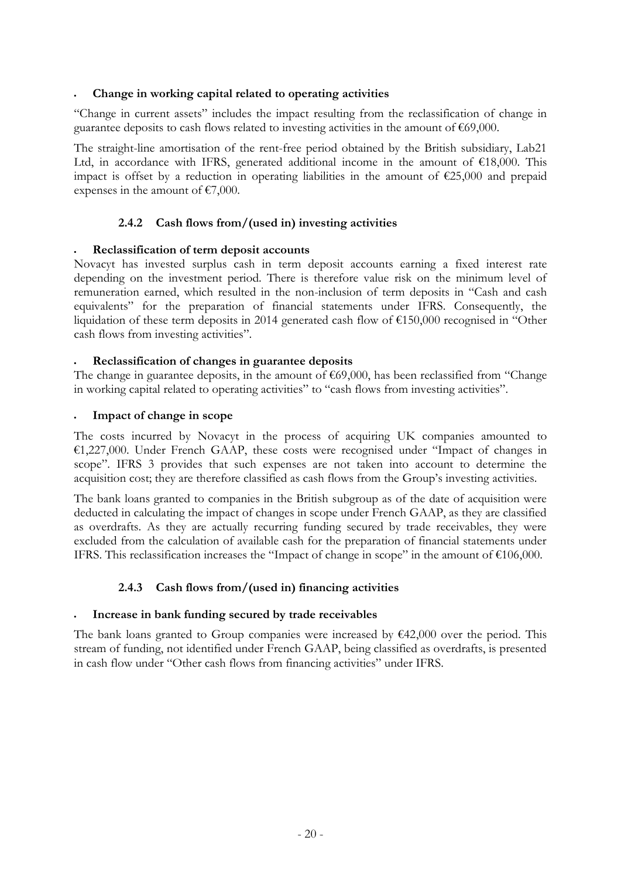- **Change in working capital related to operating activities**

"Change in current assets" includes the impact resulting from the reclassification of change in guarantee deposits to cash flows related to investing activities in the amount of €69,000.

The straight-line amortisation of the rent-free period obtained by the British subsidiary, Lab21 Ltd, in accordance with IFRS, generated additional income in the amount of €18,000. This impact is offset by a reduction in operating liabilities in the amount of €25,000 and prepaid expenses in the amount of €7,000.

### 2.4.2 Cash flows from/(used in) investing activities

- **Reclassification of term deposit accounts**

Novacyt has invested surplus cash in term deposit accounts earning a fixed interest rate depending on the investment period. There is therefore value risk on the minimum level of remuneration earned, which resulted in the non-inclusion of term deposits in "Cash and cash equivalents" for the preparation of financial statements under IFRS. Consequently, the liquidation of these term deposits in 2014 generated cash flow of €150,000 recognised in "Other cash flows from investing activities".

- **Reclassification of changes in guarantee deposits**

The change in guarantee deposits, in the amount of €69,000, has been reclassified from "Change in working capital related to operating activities" to "cash flows from investing activities".

- **Impact of change in scope**

The costs incurred by Novacyt in the process of acquiring UK companies amounted to €1,227,000. Under French GAAP, these costs were recognised under "Impact of changes in scope". IFRS 3 provides that such expenses are not taken into account to determine the acquisition cost; they are therefore classified as cash flows from the Group's investing activities.

The bank loans granted to companies in the British subgroup as of the date of acquisition were deducted in calculating the impact of changes in scope under French GAAP, as they are classified as overdrafts. As they are actually recurring funding secured by trade receivables, they were excluded from the calculation of available cash for the preparation of financial statements under IFRS. This reclassification increases the "Impact of change in scope" in the amount of €106,000.

### 2.4.3 Cash flows from/(used in) financing activities

- **Increase in bank funding secured by trade receivables**

The bank loans granted to Group companies were increased by €42,000 over the period. This stream of funding, not identified under French GAAP, being classified as overdrafts, is presented in cash flow under "Other cash flows from financing activities" under IFRS.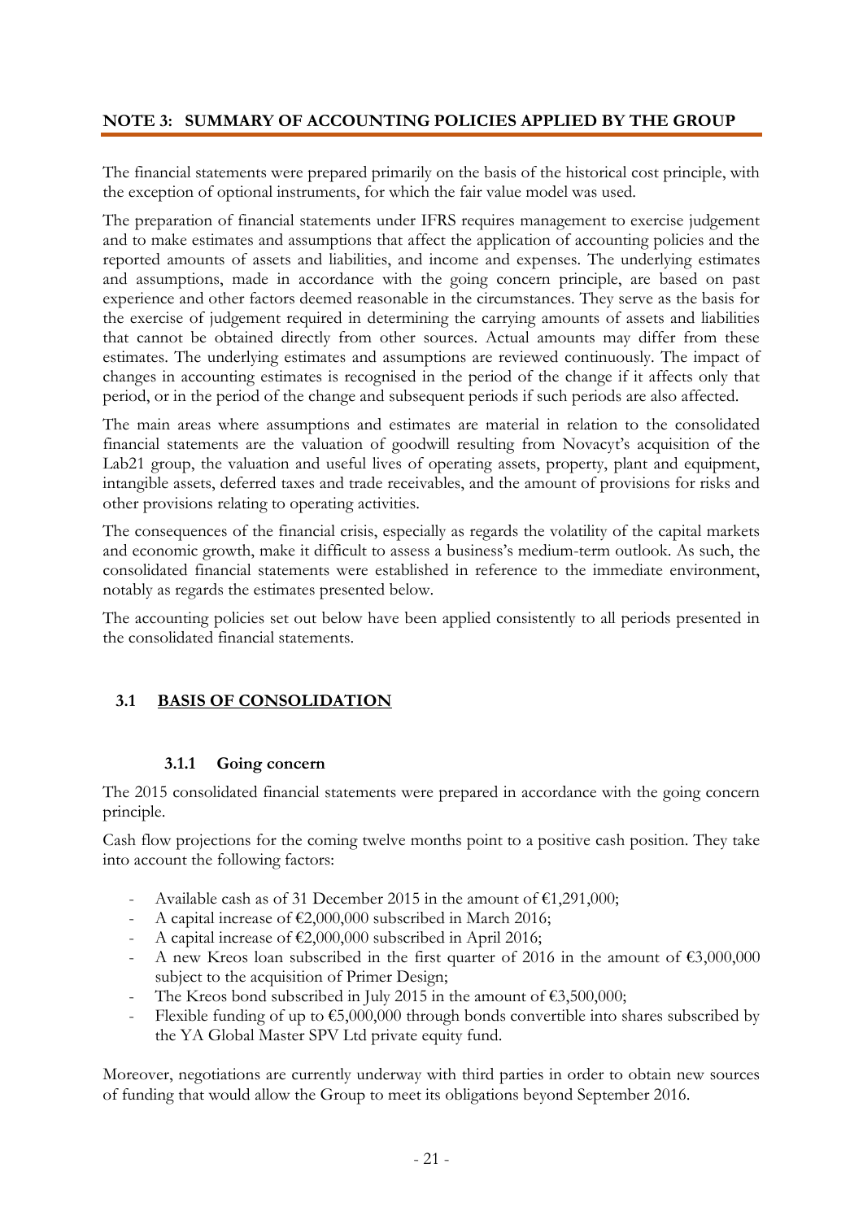## NOTE 3: SUMMARY OF ACCOUNTING POLICIES APPLIED BY THE GROUP

The financial statements were prepared primarily on the basis of the historical cost principle, with the exception of optional instruments, for which the fair value model was used.

The preparation of financial statements under IFRS requires management to exercise judgement and to make estimates and assumptions that affect the application of accounting policies and the reported amounts of assets and liabilities, and income and expenses. The underlying estimates and assumptions, made in accordance with the going concern principle, are based on past experience and other factors deemed reasonable in the circumstances. They serve as the basis for the exercise of judgement required in determining the carrying amounts of assets and liabilities that cannot be obtained directly from other sources. Actual amounts may differ from these estimates. The underlying estimates and assumptions are reviewed continuously. The impact of changes in accounting estimates is recognised in the period of the change if it affects only that period, or in the period of the change and subsequent periods if such periods are also affected.

The main areas where assumptions and estimates are material in relation to the consolidated financial statements are the valuation of goodwill resulting from Novacyt's acquisition of the Lab21 group, the valuation and useful lives of operating assets, property, plant and equipment, intangible assets, deferred taxes and trade receivables, and the amount of provisions for risks and other provisions relating to operating activities.

The consequences of the financial crisis, especially as regards the volatility of the capital markets and economic growth, make it difficult to assess a business's medium-term outlook. As such, the consolidated financial statements were established in reference to the immediate environment, notably as regards the estimates presented below.

The accounting policies set out below have been applied consistently to all periods presented in the consolidated financial statements.

### 3.1 BASIS OF CONSOLIDATION

#### 3.1.1 Going concern

The 2015 consolidated financial statements were prepared in accordance with the going concern principle.

Cash flow projections for the coming twelve months point to a positive cash position. They take into account the following factors:

- Available cash as of 31 December 2015 in the amount of €1,291,000;
- A capital increase of €2,000,000 subscribed in March 2016;
- A capital increase of €2,000,000 subscribed in April 2016;
- A new Kreos loan subscribed in the first quarter of 2016 in the amount of €3,000,000 subject to the acquisition of Primer Design;
- The Kreos bond subscribed in July 2015 in the amount of €3,500,000;
- Flexible funding of up to €5,000,000 through bonds convertible into shares subscribed by the YA Global Master SPV Ltd private equity fund.

Moreover, negotiations are currently underway with third parties in order to obtain new sources of funding that would allow the Group to meet its obligations beyond September 2016.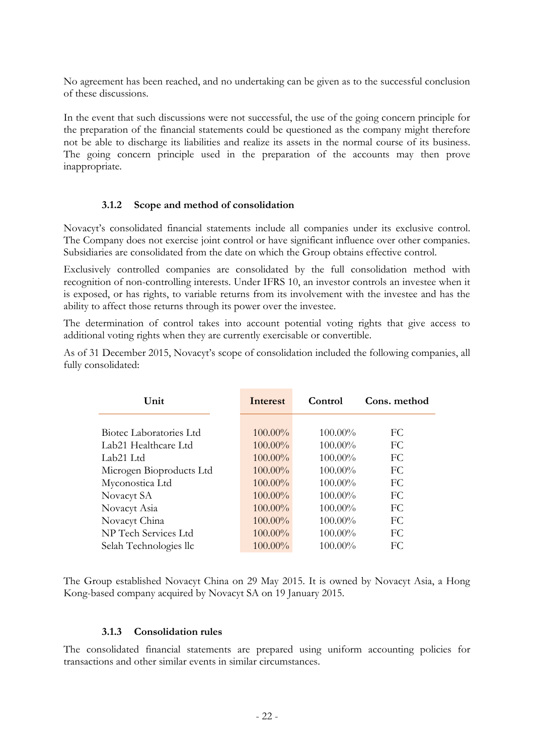No agreement has been reached, and no undertaking can be given as to the successful conclusion of these discussions.

In the event that such discussions were not successful, the use of the going concern principle for the preparation of the financial statements could be questioned as the company might therefore not be able to discharge its liabilities and realize its assets in the normal course of its business. The going concern principle used in the preparation of the accounts may then prove inappropriate.

### 3.1.2 Scope and method of consolidation

Novacyt's consolidated financial statements include all companies under its exclusive control. The Company does not exercise joint control or have significant influence over other companies. Subsidiaries are consolidated from the date on which the Group obtains effective control.

Exclusively controlled companies are consolidated by the full consolidation method with recognition of non-controlling interests. Under IFRS 10, an investor controls an investee when it is exposed, or has rights, to variable returns from its involvement with the investee and has the ability to affect those returns through its power over the investee.

The determination of control takes into account potential voting rights that give access to additional voting rights when they are currently exercisable or convertible.

As of 31 December 2015, Novacyt's scope of consolidation included the following companies, all fully consolidated:

| Unit | Interest | Control | Cons. method |
|---|---|---|---|
| Biotec Laboratories Ltd | 100.00% | 100.00% | FC |
| Lab21 Healthcare Ltd | 100.00% | 100.00% | FC |
| Lab21 Ltd | 100.00% | 100.00% | FC |
| Microgen Bioproducts Ltd | 100.00% | 100.00% | FC |
| Myconostica Ltd | 100.00% | 100.00% | FC |
| Novacyt SA | 100.00% | 100.00% | FC |
| Novacyt Asia | 100.00% | 100.00% | FC |
| Novacyt China | 100.00% | 100.00% | FC |
| NP Tech Services Ltd | 100.00% | 100.00% | FC |
| Selah Technologies llc | 100.00% | 100.00% | FC |

The Group established Novacyt China on 29 May 2015. It is owned by Novacyt Asia, a Hong Kong-based company acquired by Novacyt SA on 19 January 2015.

### 3.1.3 Consolidation rules

The consolidated financial statements are prepared using uniform accounting policies for transactions and other similar events in similar circumstances.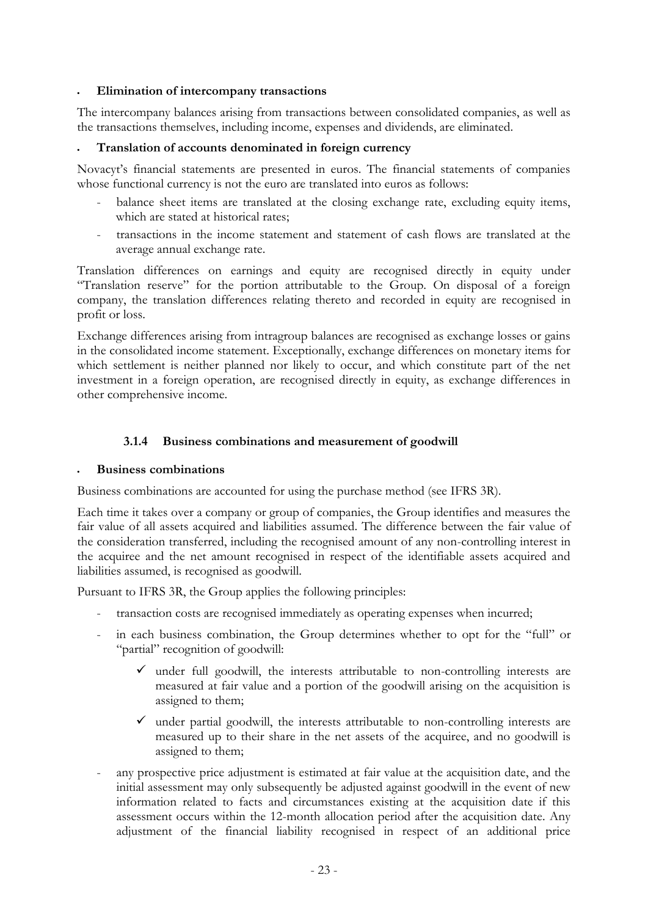- **Elimination of intercompany transactions**

The intercompany balances arising from transactions between consolidated companies, as well as the transactions themselves, including income, expenses and dividends, are eliminated.

- **Translation of accounts denominated in foreign currency**

Novacyt's financial statements are presented in euros. The financial statements of companies whose functional currency is not the euro are translated into euros as follows:

- balance sheet items are translated at the closing exchange rate, excluding equity items, which are stated at historical rates;
- transactions in the income statement and statement of cash flows are translated at the average annual exchange rate.

Translation differences on earnings and equity are recognised directly in equity under "Translation reserve" for the portion attributable to the Group. On disposal of a foreign company, the translation differences relating thereto and recorded in equity are recognised in profit or loss.

Exchange differences arising from intragroup balances are recognised as exchange losses or gains in the consolidated income statement. Exceptionally, exchange differences on monetary items for which settlement is neither planned nor likely to occur, and which constitute part of the net investment in a foreign operation, are recognised directly in equity, as exchange differences in other comprehensive income.

### 3.1.4 Business combinations and measurement of goodwill

- **Business combinations**

Business combinations are accounted for using the purchase method (see IFRS 3R).

Each time it takes over a company or group of companies, the Group identifies and measures the fair value of all assets acquired and liabilities assumed. The difference between the fair value of the consideration transferred, including the recognised amount of any non-controlling interest in the acquiree and the net amount recognised in respect of the identifiable assets acquired and liabilities assumed, is recognised as goodwill.

Pursuant to IFRS 3R, the Group applies the following principles:

- transaction costs are recognised immediately as operating expenses when incurred;
- in each business combination, the Group determines whether to opt for the "full" or "partial" recognition of goodwill:
  - ✓ under full goodwill, the interests attributable to non-controlling interests are measured at fair value and a portion of the goodwill arising on the acquisition is assigned to them;
  - ✓ under partial goodwill, the interests attributable to non-controlling interests are measured up to their share in the net assets of the acquiree, and no goodwill is assigned to them;
- any prospective price adjustment is estimated at fair value at the acquisition date, and the initial assessment may only subsequently be adjusted against goodwill in the event of new information related to facts and circumstances existing at the acquisition date if this assessment occurs within the 12-month allocation period after the acquisition date. Any adjustment of the financial liability recognised in respect of an additional price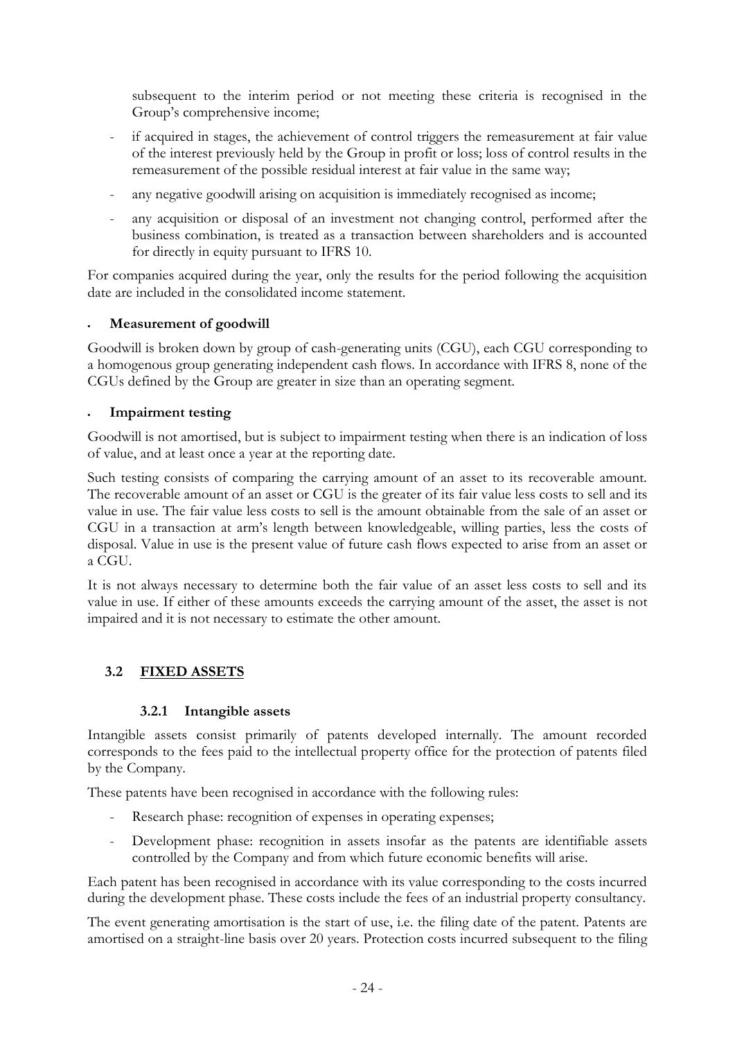subsequent to the interim period or not meeting these criteria is recognised in the Group's comprehensive income;

- if acquired in stages, the achievement of control triggers the remeasurement at fair value of the interest previously held by the Group in profit or loss; loss of control results in the remeasurement of the possible residual interest at fair value in the same way;
- any negative goodwill arising on acquisition is immediately recognised as income;
- any acquisition or disposal of an investment not changing control, performed after the business combination, is treated as a transaction between shareholders and is accounted for directly in equity pursuant to IFRS 10.

For companies acquired during the year, only the results for the period following the acquisition date are included in the consolidated income statement.

- **Measurement of goodwill**

Goodwill is broken down by group of cash-generating units (CGU), each CGU corresponding to a homogenous group generating independent cash flows. In accordance with IFRS 8, none of the CGUs defined by the Group are greater in size than an operating segment.

- **Impairment testing**

Goodwill is not amortised, but is subject to impairment testing when there is an indication of loss of value, and at least once a year at the reporting date.

Such testing consists of comparing the carrying amount of an asset to its recoverable amount. The recoverable amount of an asset or CGU is the greater of its fair value less costs to sell and its value in use. The fair value less costs to sell is the amount obtainable from the sale of an asset or CGU in a transaction at arm's length between knowledgeable, willing parties, less the costs of disposal. Value in use is the present value of future cash flows expected to arise from an asset or a CGU.

It is not always necessary to determine both the fair value of an asset less costs to sell and its value in use. If either of these amounts exceeds the carrying amount of the asset, the asset is not impaired and it is not necessary to estimate the other amount.

## 3.2 FIXED ASSETS

### 3.2.1 Intangible assets

Intangible assets consist primarily of patents developed internally. The amount recorded corresponds to the fees paid to the intellectual property office for the protection of patents filed by the Company.

These patents have been recognised in accordance with the following rules:

- Research phase: recognition of expenses in operating expenses;
- Development phase: recognition in assets insofar as the patents are identifiable assets controlled by the Company and from which future economic benefits will arise.

Each patent has been recognised in accordance with its value corresponding to the costs incurred during the development phase. These costs include the fees of an industrial property consultancy.

The event generating amortisation is the start of use, i.e. the filing date of the patent. Patents are amortised on a straight-line basis over 20 years. Protection costs incurred subsequent to the filing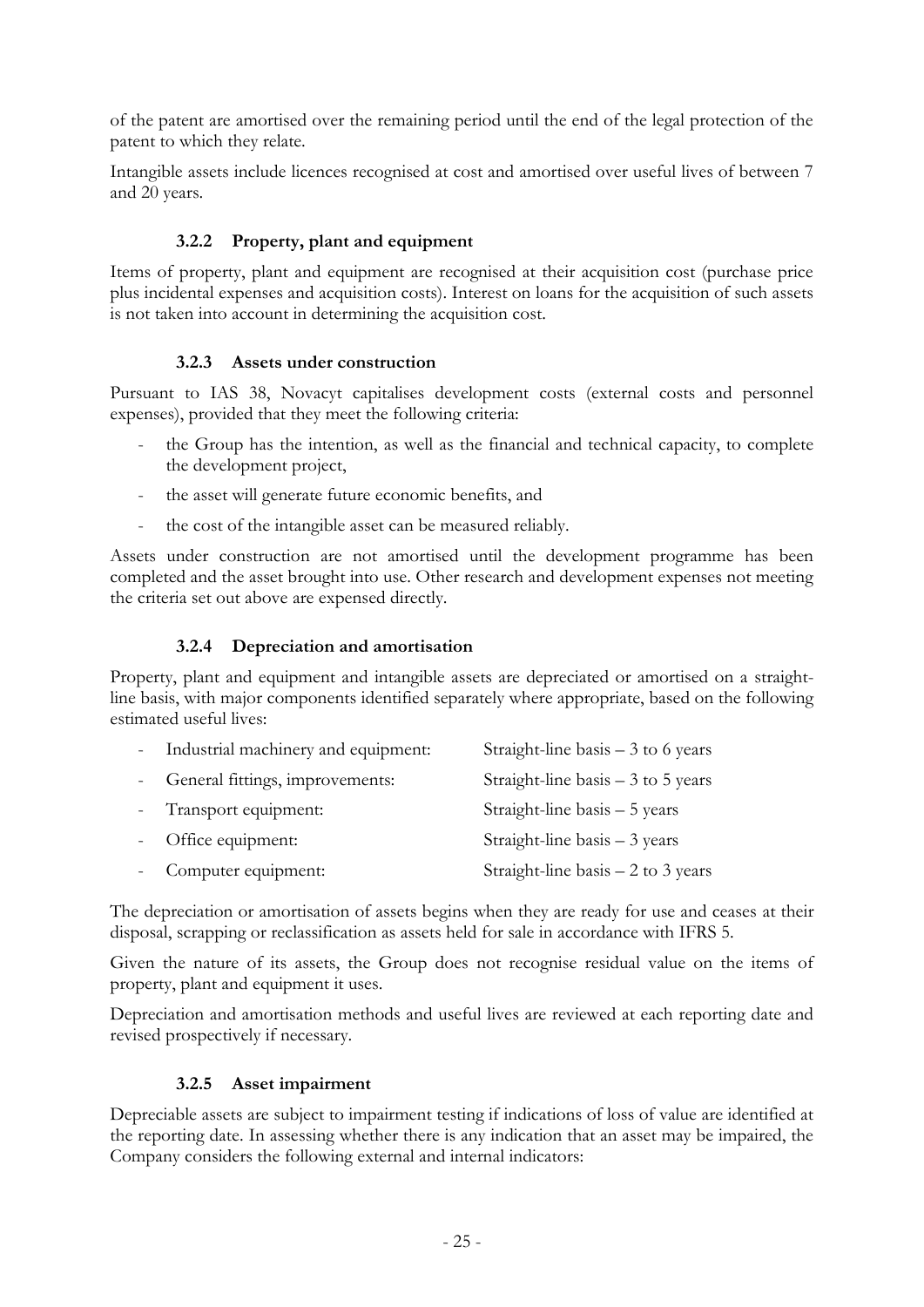of the patent are amortised over the remaining period until the end of the legal protection of the patent to which they relate.

Intangible assets include licences recognised at cost and amortised over useful lives of between 7 and 20 years.

### 3.2.2 Property, plant and equipment

Items of property, plant and equipment are recognised at their acquisition cost (purchase price plus incidental expenses and acquisition costs). Interest on loans for the acquisition of such assets is not taken into account in determining the acquisition cost.

### 3.2.3 Assets under construction

Pursuant to IAS 38, Novacyt capitalises development costs (external costs and personnel expenses), provided that they meet the following criteria:

- the Group has the intention, as well as the financial and technical capacity, to complete the development project,
- the asset will generate future economic benefits, and
- the cost of the intangible asset can be measured reliably.

Assets under construction are not amortised until the development programme has been completed and the asset brought into use. Other research and development expenses not meeting the criteria set out above are expensed directly.

### 3.2.4 Depreciation and amortisation

Property, plant and equipment and intangible assets are depreciated or amortised on a straight-line basis, with major components identified separately where appropriate, based on the following estimated useful lives:

- Industrial machinery and equipment: Straight-line basis – 3 to 6 years
- General fittings, improvements: Straight-line basis – 3 to 5 years
- Transport equipment: Straight-line basis – 5 years
- Office equipment: Straight-line basis – 3 years
- Computer equipment: Straight-line basis – 2 to 3 years

The depreciation or amortisation of assets begins when they are ready for use and ceases at their disposal, scrapping or reclassification as assets held for sale in accordance with IFRS 5.

Given the nature of its assets, the Group does not recognise residual value on the items of property, plant and equipment it uses.

Depreciation and amortisation methods and useful lives are reviewed at each reporting date and revised prospectively if necessary.

### 3.2.5 Asset impairment

Depreciable assets are subject to impairment testing if indications of loss of value are identified at the reporting date. In assessing whether there is any indication that an asset may be impaired, the Company considers the following external and internal indicators: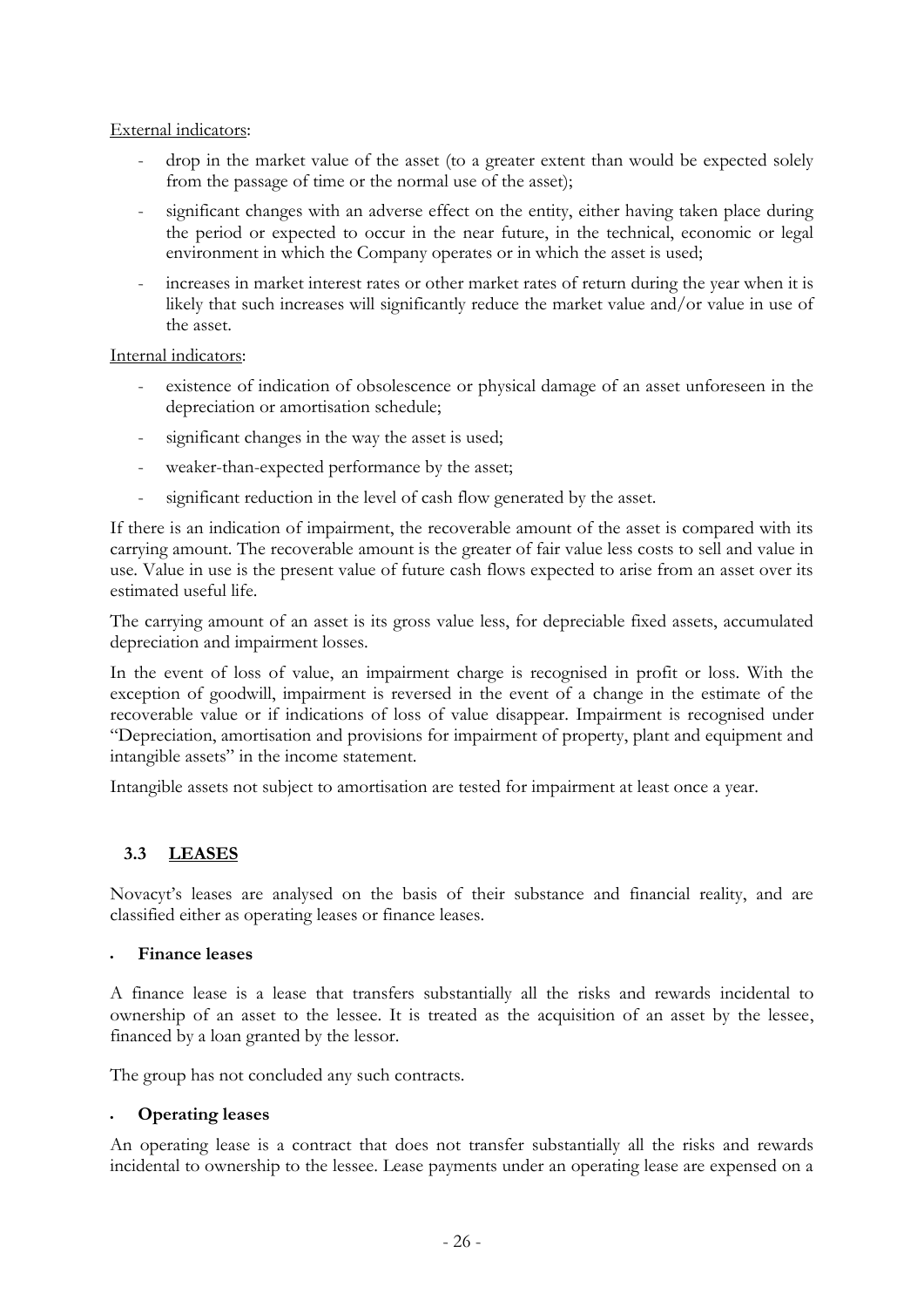External indicators:

- drop in the market value of the asset (to a greater extent than would be expected solely from the passage of time or the normal use of the asset);
- significant changes with an adverse effect on the entity, either having taken place during the period or expected to occur in the near future, in the technical, economic or legal environment in which the Company operates or in which the asset is used;
- increases in market interest rates or other market rates of return during the year when it is likely that such increases will significantly reduce the market value and/or value in use of the asset.

Internal indicators:

- existence of indication of obsolescence or physical damage of an asset unforeseen in the depreciation or amortisation schedule;
- significant changes in the way the asset is used;
- weaker-than-expected performance by the asset;
- significant reduction in the level of cash flow generated by the asset.

If there is an indication of impairment, the recoverable amount of the asset is compared with its carrying amount. The recoverable amount is the greater of fair value less costs to sell and value in use. Value in use is the present value of future cash flows expected to arise from an asset over its estimated useful life.

The carrying amount of an asset is its gross value less, for depreciable fixed assets, accumulated depreciation and impairment losses.

In the event of loss of value, an impairment charge is recognised in profit or loss. With the exception of goodwill, impairment is reversed in the event of a change in the estimate of the recoverable value or if indications of loss of value disappear. Impairment is recognised under "Depreciation, amortisation and provisions for impairment of property, plant and equipment and intangible assets" in the income statement.

Intangible assets not subject to amortisation are tested for impairment at least once a year.

## 3.3 LEASES

Novacyt's leases are analysed on the basis of their substance and financial reality, and are classified either as operating leases or finance leases.

- **Finance leases**

A finance lease is a lease that transfers substantially all the risks and rewards incidental to ownership of an asset to the lessee. It is treated as the acquisition of an asset by the lessee, financed by a loan granted by the lessor.

The group has not concluded any such contracts.

- **Operating leases**

An operating lease is a contract that does not transfer substantially all the risks and rewards incidental to ownership to the lessee. Lease payments under an operating lease are expensed on a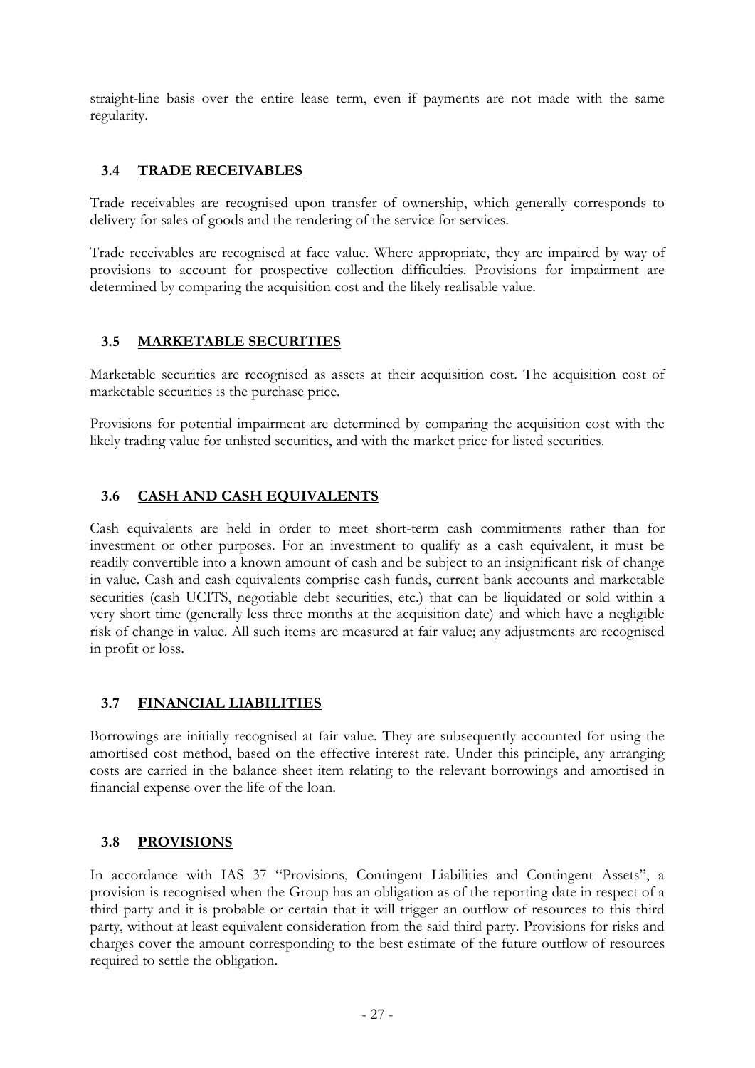straight-line basis over the entire lease term, even if payments are not made with the same regularity.

### 3.4 TRADE RECEIVABLES

Trade receivables are recognised upon transfer of ownership, which generally corresponds to delivery for sales of goods and the rendering of the service for services.

Trade receivables are recognised at face value. Where appropriate, they are impaired by way of provisions to account for prospective collection difficulties. Provisions for impairment are determined by comparing the acquisition cost and the likely realisable value.

### 3.5 MARKETABLE SECURITIES

Marketable securities are recognised as assets at their acquisition cost. The acquisition cost of marketable securities is the purchase price.

Provisions for potential impairment are determined by comparing the acquisition cost with the likely trading value for unlisted securities, and with the market price for listed securities.

### 3.6 CASH AND CASH EQUIVALENTS

Cash equivalents are held in order to meet short-term cash commitments rather than for investment or other purposes. For an investment to qualify as a cash equivalent, it must be readily convertible into a known amount of cash and be subject to an insignificant risk of change in value. Cash and cash equivalents comprise cash funds, current bank accounts and marketable securities (cash UCITS, negotiable debt securities, etc.) that can be liquidated or sold within a very short time (generally less three months at the acquisition date) and which have a negligible risk of change in value. All such items are measured at fair value; any adjustments are recognised in profit or loss.

### 3.7 FINANCIAL LIABILITIES

Borrowings are initially recognised at fair value. They are subsequently accounted for using the amortised cost method, based on the effective interest rate. Under this principle, any arranging costs are carried in the balance sheet item relating to the relevant borrowings and amortised in financial expense over the life of the loan.

### 3.8 PROVISIONS

In accordance with IAS 37 "Provisions, Contingent Liabilities and Contingent Assets", a provision is recognised when the Group has an obligation as of the reporting date in respect of a third party and it is probable or certain that it will trigger an outflow of resources to this third party, without at least equivalent consideration from the said third party. Provisions for risks and charges cover the amount corresponding to the best estimate of the future outflow of resources required to settle the obligation.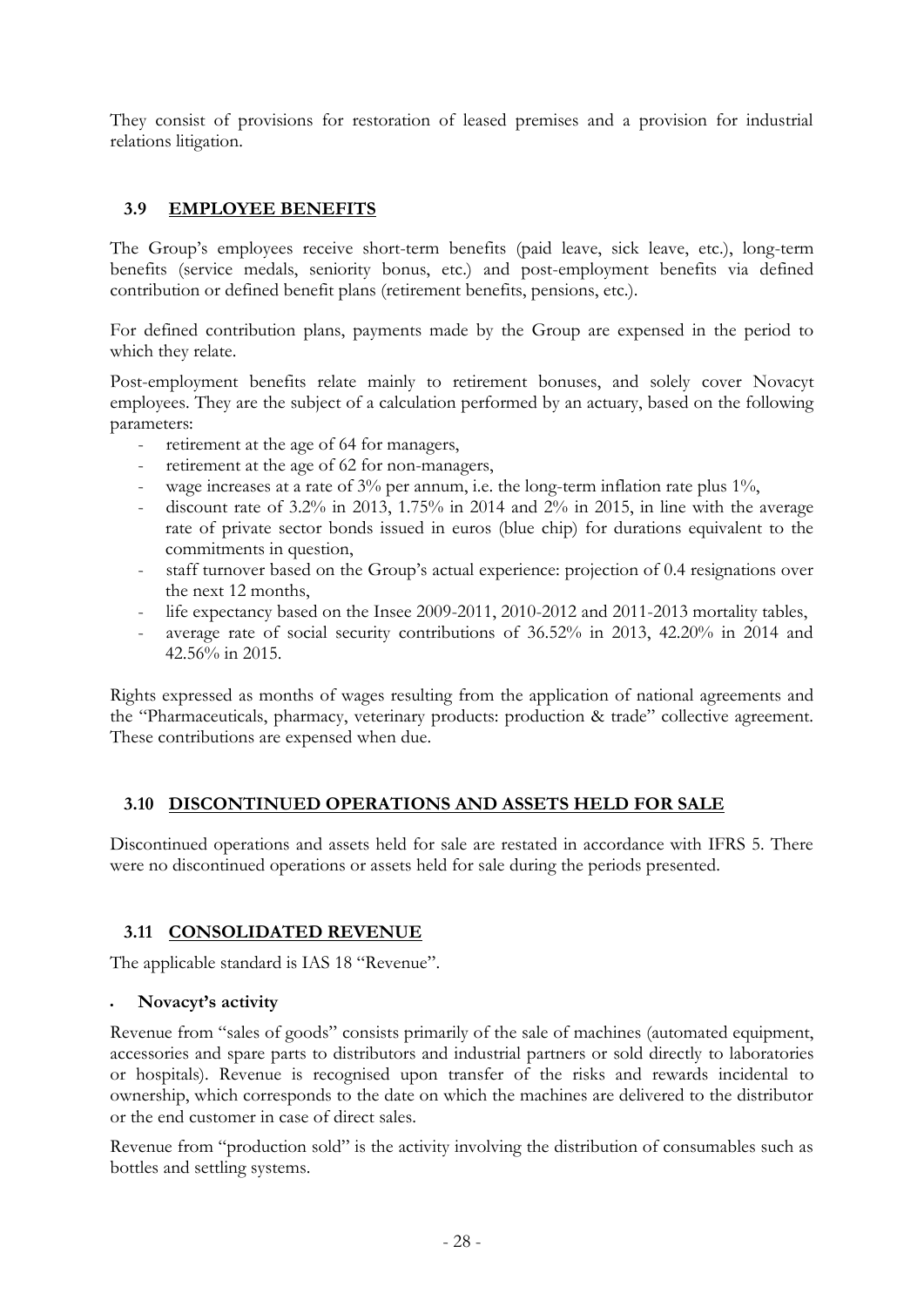They consist of provisions for restoration of leased premises and a provision for industrial relations litigation.

## 3.9 EMPLOYEE BENEFITS

The Group's employees receive short-term benefits (paid leave, sick leave, etc.), long-term benefits (service medals, seniority bonus, etc.) and post-employment benefits via defined contribution or defined benefit plans (retirement benefits, pensions, etc.).

For defined contribution plans, payments made by the Group are expensed in the period to which they relate.

Post-employment benefits relate mainly to retirement bonuses, and solely cover Novacyt employees. They are the subject of a calculation performed by an actuary, based on the following parameters:

- retirement at the age of 64 for managers,
- retirement at the age of 62 for non-managers,
- wage increases at a rate of 3% per annum, i.e. the long-term inflation rate plus 1%,
- discount rate of 3.2% in 2013, 1.75% in 2014 and 2% in 2015, in line with the average rate of private sector bonds issued in euros (blue chip) for durations equivalent to the commitments in question,
- staff turnover based on the Group's actual experience: projection of 0.4 resignations over the next 12 months,
- life expectancy based on the Insee 2009-2011, 2010-2012 and 2011-2013 mortality tables,
- average rate of social security contributions of 36.52% in 2013, 42.20% in 2014 and 42.56% in 2015.

Rights expressed as months of wages resulting from the application of national agreements and the "Pharmaceuticals, pharmacy, veterinary products: production & trade" collective agreement. These contributions are expensed when due.

## 3.10 DISCONTINUED OPERATIONS AND ASSETS HELD FOR SALE

Discontinued operations and assets held for sale are restated in accordance with IFRS 5. There were no discontinued operations or assets held for sale during the periods presented.

## 3.11 CONSOLIDATED REVENUE

The applicable standard is IAS 18 "Revenue".

- **Novacyt's activity**

Revenue from "sales of goods" consists primarily of the sale of machines (automated equipment, accessories and spare parts to distributors and industrial partners or sold directly to laboratories or hospitals). Revenue is recognised upon transfer of the risks and rewards incidental to ownership, which corresponds to the date on which the machines are delivered to the distributor or the end customer in case of direct sales.

Revenue from "production sold" is the activity involving the distribution of consumables such as bottles and settling systems.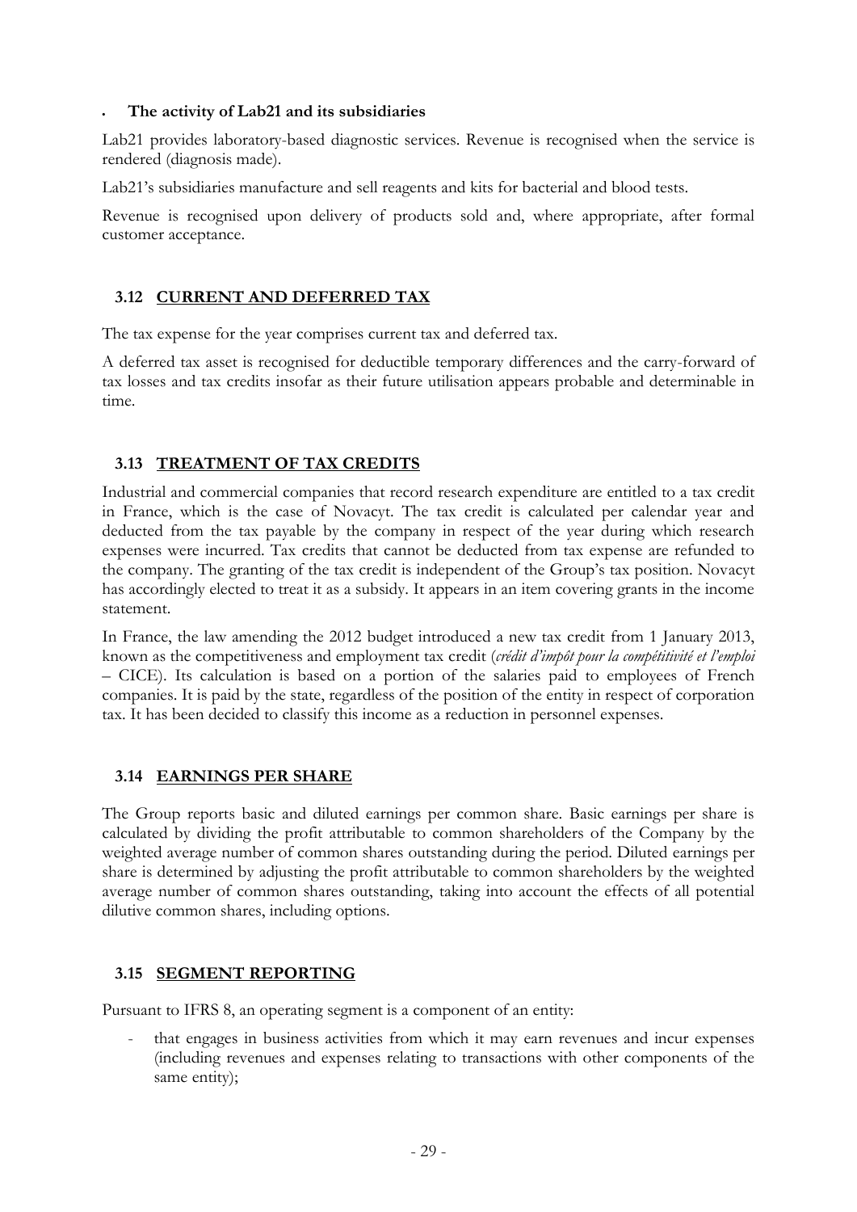- **The activity of Lab21 and its subsidiaries**

Lab21 provides laboratory-based diagnostic services. Revenue is recognised when the service is rendered (diagnosis made).

Lab21's subsidiaries manufacture and sell reagents and kits for bacterial and blood tests.

Revenue is recognised upon delivery of products sold and, where appropriate, after formal customer acceptance.

## 3.12 CURRENT AND DEFERRED TAX

The tax expense for the year comprises current tax and deferred tax.

A deferred tax asset is recognised for deductible temporary differences and the carry-forward of tax losses and tax credits insofar as their future utilisation appears probable and determinable in time.

## 3.13 TREATMENT OF TAX CREDITS

Industrial and commercial companies that record research expenditure are entitled to a tax credit in France, which is the case of Novacyt. The tax credit is calculated per calendar year and deducted from the tax payable by the company in respect of the year during which research expenses were incurred. Tax credits that cannot be deducted from tax expense are refunded to the company. The granting of the tax credit is independent of the Group's tax position. Novacyt has accordingly elected to treat it as a subsidy. It appears in an item covering grants in the income statement.

In France, the law amending the 2012 budget introduced a new tax credit from 1 January 2013, known as the competitiveness and employment tax credit (*crédit d'impôt pour la compétitivité et l'emploi* – CICE). Its calculation is based on a portion of the salaries paid to employees of French companies. It is paid by the state, regardless of the position of the entity in respect of corporation tax. It has been decided to classify this income as a reduction in personnel expenses.

## 3.14 EARNINGS PER SHARE

The Group reports basic and diluted earnings per common share. Basic earnings per share is calculated by dividing the profit attributable to common shareholders of the Company by the weighted average number of common shares outstanding during the period. Diluted earnings per share is determined by adjusting the profit attributable to common shareholders by the weighted average number of common shares outstanding, taking into account the effects of all potential dilutive common shares, including options.

## 3.15 SEGMENT REPORTING

Pursuant to IFRS 8, an operating segment is a component of an entity:

- that engages in business activities from which it may earn revenues and incur expenses (including revenues and expenses relating to transactions with other components of the same entity);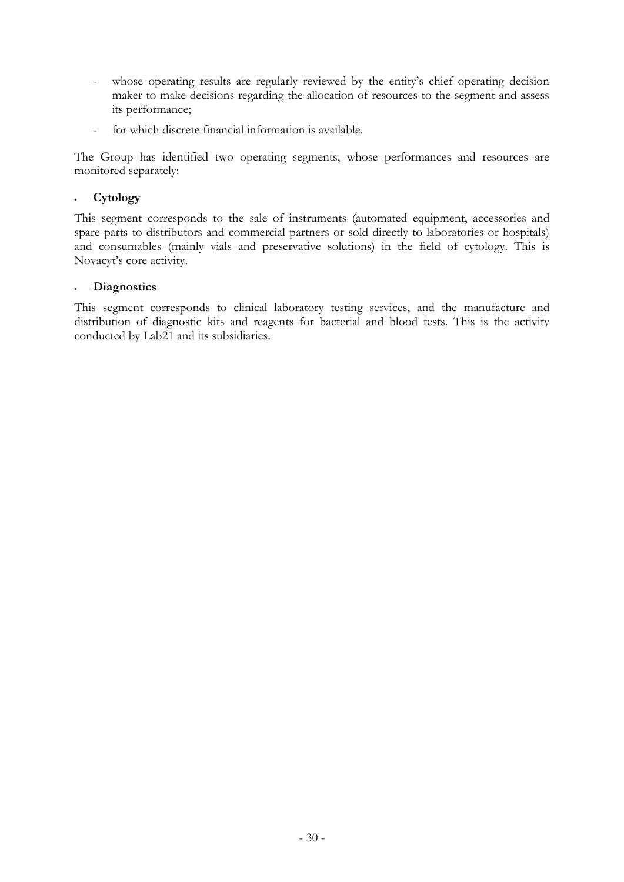- whose operating results are regularly reviewed by the entity's chief operating decision maker to make decisions regarding the allocation of resources to the segment and assess its performance;
- for which discrete financial information is available.

The Group has identified two operating segments, whose performances and resources are monitored separately:

- **Cytology**

This segment corresponds to the sale of instruments (automated equipment, accessories and spare parts to distributors and commercial partners or sold directly to laboratories or hospitals) and consumables (mainly vials and preservative solutions) in the field of cytology. This is Novacyt's core activity.

- **Diagnostics**

This segment corresponds to clinical laboratory testing services, and the manufacture and distribution of diagnostic kits and reagents for bacterial and blood tests. This is the activity conducted by Lab21 and its subsidiaries.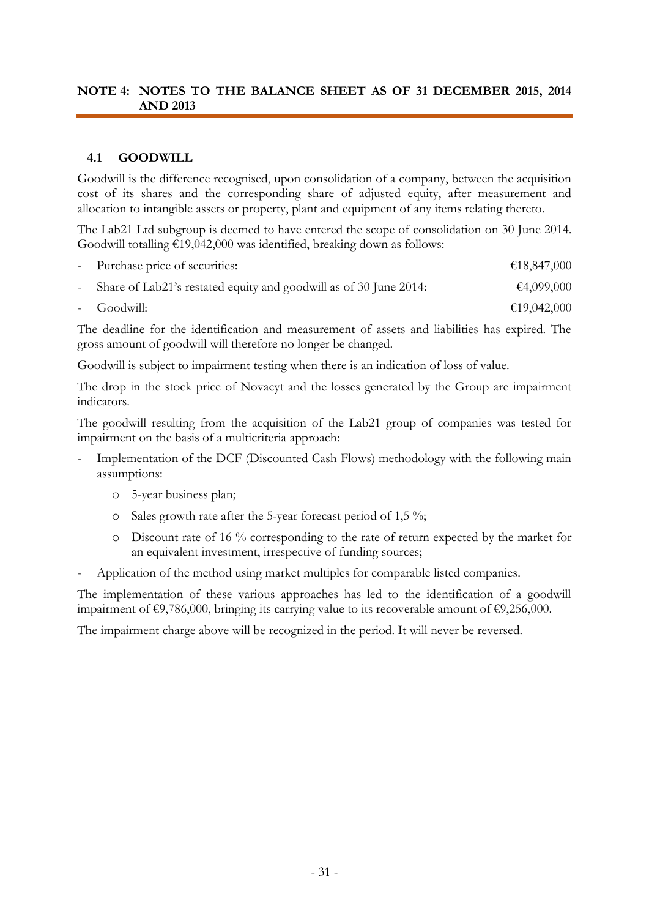## NOTE 4: NOTES TO THE BALANCE SHEET AS OF 31 DECEMBER 2015, 2014 AND 2013

### 4.1 GOODWILL

Goodwill is the difference recognised, upon consolidation of a company, between the acquisition cost of its shares and the corresponding share of adjusted equity, after measurement and allocation to intangible assets or property, plant and equipment of any items relating thereto.

The Lab21 Ltd subgroup is deemed to have entered the scope of consolidation on 30 June 2014. Goodwill totalling €19,042,000 was identified, breaking down as follows:

| | |
|---|---|
| - Purchase price of securities: | €18,847,000 |
| - Share of Lab21's restated equity and goodwill as of 30 June 2014: | €4,099,000 |
| - Goodwill: | €19,042,000 |

The deadline for the identification and measurement of assets and liabilities has expired. The gross amount of goodwill will therefore no longer be changed.

Goodwill is subject to impairment testing when there is an indication of loss of value.

The drop in the stock price of Novacyt and the losses generated by the Group are impairment indicators.

The goodwill resulting from the acquisition of the Lab21 group of companies was tested for impairment on the basis of a multicriteria approach:

- Implementation of the DCF (Discounted Cash Flows) methodology with the following main assumptions:
  - 5-year business plan;
  - Sales growth rate after the 5-year forecast period of 1,5 %;
  - Discount rate of 16 % corresponding to the rate of return expected by the market for an equivalent investment, irrespective of funding sources;
- Application of the method using market multiples for comparable listed companies.

The implementation of these various approaches has led to the identification of a goodwill impairment of €9,786,000, bringing its carrying value to its recoverable amount of €9,256,000.

The impairment charge above will be recognized in the period. It will never be reversed.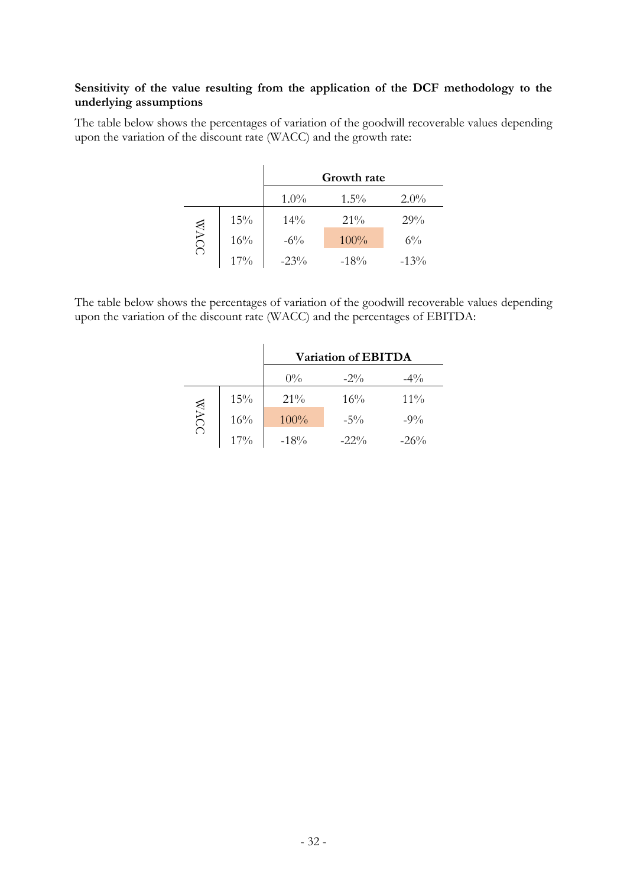**Sensitivity of the value resulting from the application of the DCF methodology to the underlying assumptions**

The table below shows the percentages of variation of the goodwill recoverable values depending upon the variation of the discount rate (WACC) and the growth rate:

| | | Growth rate | | |
|---|---|---|---|---|
| | | 1.0% | 1.5% | 2.0% |
| WACC | 15% | 14% | 21% | 29% |
| | 16% | -6% | 100% | 6% |
| | 17% | -23% | -18% | -13% |

The table below shows the percentages of variation of the goodwill recoverable values depending upon the variation of the discount rate (WACC) and the percentages of EBITDA:

| | | Variation of EBITDA | | |
|---|---|---|---|---|
| | | 0% | -2% | -4% |
| WACC | 15% | 21% | 16% | 11% |
| | 16% | 100% | -5% | -9% |
| | 17% | -18% | -22% | -26% |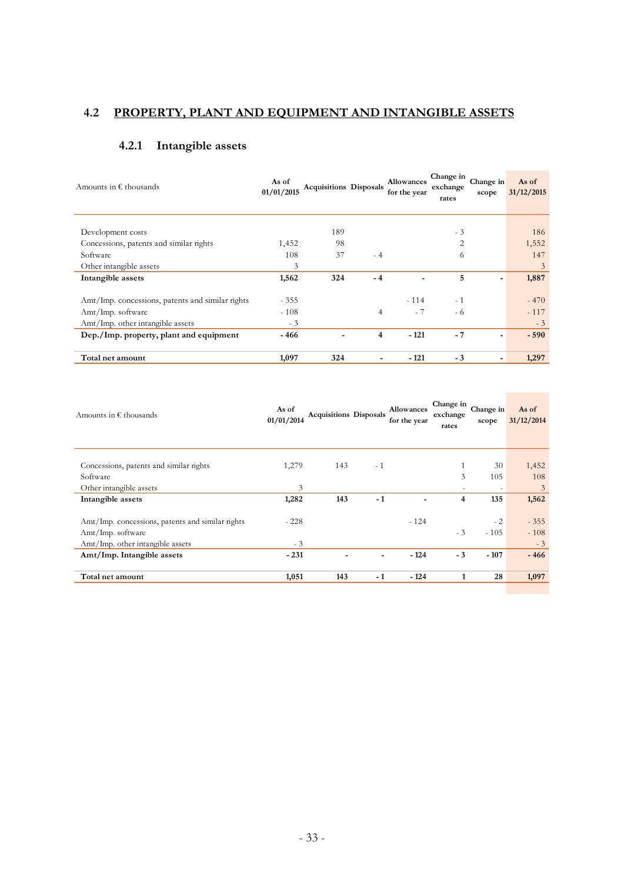## 4.2 PROPERTY, PLANT AND EQUIPMENT AND INTANGIBLE ASSETS

### 4.2.1 Intangible assets

| Amounts in € thousands | As of 01/01/2015 | Acquisitions | Disposals | Allowances for the year | Change in exchange rates | Change in scope | As of 31/12/2015 |
|---|---|---|---|---|---|---|---|
| Development costs | | 189 | | | - 3 | | 186 |
| Concessions, patents and similar rights | 1,452 | 98 | | | 2 | | 1,552 |
| Software | 108 | 37 | - 4 | | 6 | | 147 |
| Other intangible assets | 3 | | | | | | 3 |
| **Intangible assets** | **1,562** | **324** | **- 4** | **-** | **5** | **-** | **1,887** |
| Amt/Imp. concessions, patents and similar rights | - 355 | | | - 114 | - 1 | | - 470 |
| Amt/Imp. software | - 108 | | 4 | - 7 | - 6 | | - 117 |
| Amt/Imp. other intangible assets | - 3 | | | | | | - 3 |
| **Dep./Imp. property, plant and equipment** | **- 466** | **-** | **4** | **- 121** | **- 7** | **-** | **- 590** |
| **Total net amount** | **1,097** | **324** | **-** | **- 121** | **- 3** | **-** | **1,297** |

| Amounts in € thousands | As of 01/01/2014 | Acquisitions | Disposals | Allowances for the year | Change in exchange rates | Change in scope | As of 31/12/2014 |
|---|---|---|---|---|---|---|---|
| Concessions, patents and similar rights | 1,279 | 143 | - 1 | | 1 | 30 | 1,452 |
| Software | | | | | 3 | 105 | 108 |
| Other intangible assets | 3 | | | | - | - | 3 |
| **Intangible assets** | **1,282** | **143** | **- 1** | **-** | **4** | **135** | **1,562** |
| Amt/Imp. concessions, patents and similar rights | - 228 | | | - 124 | | - 2 | - 355 |
| Amt/Imp. software | | | | | - 3 | - 105 | - 108 |
| Amt/Imp. other intangible assets | - 3 | | | | | | - 3 |
| **Amt/Imp. Intangible assets** | **- 231** | **-** | **-** | **- 124** | **- 3** | **- 107** | **- 466** |
| **Total net amount** | **1,051** | **143** | **- 1** | **- 124** | **1** | **28** | **1,097** |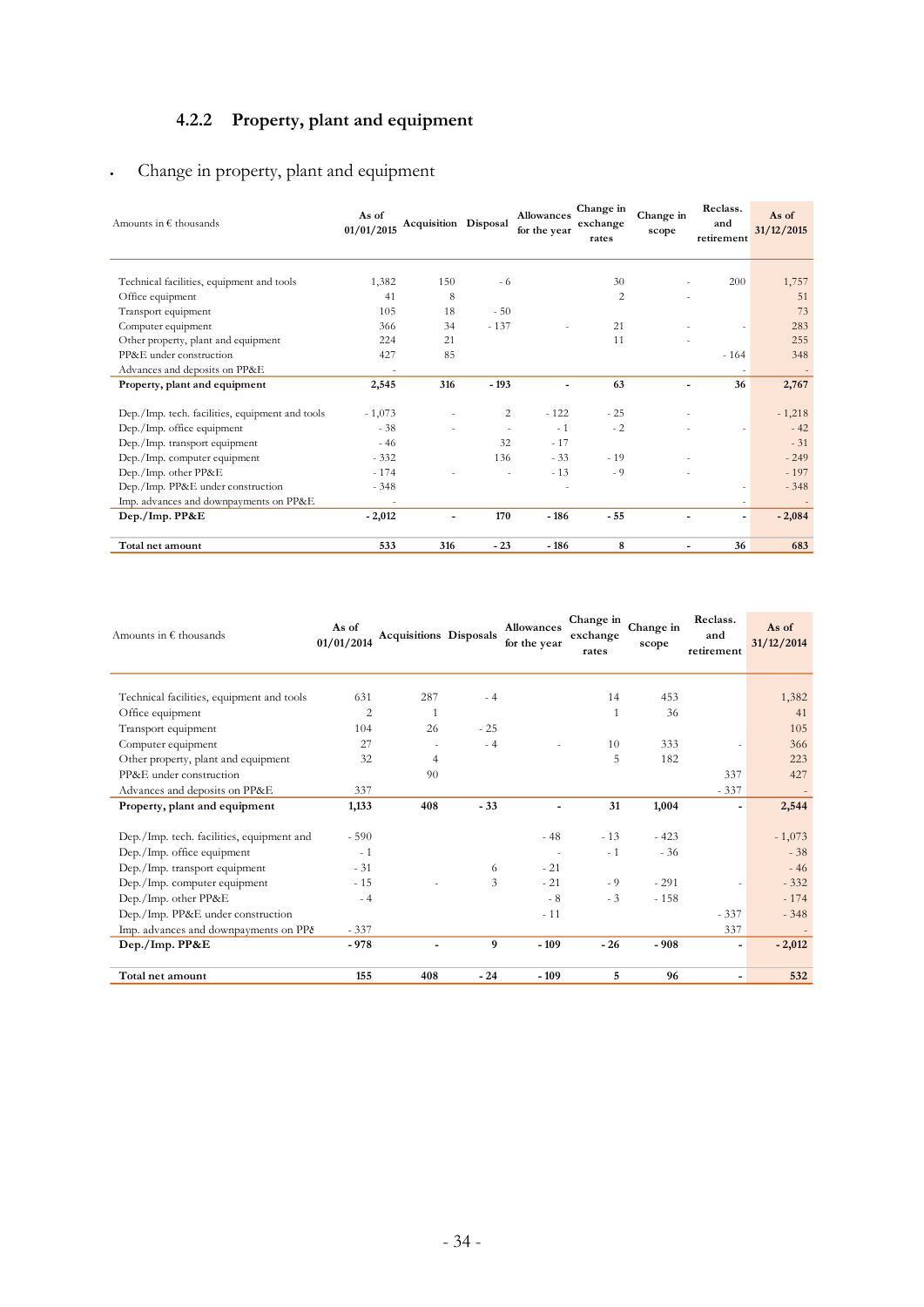### 4.2.2 Property, plant and equipment

- Change in property, plant and equipment

| Amounts in € thousands | As of 01/01/2015 | Acquisition | Disposal | Allowances for the year | Change in exchange rates | Change in scope | Reclass. and retirement | As of 31/12/2015 |
|---|---|---|---|---|---|---|---|---|
| Technical facilities, equipment and tools | 1,382 | 150 | - 6 | | 30 | - | 200 | 1,757 |
| Office equipment | 41 | 8 | | | 2 | - | | 51 |
| Transport equipment | 105 | 18 | - 50 | | | | | 73 |
| Computer equipment | 366 | 34 | - 137 | - | 21 | - | - | 283 |
| Other property, plant and equipment | 224 | 21 | | | 11 | - | | 255 |
| PP&E under construction | 427 | 85 | | | | | - 164 | 348 |
| Advances and deposits on PP&E | - | | | | | | - | - |
| **Property, plant and equipment** | **2,545** | **316** | **- 193** | **-** | **63** | **-** | **36** | **2,767** |
| Dep./Imp. tech. facilities, equipment and tools | - 1,073 | - | 2 | - 122 | - 25 | - | | - 1,218 |
| Dep./Imp. office equipment | - 38 | - | - | - 1 | - 2 | - | - | - 42 |
| Dep./Imp. transport equipment | - 46 | | 32 | - 17 | | | | - 31 |
| Dep./Imp. computer equipment | - 332 | | 136 | - 33 | - 19 | - | | - 249 |
| Dep./Imp. other PP&E | - 174 | - | - | - 13 | - 9 | - | | - 197 |
| Dep./Imp. PP&E under construction | - 348 | | | - | | | - | - 348 |
| Imp. advances and downpayments on PP&E | - | | | | | | - | - |
| **Dep./Imp. PP&E** | **- 2,012** | **-** | **170** | **- 186** | **- 55** | **-** | **-** | **- 2,084** |
| **Total net amount** | **533** | **316** | **- 23** | **- 186** | **8** | **-** | **36** | **683** |

| Amounts in € thousands | As of 01/01/2014 | Acquisitions | Disposals | Allowances for the year | Change in exchange rates | Change in scope | Reclass. and retirement | As of 31/12/2014 |
|---|---|---|---|---|---|---|---|---|
| Technical facilities, equipment and tools | 631 | 287 | - 4 | | 14 | 453 | | 1,382 |
| Office equipment | 2 | 1 | | | 1 | 36 | | 41 |
| Transport equipment | 104 | 26 | - 25 | | | | | 105 |
| Computer equipment | 27 | - | - 4 | - | 10 | 333 | - | 366 |
| Other property, plant and equipment | 32 | 4 | | | 5 | 182 | | 223 |
| PP&E under construction | | 90 | | | | | 337 | 427 |
| Advances and deposits on PP&E | 337 | | | | | | - 337 | - |
| **Property, plant and equipment** | **1,133** | **408** | **- 33** | **-** | **31** | **1,004** | **-** | **2,544** |
| Dep./Imp. tech. facilities, equipment and | - 590 | | | - 48 | - 13 | - 423 | | - 1,073 |
| Dep./Imp. office equipment | - 1 | | | - | - 1 | - 36 | | - 38 |
| Dep./Imp. transport equipment | - 31 | | 6 | - 21 | | | | - 46 |
| Dep./Imp. computer equipment | - 15 | - | 3 | - 21 | - 9 | - 291 | - | - 332 |
| Dep./Imp. other PP&E | - 4 | | | - 8 | - 3 | - 158 | | - 174 |
| Dep./Imp. PP&E under construction | | | | - 11 | | | - 337 | - 348 |
| Imp. advances and downpayments on PP8 | - 337 | | | | | | 337 | - |
| **Dep./Imp. PP&E** | **- 978** | **-** | **9** | **- 109** | **- 26** | **- 908** | **-** | **- 2,012** |
| **Total net amount** | **155** | **408** | **- 24** | **- 109** | **5** | **96** | **-** | **532** |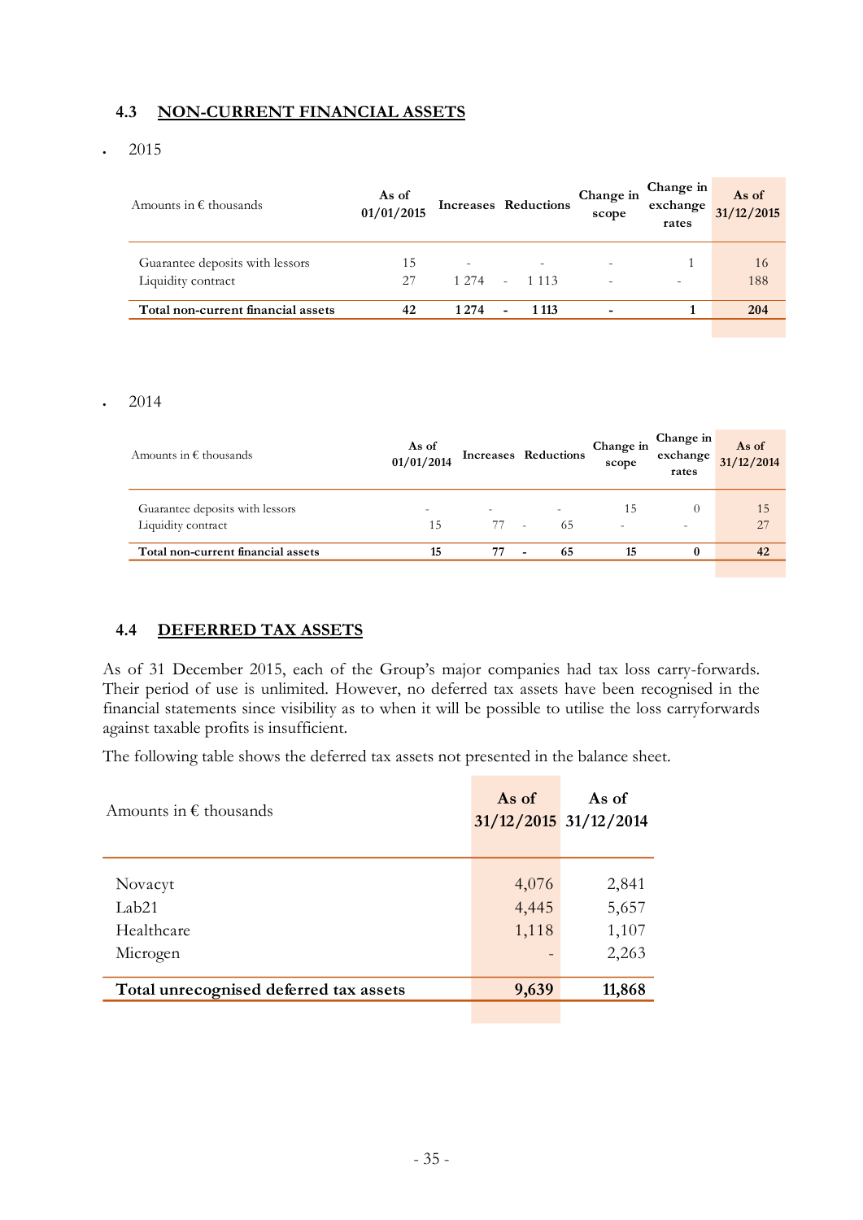### 4.3 NON-CURRENT FINANCIAL ASSETS

- 2015

| Amounts in € thousands | As of 01/01/2015 | Increases | Reductions | Change in scope | Change in exchange rates | As of 31/12/2015 |
|---|---|---|---|---|---|---|
| Guarantee deposits with lessors | 15 | - | - | - | 1 | 16 |
| Liquidity contract | 27 | 1 274 | - 1 113 | - | - | 188 |
| **Total non-current financial assets** | **42** | **1 274** | **- 1 113** | **-** | **1** | **204** |

- 2014

| Amounts in € thousands | As of 01/01/2014 | Increases | Reductions | Change in scope | Change in exchange rates | As of 31/12/2014 |
|---|---|---|---|---|---|---|
| Guarantee deposits with lessors | - | - | - | 15 | 0 | 15 |
| Liquidity contract | 15 | 77 | - 65 | - | - | 27 |
| **Total non-current financial assets** | **15** | **77** | **- 65** | **15** | **0** | **42** |

### 4.4 DEFERRED TAX ASSETS

As of 31 December 2015, each of the Group's major companies had tax loss carry-forwards. Their period of use is unlimited. However, no deferred tax assets have been recognised in the financial statements since visibility as to when it will be possible to utilise the loss carryforwards against taxable profits is insufficient.

The following table shows the deferred tax assets not presented in the balance sheet.

| Amounts in € thousands | As of 31/12/2015 | As of 31/12/2014 |
|---|---|---|
| Novacyt | 4,076 | 2,841 |
| Lab21 | 4,445 | 5,657 |
| Healthcare | 1,118 | 1,107 |
| Microgen | - | 2,263 |
| **Total unrecognised deferred tax assets** | **9,639** | **11,868** |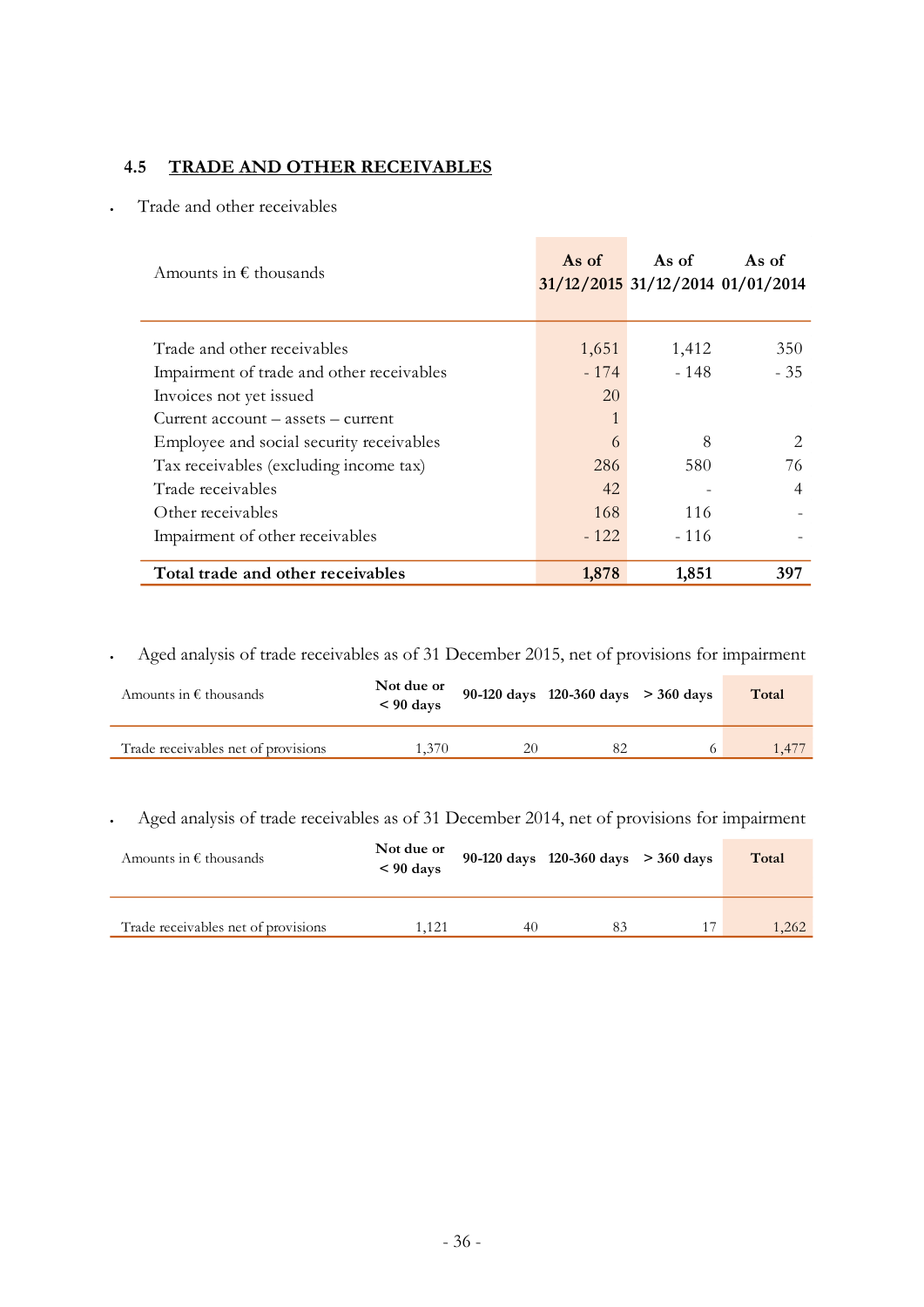### 4.5 TRADE AND OTHER RECEIVABLES

- Trade and other receivables

| Amounts in € thousands | As of 31/12/2015 | As of 31/12/2014 | As of 01/01/2014 |
|---|---|---|---|
| Trade and other receivables | 1,651 | 1,412 | 350 |
| Impairment of trade and other receivables | - 174 | - 148 | - 35 |
| Invoices not yet issued | 20 | | |
| Current account – assets – current | 1 | | |
| Employee and social security receivables | 6 | 8 | 2 |
| Tax receivables (excluding income tax) | 286 | 580 | 76 |
| Trade receivables | 42 | - | 4 |
| Other receivables | 168 | 116 | - |
| Impairment of other receivables | - 122 | - 116 | - |
| **Total trade and other receivables** | **1,878** | **1,851** | **397** |

- Aged analysis of trade receivables as of 31 December 2015, net of provisions for impairment

| Amounts in € thousands | Not due or < 90 days | 90-120 days | 120-360 days | > 360 days | Total |
|---|---|---|---|---|---|
| Trade receivables net of provisions | 1,370 | 20 | 82 | 6 | 1,477 |

- Aged analysis of trade receivables as of 31 December 2014, net of provisions for impairment

| Amounts in € thousands | Not due or < 90 days | 90-120 days | 120-360 days | > 360 days | Total |
|---|---|---|---|---|---|
| Trade receivables net of provisions | 1,121 | 40 | 83 | 17 | 1,262 |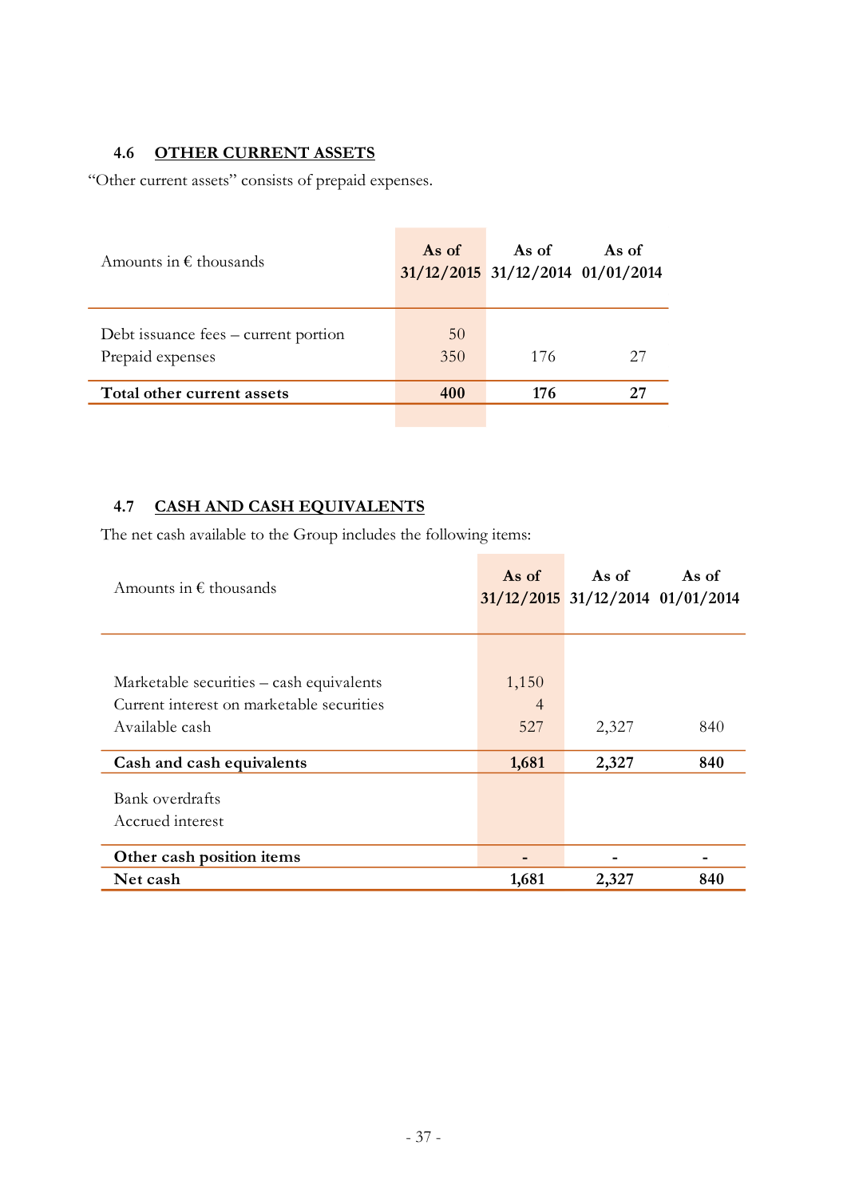### 4.6 OTHER CURRENT ASSETS

"Other current assets" consists of prepaid expenses.

| Amounts in € thousands | As of 31/12/2015 | As of 31/12/2014 | As of 01/01/2014 |
|---|---|---|---|
| Debt issuance fees – current portion | 50 | | |
| Prepaid expenses | 350 | 176 | 27 |
| **Total other current assets** | **400** | **176** | **27** |

### 4.7 CASH AND CASH EQUIVALENTS

The net cash available to the Group includes the following items:

| Amounts in € thousands | As of 31/12/2015 | As of 31/12/2014 | As of 01/01/2014 |
|---|---|---|---|
| Marketable securities – cash equivalents | 1,150 | | |
| Current interest on marketable securities | 4 | | |
| Available cash | 527 | 2,327 | 840 |
| **Cash and cash equivalents** | **1,681** | **2,327** | **840** |
| Bank overdrafts | | | |
| Accrued interest | | | |
| **Other cash position items** | **-** | **-** | **-** |
| **Net cash** | **1,681** | **2,327** | **840** |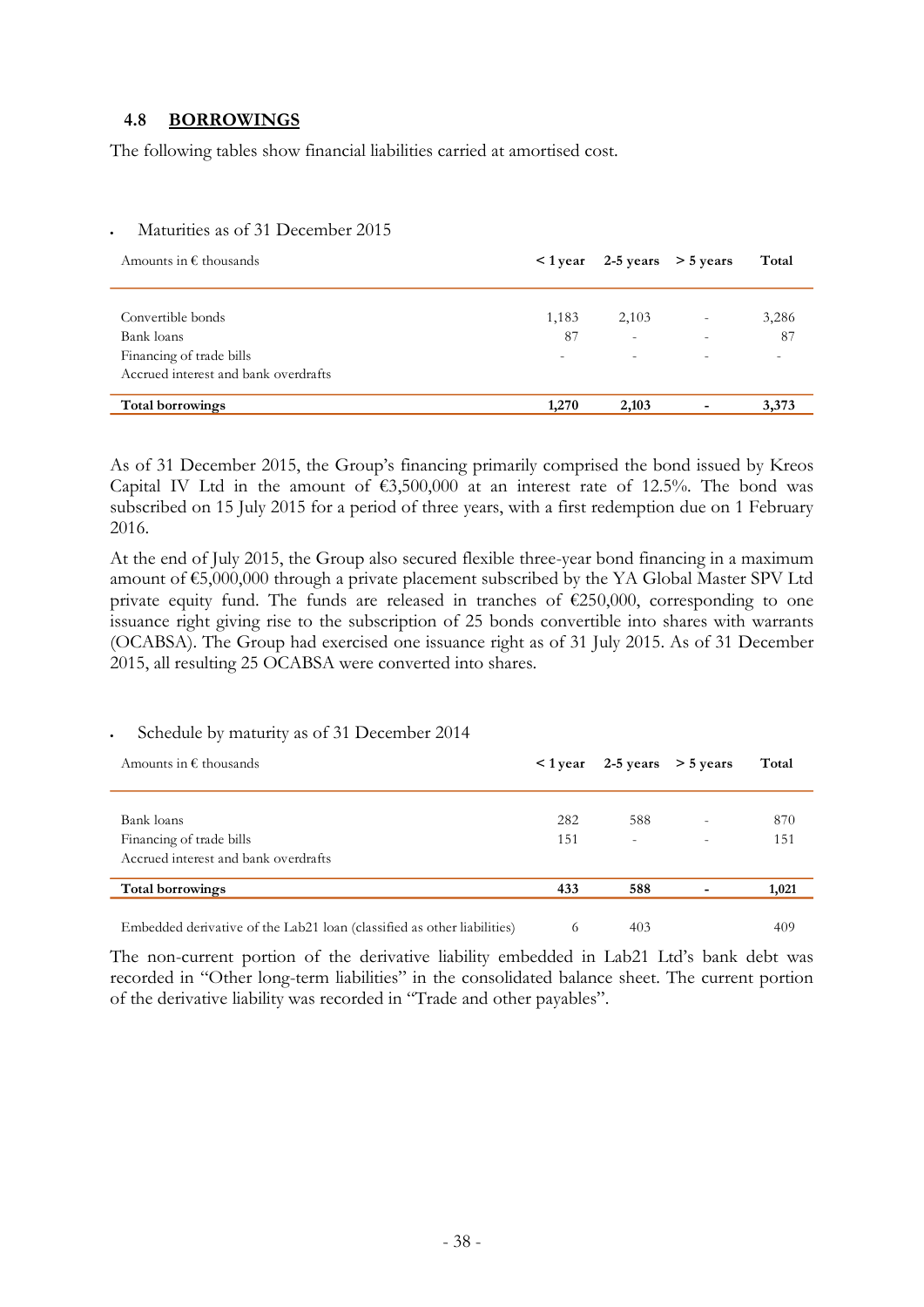## 4.8 BORROWINGS

The following tables show financial liabilities carried at amortised cost.

- Maturities as of 31 December 2015

| Amounts in € thousands | < 1 year | 2-5 years | > 5 years | Total |
|---|---|---|---|---|
| Convertible bonds | 1,183 | 2,103 | - | 3,286 |
| Bank loans | 87 | - | - | 87 |
| Financing of trade bills | - | - | - | - |
| Accrued interest and bank overdrafts | | | | |
| **Total borrowings** | **1,270** | **2,103** | **-** | **3,373** |

As of 31 December 2015, the Group's financing primarily comprised the bond issued by Kreos Capital IV Ltd in the amount of €3,500,000 at an interest rate of 12.5%. The bond was subscribed on 15 July 2015 for a period of three years, with a first redemption due on 1 February 2016.

At the end of July 2015, the Group also secured flexible three-year bond financing in a maximum amount of €5,000,000 through a private placement subscribed by the YA Global Master SPV Ltd private equity fund. The funds are released in tranches of €250,000, corresponding to one issuance right giving rise to the subscription of 25 bonds convertible into shares with warrants (OCABSA). The Group had exercised one issuance right as of 31 July 2015. As of 31 December 2015, all resulting 25 OCABSA were converted into shares.

- Schedule by maturity as of 31 December 2014

| Amounts in € thousands | < 1 year | 2-5 years | > 5 years | Total |
|---|---|---|---|---|
| Bank loans | 282 | 588 | - | 870 |
| Financing of trade bills | 151 | - | - | 151 |
| Accrued interest and bank overdrafts | | | | |
| **Total borrowings** | **433** | **588** | **-** | **1,021** |
| Embedded derivative of the Lab21 loan (classified as other liabilities) | 6 | 403 | | 409 |

The non-current portion of the derivative liability embedded in Lab21 Ltd's bank debt was recorded in "Other long-term liabilities" in the consolidated balance sheet. The current portion of the derivative liability was recorded in "Trade and other payables".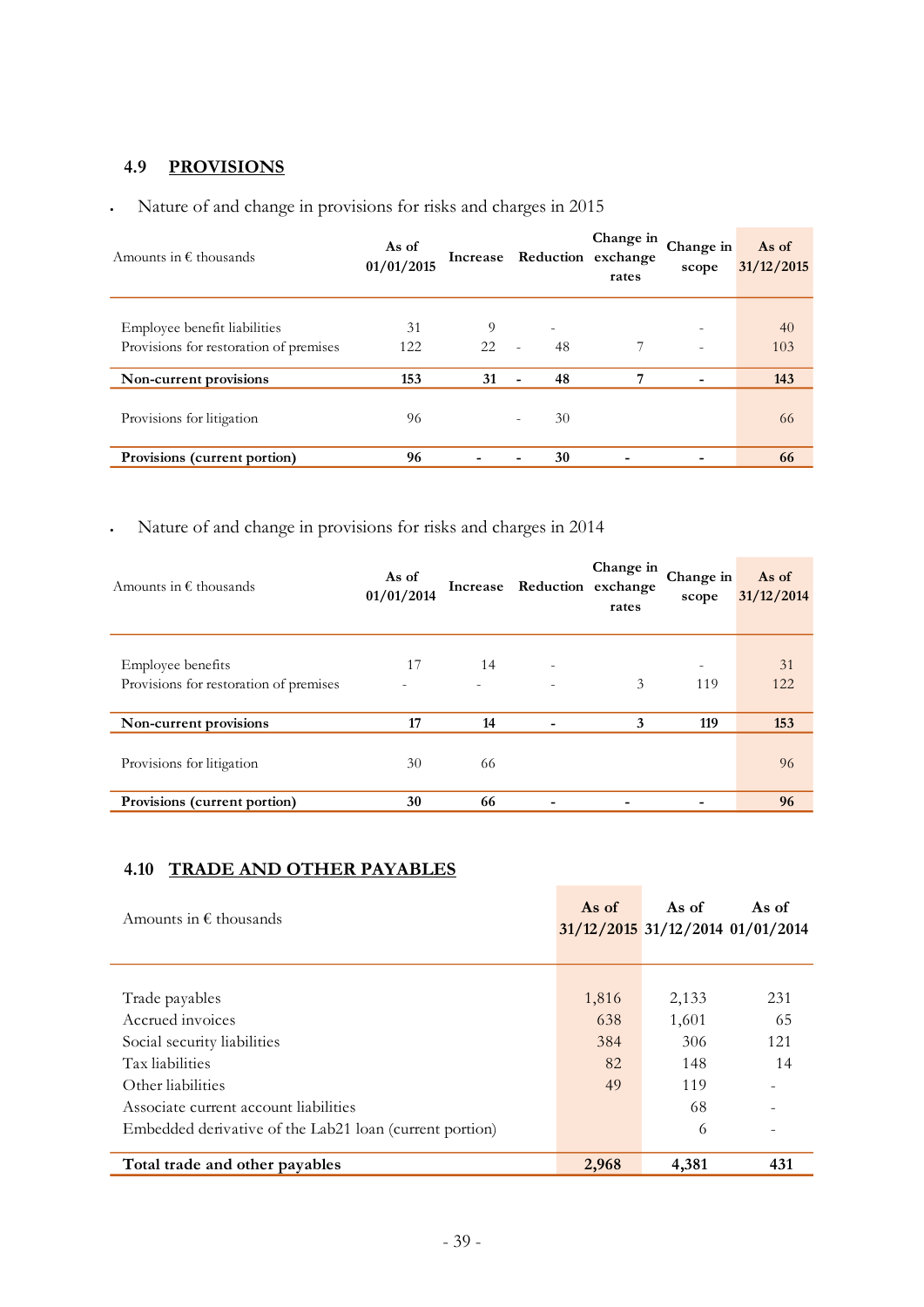## 4.9 PROVISIONS

- Nature of and change in provisions for risks and charges in 2015

| Amounts in € thousands | As of 01/01/2015 | Increase | Reduction | Change in exchange rates | Change in scope | As of 31/12/2015 |
|---|---|---|---|---|---|---|
| Employee benefit liabilities | 31 | 9 | - | | - | 40 |
| Provisions for restoration of premises | 122 | 22 | - 48 | 7 | - | 103 |
| **Non-current provisions** | **153** | **31** | **- 48** | **7** | **-** | **143** |
| Provisions for litigation | 96 | | - 30 | | | 66 |
| **Provisions (current portion)** | **96** | **-** | **- 30** | **-** | **-** | **66** |

- Nature of and change in provisions for risks and charges in 2014

| Amounts in € thousands | As of 01/01/2014 | Increase | Reduction | Change in exchange rates | Change in scope | As of 31/12/2014 |
|---|---|---|---|---|---|---|
| Employee benefits | 17 | 14 | - | | - | 31 |
| Provisions for restoration of premises | - | - | - | 3 | 119 | 122 |
| **Non-current provisions** | **17** | **14** | **-** | **3** | **119** | **153** |
| Provisions for litigation | 30 | 66 | | | | 96 |
| **Provisions (current portion)** | **30** | **66** | **-** | **-** | **-** | **96** |

## 4.10 TRADE AND OTHER PAYABLES

| Amounts in € thousands | As of 31/12/2015 | As of 31/12/2014 | As of 01/01/2014 |
|---|---|---|---|
| Trade payables | 1,816 | 2,133 | 231 |
| Accrued invoices | 638 | 1,601 | 65 |
| Social security liabilities | 384 | 306 | 121 |
| Tax liabilities | 82 | 148 | 14 |
| Other liabilities | 49 | 119 | - |
| Associate current account liabilities | | 68 | - |
| Embedded derivative of the Lab21 loan (current portion) | | 6 | - |
| **Total trade and other payables** | **2,968** | **4,381** | **431** |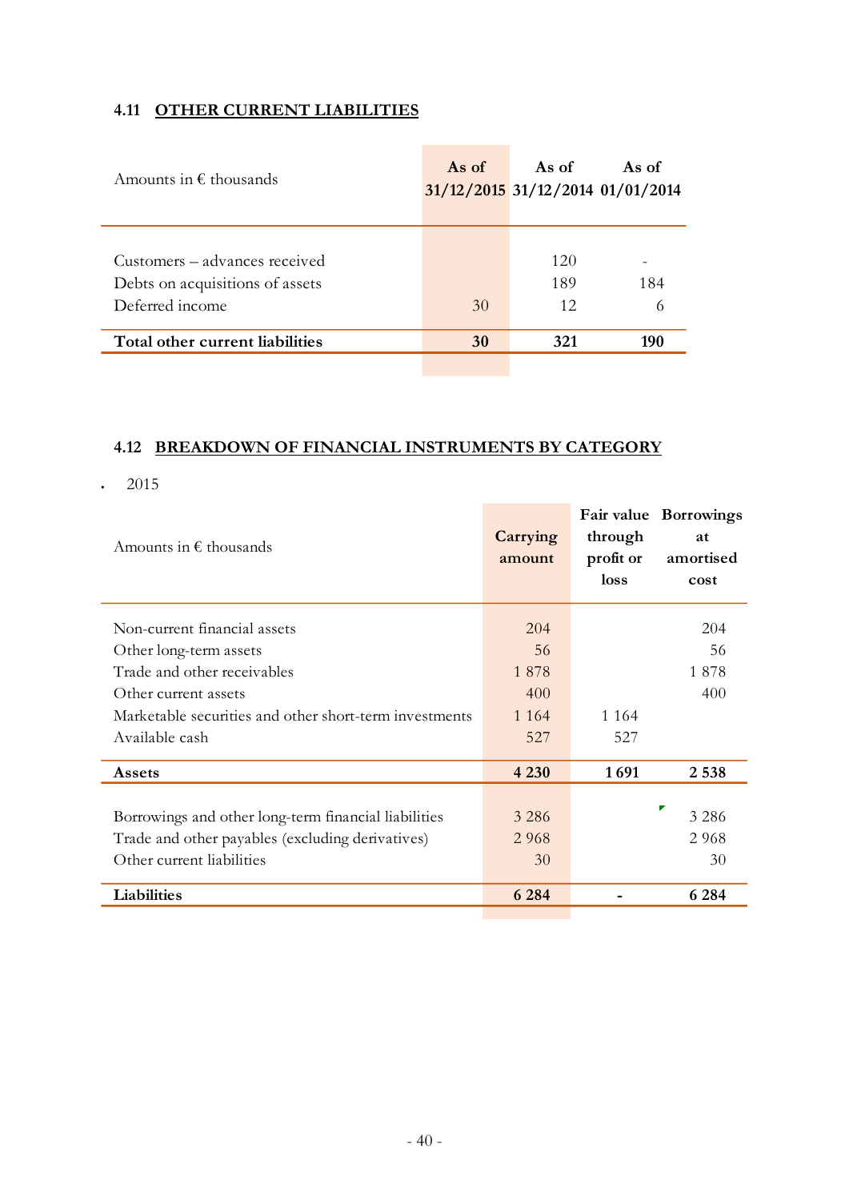### 4.11 OTHER CURRENT LIABILITIES

| Amounts in € thousands | As of 31/12/2015 | As of 31/12/2014 | As of 01/01/2014 |
|---|---|---|---|
| Customers – advances received | | 120 | - |
| Debts on acquisitions of assets | | 189 | 184 |
| Deferred income | 30 | 12 | 6 |
| **Total other current liabilities** | **30** | **321** | **190** |

### 4.12 BREAKDOWN OF FINANCIAL INSTRUMENTS BY CATEGORY

- 2015

| Amounts in € thousands | Carrying amount | Fair value through profit or loss | Borrowings at amortised cost |
|---|---|---|---|
| Non-current financial assets | 204 | | 204 |
| Other long-term assets | 56 | | 56 |
| Trade and other receivables | 1 878 | | 1 878 |
| Other current assets | 400 | | 400 |
| Marketable securities and other short-term investments | 1 164 | 1 164 | |
| Available cash | 527 | 527 | |
| **Assets** | **4 230** | **1 691** | **2 538** |
| Borrowings and other long-term financial liabilities | 3 286 | | 3 286 |
| Trade and other payables (excluding derivatives) | 2 968 | | 2 968 |
| Other current liabilities | 30 | | 30 |
| **Liabilities** | **6 284** | **-** | **6 284** |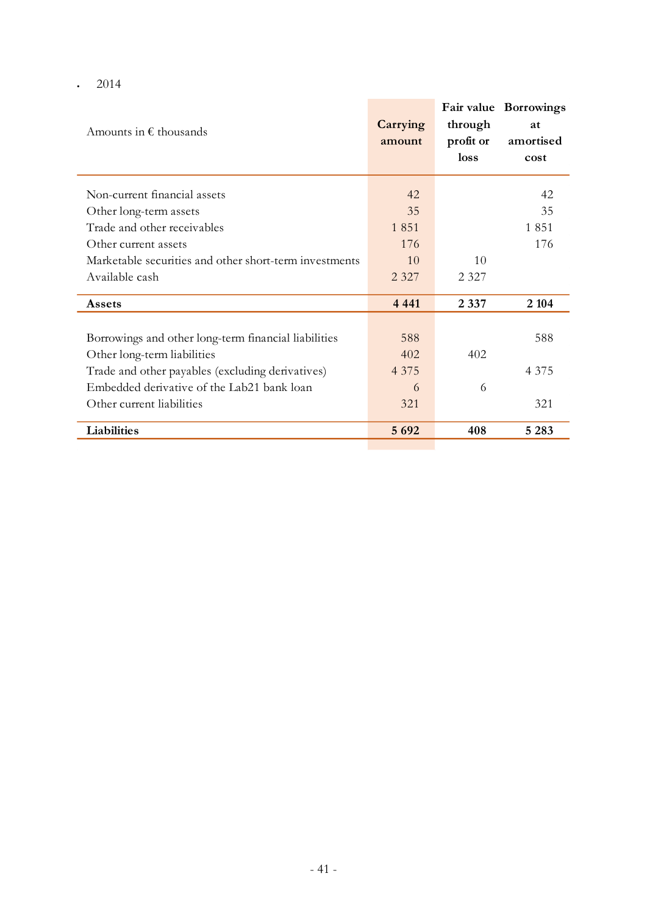- 2014

| Amounts in € thousands | Carrying amount | Fair value through profit or loss | Borrowings at amortised cost |
|---|---|---|---|
| Non-current financial assets | 42 | | 42 |
| Other long-term assets | 35 | | 35 |
| Trade and other receivables | 1 851 | | 1 851 |
| Other current assets | 176 | | 176 |
| Marketable securities and other short-term investments | 10 | 10 | |
| Available cash | 2 327 | 2 327 | |
| **Assets** | **4 441** | **2 337** | **2 104** |
| Borrowings and other long-term financial liabilities | 588 | | 588 |
| Other long-term liabilities | 402 | 402 | |
| Trade and other payables (excluding derivatives) | 4 375 | | 4 375 |
| Embedded derivative of the Lab21 bank loan | 6 | 6 | |
| Other current liabilities | 321 | | 321 |
| **Liabilities** | **5 692** | **408** | **5 283** |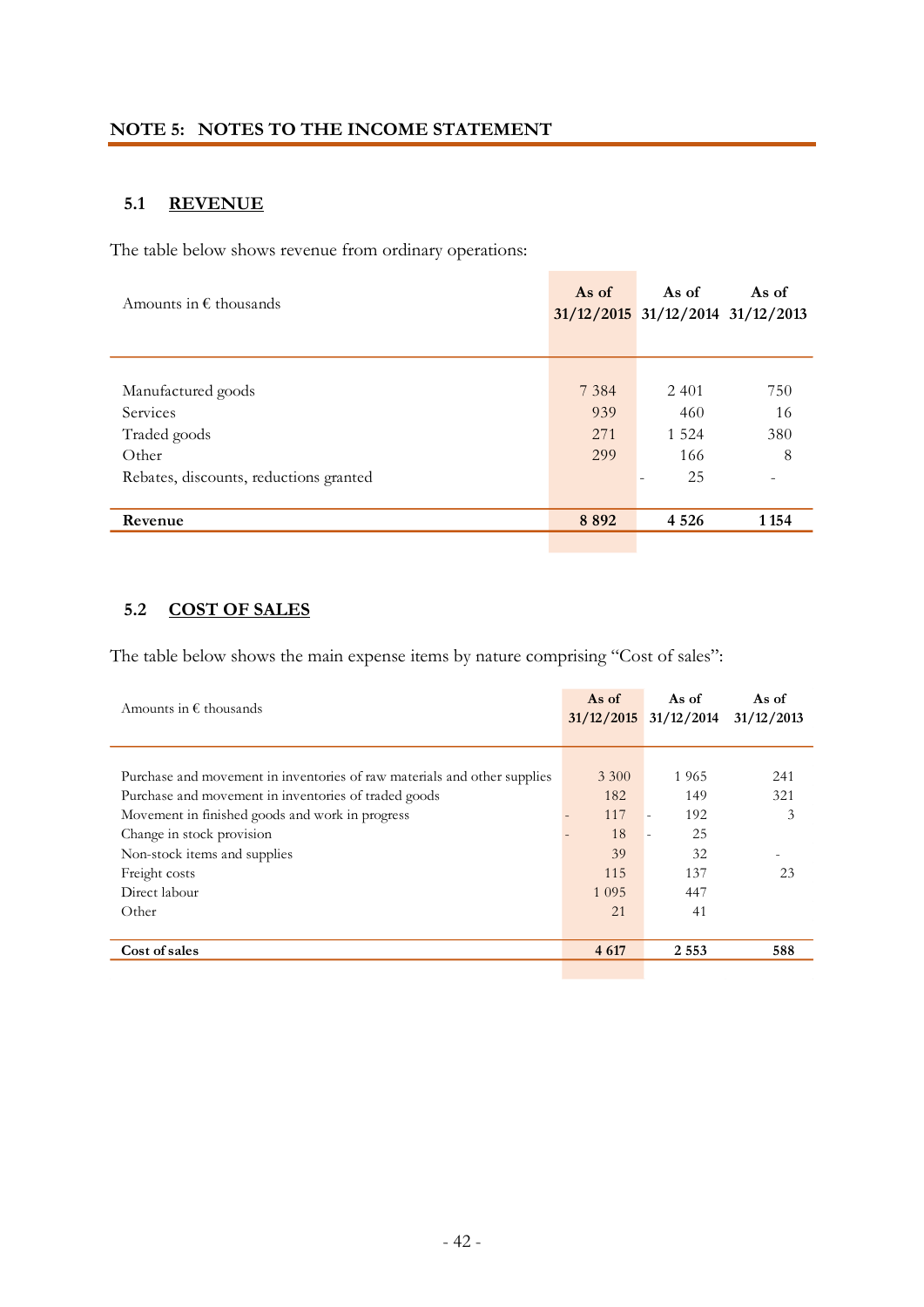## NOTE 5: NOTES TO THE INCOME STATEMENT

### 5.1 REVENUE

The table below shows revenue from ordinary operations:

| Amounts in € thousands | As of 31/12/2015 | As of 31/12/2014 | As of 31/12/2013 |
|---|---|---|---|
| Manufactured goods | 7 384 | 2 401 | 750 |
| Services | 939 | 460 | 16 |
| Traded goods | 271 | 1 524 | 380 |
| Other | 299 | 166 | 8 |
| Rebates, discounts, reductions granted | | - 25 | - |
| **Revenue** | **8 892** | **4 526** | **1 154** |

### 5.2 COST OF SALES

The table below shows the main expense items by nature comprising "Cost of sales":

| Amounts in € thousands | As of 31/12/2015 | As of 31/12/2014 | As of 31/12/2013 |
|---|---|---|---|
| Purchase and movement in inventories of raw materials and other supplies | 3 300 | 1 965 | 241 |
| Purchase and movement in inventories of traded goods | 182 | 149 | 321 |
| Movement in finished goods and work in progress | - 117 | - 192 | 3 |
| Change in stock provision | - 18 | - 25 | |
| Non-stock items and supplies | 39 | 32 | - |
| Freight costs | 115 | 137 | 23 |
| Direct labour | 1 095 | 447 | |
| Other | 21 | 41 | |
| **Cost of sales** | **4 617** | **2 553** | **588** |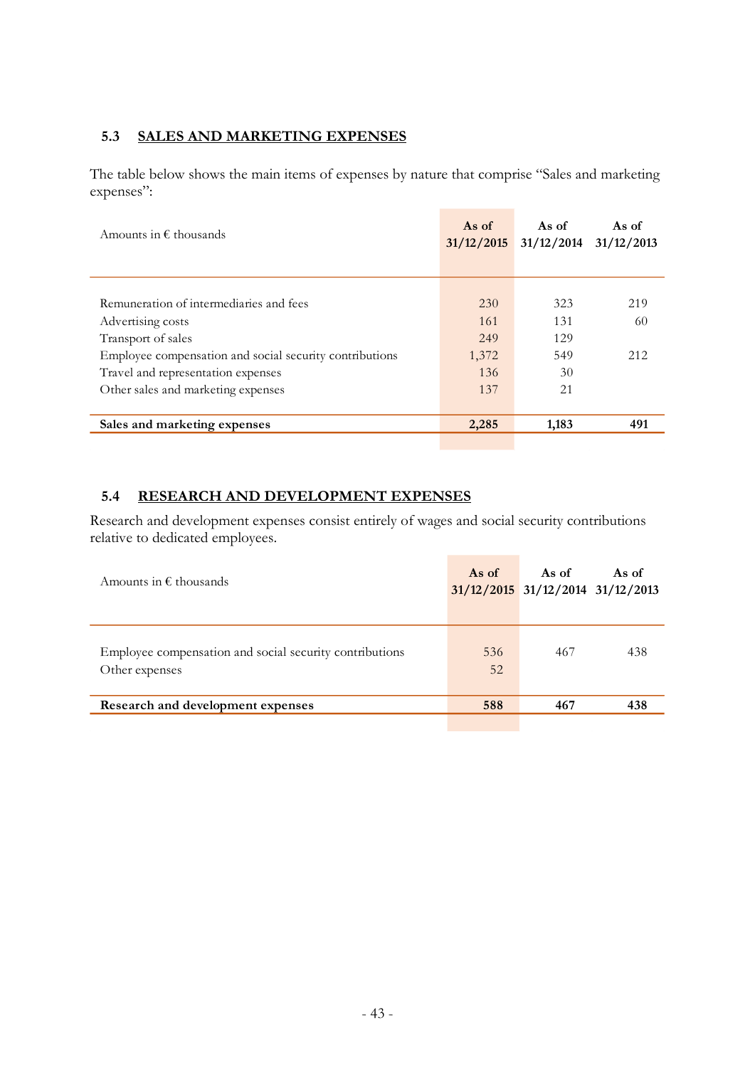## 5.3 SALES AND MARKETING EXPENSES

The table below shows the main items of expenses by nature that comprise "Sales and marketing expenses":

| Amounts in € thousands | As of 31/12/2015 | As of 31/12/2014 | As of 31/12/2013 |
|---|---|---|---|
| Remuneration of intermediaries and fees | 230 | 323 | 219 |
| Advertising costs | 161 | 131 | 60 |
| Transport of sales | 249 | 129 | |
| Employee compensation and social security contributions | 1,372 | 549 | 212 |
| Travel and representation expenses | 136 | 30 | |
| Other sales and marketing expenses | 137 | 21 | |
| **Sales and marketing expenses** | **2,285** | **1,183** | **491** |

## 5.4 RESEARCH AND DEVELOPMENT EXPENSES

Research and development expenses consist entirely of wages and social security contributions relative to dedicated employees.

| Amounts in € thousands | As of 31/12/2015 | As of 31/12/2014 | As of 31/12/2013 |
|---|---|---|---|
| Employee compensation and social security contributions | 536 | 467 | 438 |
| Other expenses | 52 | | |
| **Research and development expenses** | **588** | **467** | **438** |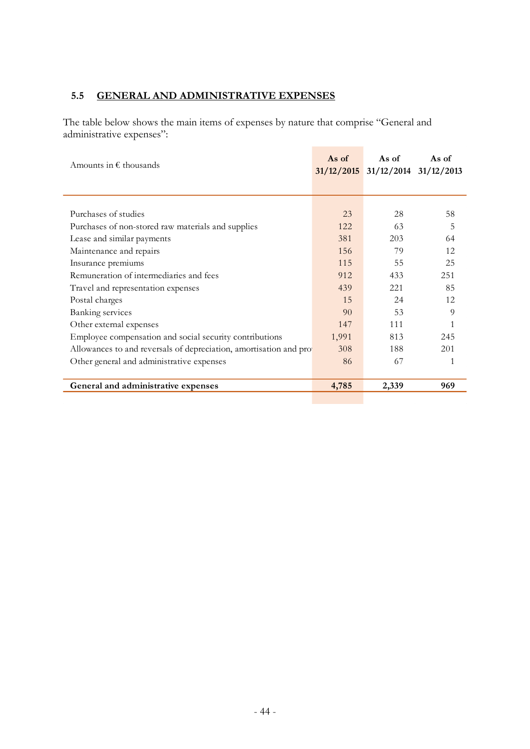## 5.5 GENERAL AND ADMINISTRATIVE EXPENSES

The table below shows the main items of expenses by nature that comprise "General and administrative expenses":

| Amounts in € thousands | As of 31/12/2015 | As of 31/12/2014 | As of 31/12/2013 |
|---|---|---|---|
| Purchases of studies | 23 | 28 | 58 |
| Purchases of non-stored raw materials and supplies | 122 | 63 | 5 |
| Lease and similar payments | 381 | 203 | 64 |
| Maintenance and repairs | 156 | 79 | 12 |
| Insurance premiums | 115 | 55 | 25 |
| Remuneration of intermediaries and fees | 912 | 433 | 251 |
| Travel and representation expenses | 439 | 221 | 85 |
| Postal charges | 15 | 24 | 12 |
| Banking services | 90 | 53 | 9 |
| Other external expenses | 147 | 111 | 1 |
| Employee compensation and social security contributions | 1,991 | 813 | 245 |
| Allowances to and reversals of depreciation, amortisation and pro | 308 | 188 | 201 |
| Other general and administrative expenses | 86 | 67 | 1 |
| **General and administrative expenses** | **4,785** | **2,339** | **969** |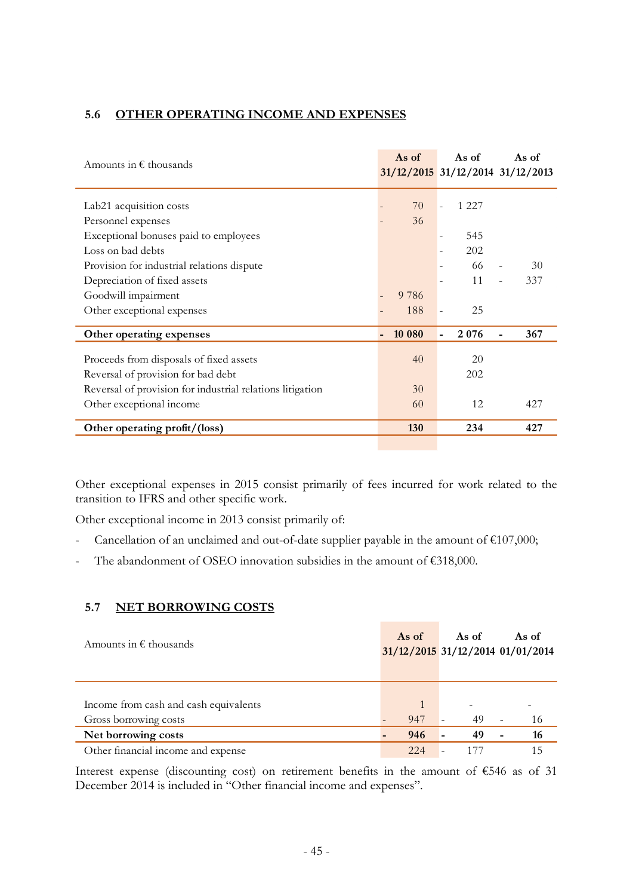## 5.6 OTHER OPERATING INCOME AND EXPENSES

| Amounts in € thousands | As of 31/12/2015 | As of 31/12/2014 | As of 31/12/2013 |
|---|---|---|---|
| Lab21 acquisition costs | - 70 | - 1 227 | |
| Personnel expenses | - 36 | | |
| Exceptional bonuses paid to employees | | - 545 | |
| Loss on bad debts | | - 202 | |
| Provision for industrial relations dispute | | - 66 | - 30 |
| Depreciation of fixed assets | | - 11 | - 337 |
| Goodwill impairment | - 9 786 | | |
| Other exceptional expenses | - 188 | - 25 | |
| **Other operating expenses** | **- 10 080** | **- 2 076** | **- 367** |
| Proceeds from disposals of fixed assets | 40 | 20 | |
| Reversal of provision for bad debt | | 202 | |
| Reversal of provision for industrial relations litigation | 30 | | |
| Other exceptional income | 60 | 12 | 427 |
| **Other operating profit/(loss)** | **130** | **234** | **427** |

Other exceptional expenses in 2015 consist primarily of fees incurred for work related to the transition to IFRS and other specific work.

Other exceptional income in 2013 consist primarily of:

- Cancellation of an unclaimed and out-of-date supplier payable in the amount of €107,000;
- The abandonment of OSEO innovation subsidies in the amount of €318,000.

## 5.7 NET BORROWING COSTS

| Amounts in € thousands | As of 31/12/2015 | As of 31/12/2014 | As of 01/01/2014 |
|---|---|---|---|
| Income from cash and cash equivalents | 1 | - | - |
| Gross borrowing costs | - 947 | - 49 | - 16 |
| **Net borrowing costs** | **- 946** | **- 49** | **- 16** |
| Other financial income and expense | 224 | - 177 | 15 |

Interest expense (discounting cost) on retirement benefits in the amount of €546 as of 31 December 2014 is included in "Other financial income and expenses".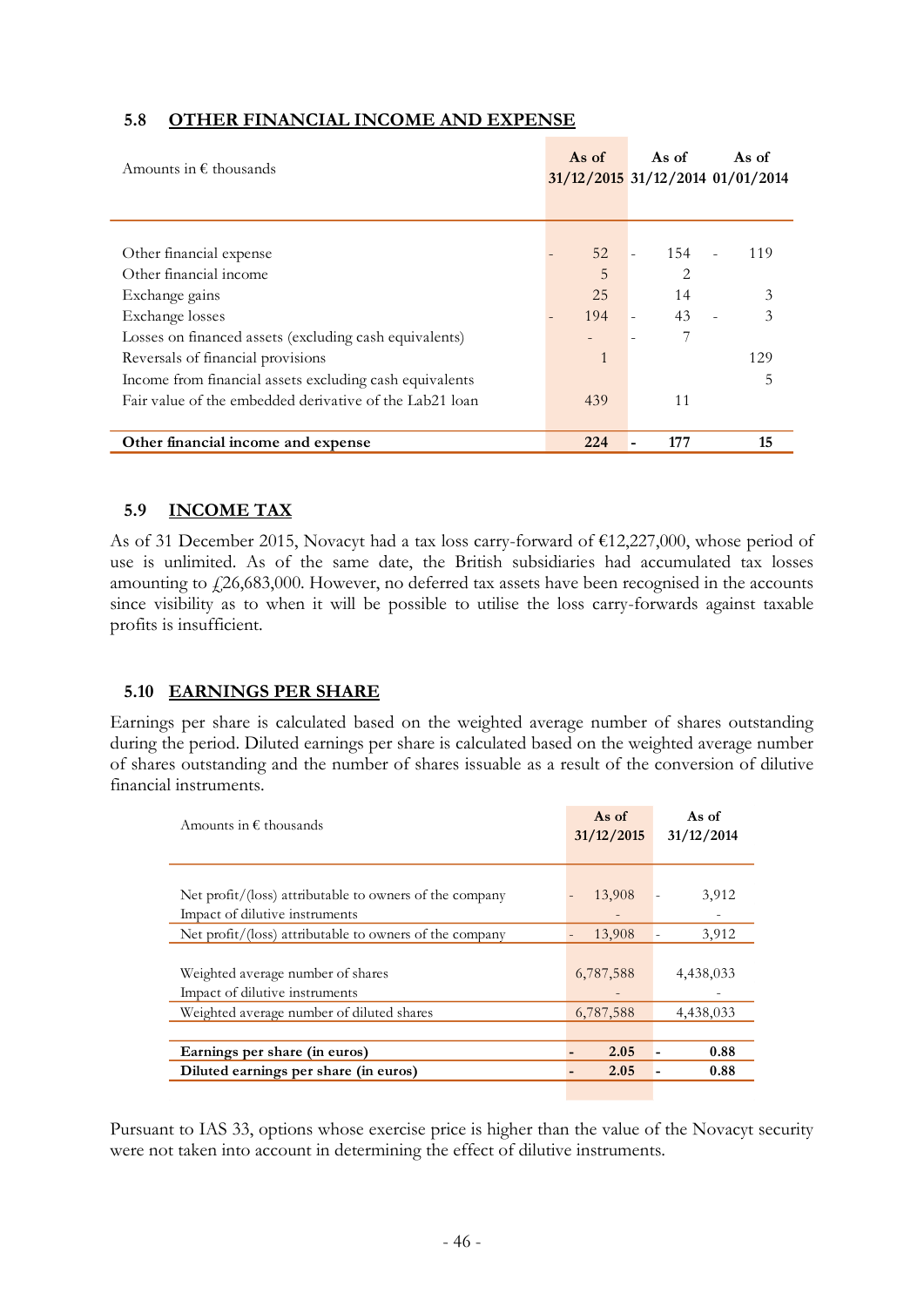## 5.8 OTHER FINANCIAL INCOME AND EXPENSE

| Amounts in € thousands | As of 31/12/2015 | As of 31/12/2014 | As of 01/01/2014 |
|---|---|---|---|
| Other financial expense | - 52 | - 154 | - 119 |
| Other financial income | 5 | 2 | |
| Exchange gains | 25 | 14 | 3 |
| Exchange losses | - 194 | - 43 | - 3 |
| Losses on financed assets (excluding cash equivalents) | - | - 7 | |
| Reversals of financial provisions | 1 | | 129 |
| Income from financial assets excluding cash equivalents | | | 5 |
| Fair value of the embedded derivative of the Lab21 loan | 439 | 11 | |
| **Other financial income and expense** | **224** | **- 177** | **15** |

## 5.9 INCOME TAX

As of 31 December 2015, Novacyt had a tax loss carry-forward of €12,227,000, whose period of use is unlimited. As of the same date, the British subsidiaries had accumulated tax losses amounting to £26,683,000. However, no deferred tax assets have been recognised in the accounts since visibility as to when it will be possible to utilise the loss carry-forwards against taxable profits is insufficient.

## 5.10 EARNINGS PER SHARE

Earnings per share is calculated based on the weighted average number of shares outstanding during the period. Diluted earnings per share is calculated based on the weighted average number of shares outstanding and the number of shares issuable as a result of the conversion of dilutive financial instruments.

| Amounts in € thousands | As of 31/12/2015 | As of 31/12/2014 |
|---|---|---|
| Net profit/(loss) attributable to owners of the company | - 13,908 | - 3,912 |
| Impact of dilutive instruments | - | - |
| Net profit/(loss) attributable to owners of the company | - 13,908 | - 3,912 |
| | | |
| Weighted average number of shares | 6,787,588 | 4,438,033 |
| Impact of dilutive instruments | - | - |
| Weighted average number of diluted shares | 6,787,588 | 4,438,033 |
| | | |
| **Earnings per share (in euros)** | **- 2.05** | **- 0.88** |
| **Diluted earnings per share (in euros)** | **- 2.05** | **- 0.88** |

Pursuant to IAS 33, options whose exercise price is higher than the value of the Novacyt security were not taken into account in determining the effect of dilutive instruments.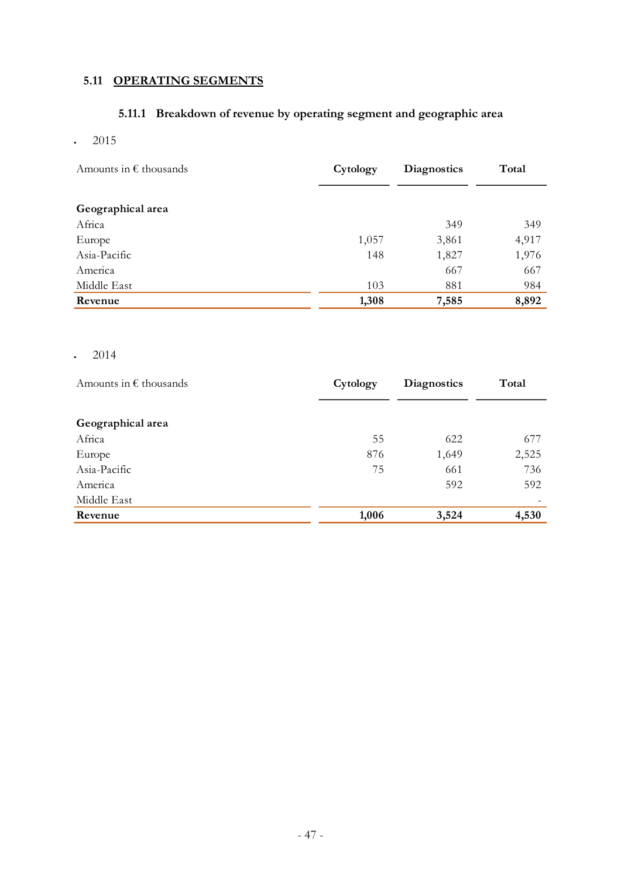## 5.11 OPERATING SEGMENTS

### 5.11.1 Breakdown of revenue by operating segment and geographic area

- 2015

| Amounts in € thousands | Cytology | Diagnostics | Total |
|---|---|---|---|
| **Geographical area** | | | |
| Africa | | 349 | 349 |
| Europe | 1,057 | 3,861 | 4,917 |
| Asia-Pacific | 148 | 1,827 | 1,976 |
| America | | 667 | 667 |
| Middle East | 103 | 881 | 984 |
| **Revenue** | **1,308** | **7,585** | **8,892** |

- 2014

| Amounts in € thousands | Cytology | Diagnostics | Total |
|---|---|---|---|
| **Geographical area** | | | |
| Africa | 55 | 622 | 677 |
| Europe | 876 | 1,649 | 2,525 |
| Asia-Pacific | 75 | 661 | 736 |
| America | | 592 | 592 |
| Middle East | | | - |
| **Revenue** | **1,006** | **3,524** | **4,530** |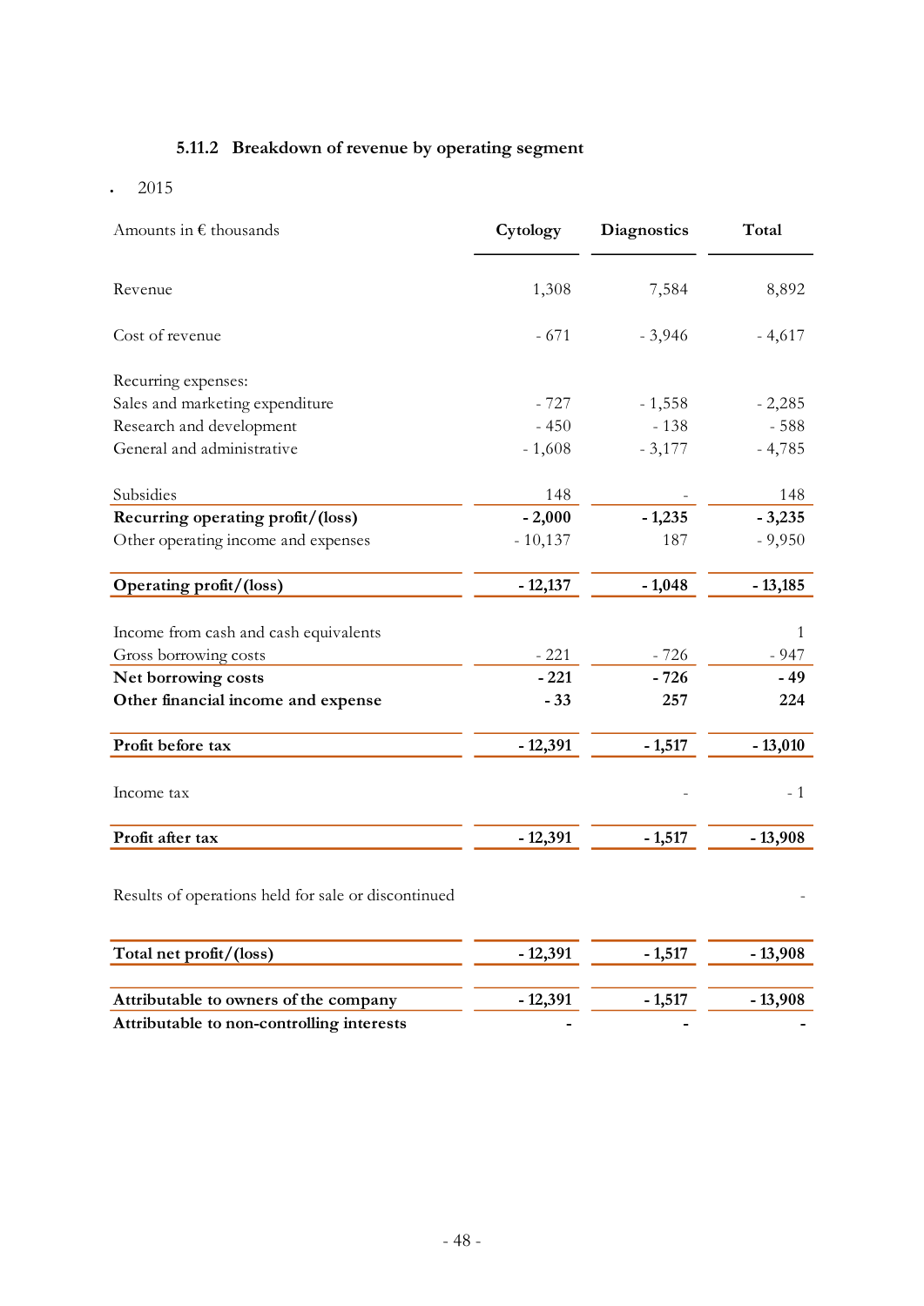### 5.11.2 Breakdown of revenue by operating segment

- 2015

| Amounts in € thousands | Cytology | Diagnostics | Total |
|---|---|---|---|
| Revenue | 1,308 | 7,584 | 8,892 |
| Cost of revenue | - 671 | - 3,946 | - 4,617 |
| Recurring expenses: | | | |
| Sales and marketing expenditure | - 727 | - 1,558 | - 2,285 |
| Research and development | - 450 | - 138 | - 588 |
| General and administrative | - 1,608 | - 3,177 | - 4,785 |
| Subsidies | 148 | - | 148 |
| **Recurring operating profit/(loss)** | **- 2,000** | **- 1,235** | **- 3,235** |
| Other operating income and expenses | - 10,137 | 187 | - 9,950 |
| **Operating profit/(loss)** | **- 12,137** | **- 1,048** | **- 13,185** |
| Income from cash and cash equivalents | | | 1 |
| Gross borrowing costs | - 221 | - 726 | - 947 |
| **Net borrowing costs** | **- 221** | **- 726** | **- 49** |
| **Other financial income and expense** | **- 33** | **257** | **224** |
| **Profit before tax** | **- 12,391** | **- 1,517** | **- 13,010** |
| Income tax | | - | - 1 |
| **Profit after tax** | **- 12,391** | **- 1,517** | **- 13,908** |
| Results of operations held for sale or discontinued | | | - |
| **Total net profit/(loss)** | **- 12,391** | **- 1,517** | **- 13,908** |
| **Attributable to owners of the company** | **- 12,391** | **- 1,517** | **- 13,908** |
| **Attributable to non-controlling interests** | **-** | **-** | **-** |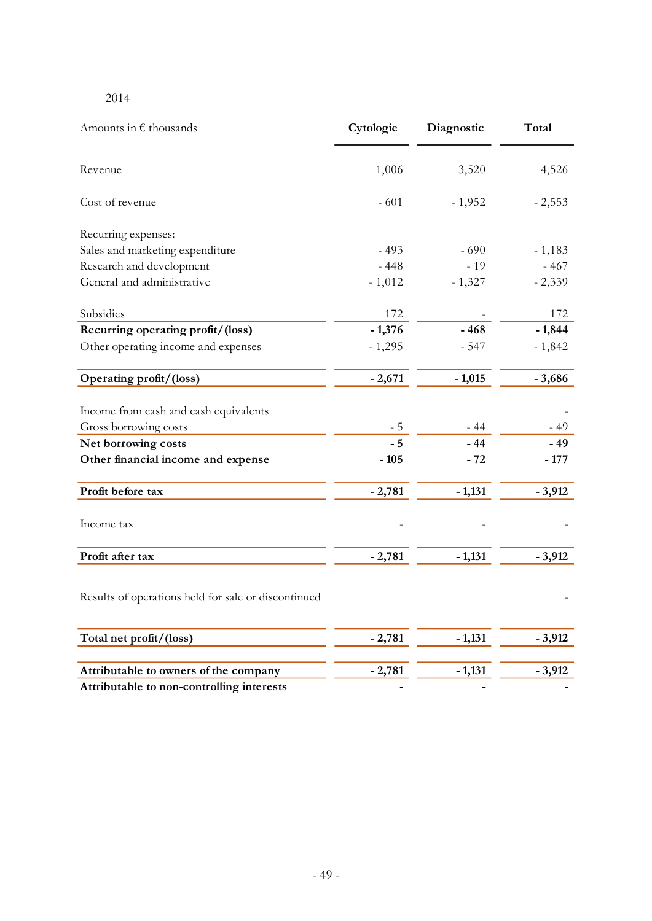2014

| Amounts in € thousands | Cytologie | Diagnostic | Total |
|---|---|---|---|
| Revenue | 1,006 | 3,520 | 4,526 |
| Cost of revenue | - 601 | - 1,952 | - 2,553 |
| Recurring expenses: | | | |
| Sales and marketing expenditure | - 493 | - 690 | - 1,183 |
| Research and development | - 448 | - 19 | - 467 |
| General and administrative | - 1,012 | - 1,327 | - 2,339 |
| Subsidies | 172 | - | 172 |
| **Recurring operating profit/(loss)** | **- 1,376** | **- 468** | **- 1,844** |
| Other operating income and expenses | - 1,295 | - 547 | - 1,842 |
| **Operating profit/(loss)** | **- 2,671** | **- 1,015** | **- 3,686** |
| Income from cash and cash equivalents | | | - |
| Gross borrowing costs | - 5 | - 44 | - 49 |
| **Net borrowing costs** | **- 5** | **- 44** | **- 49** |
| **Other financial income and expense** | **- 105** | **- 72** | **- 177** |
| **Profit before tax** | **- 2,781** | **- 1,131** | **- 3,912** |
| Income tax | - | - | - |
| **Profit after tax** | **- 2,781** | **- 1,131** | **- 3,912** |
| Results of operations held for sale or discontinued | | | - |
| **Total net profit/(loss)** | **- 2,781** | **- 1,131** | **- 3,912** |
| **Attributable to owners of the company** | **- 2,781** | **- 1,131** | **- 3,912** |
| **Attributable to non-controlling interests** | **-** | **-** | **-** |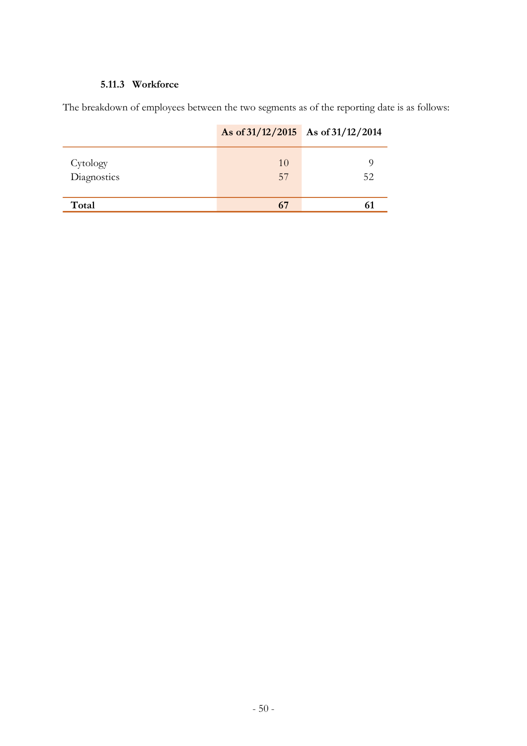#### 5.11.3 Workforce

The breakdown of employees between the two segments as of the reporting date is as follows:

| | As of 31/12/2015 | As of 31/12/2014 |
|---|---|---|
| Cytology | 10 | 9 |
| Diagnostics | 57 | 52 |
| **Total** | **67** | **61** |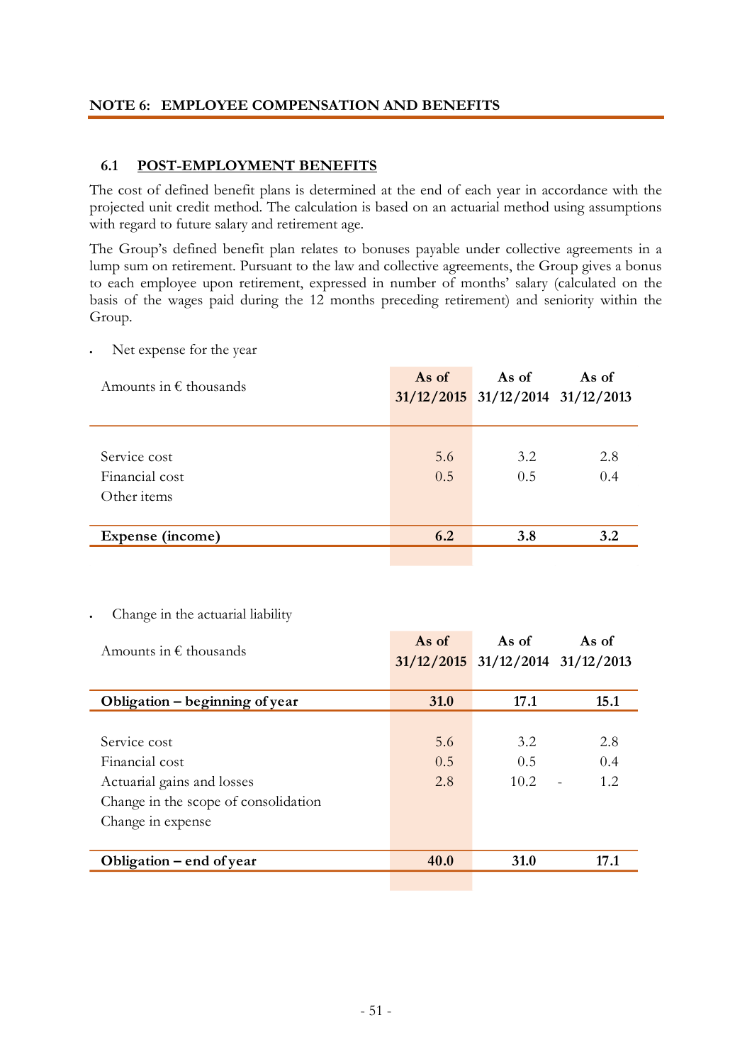## NOTE 6: EMPLOYEE COMPENSATION AND BENEFITS

### 6.1 POST-EMPLOYMENT BENEFITS

The cost of defined benefit plans is determined at the end of each year in accordance with the projected unit credit method. The calculation is based on an actuarial method using assumptions with regard to future salary and retirement age.

The Group's defined benefit plan relates to bonuses payable under collective agreements in a lump sum on retirement. Pursuant to the law and collective agreements, the Group gives a bonus to each employee upon retirement, expressed in number of months' salary (calculated on the basis of the wages paid during the 12 months preceding retirement) and seniority within the Group.

- Net expense for the year

| Amounts in € thousands | As of 31/12/2015 | As of 31/12/2014 | As of 31/12/2013 |
|---|---|---|---|
| Service cost | 5.6 | 3.2 | 2.8 |
| Financial cost | 0.5 | 0.5 | 0.4 |
| Other items | | | |
| **Expense (income)** | **6.2** | **3.8** | **3.2** |

- Change in the actuarial liability

| Amounts in € thousands | As of 31/12/2015 | As of 31/12/2014 | As of 31/12/2013 |
|---|---|---|---|
| **Obligation – beginning of year** | **31.0** | **17.1** | **15.1** |
| Service cost | 5.6 | 3.2 | 2.8 |
| Financial cost | 0.5 | 0.5 | 0.4 |
| Actuarial gains and losses | 2.8 | 10.2 | - 1.2 |
| Change in the scope of consolidation | | | |
| Change in expense | | | |
| **Obligation – end of year** | **40.0** | **31.0** | **17.1** |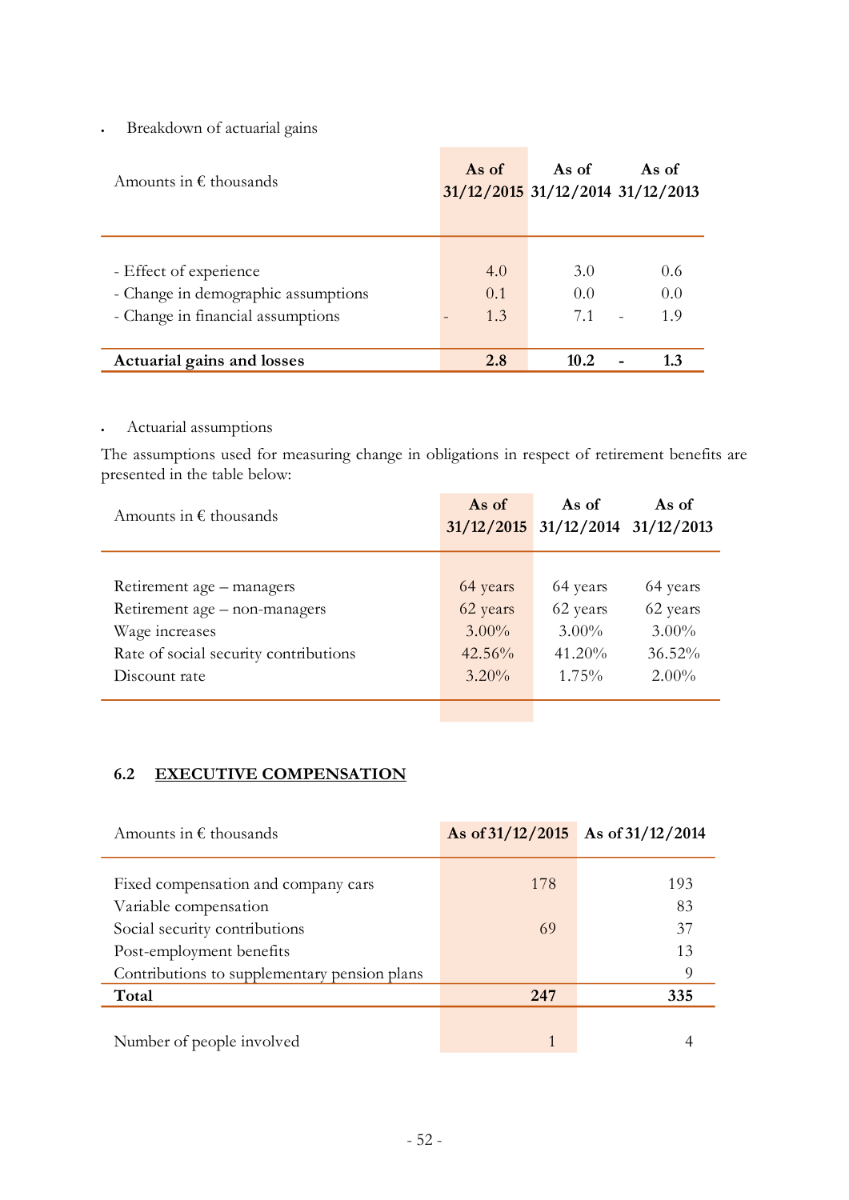- Breakdown of actuarial gains

| Amounts in € thousands | As of 31/12/2015 | As of 31/12/2014 | As of 31/12/2013 |
|---|---|---|---|
| - Effect of experience | 4.0 | 3.0 | 0.6 |
| - Change in demographic assumptions | 0.1 | 0.0 | 0.0 |
| - Change in financial assumptions | - 1.3 | 7.1 | - 1.9 |
| **Actuarial gains and losses** | **2.8** | **10.2** | **- 1.3** |

- Actuarial assumptions

The assumptions used for measuring change in obligations in respect of retirement benefits are presented in the table below:

| Amounts in € thousands | As of 31/12/2015 | As of 31/12/2014 | As of 31/12/2013 |
|---|---|---|---|
| Retirement age – managers | 64 years | 64 years | 64 years |
| Retirement age – non-managers | 62 years | 62 years | 62 years |
| Wage increases | 3.00% | 3.00% | 3.00% |
| Rate of social security contributions | 42.56% | 41.20% | 36.52% |
| Discount rate | 3.20% | 1.75% | 2.00% |

### 6.2 EXECUTIVE COMPENSATION

| Amounts in € thousands | As of 31/12/2015 | As of 31/12/2014 |
|---|---|---|
| Fixed compensation and company cars | 178 | 193 |
| Variable compensation | | 83 |
| Social security contributions | 69 | 37 |
| Post-employment benefits | | 13 |
| Contributions to supplementary pension plans | | 9 |
| **Total** | **247** | **335** |
| Number of people involved | 1 | 4 |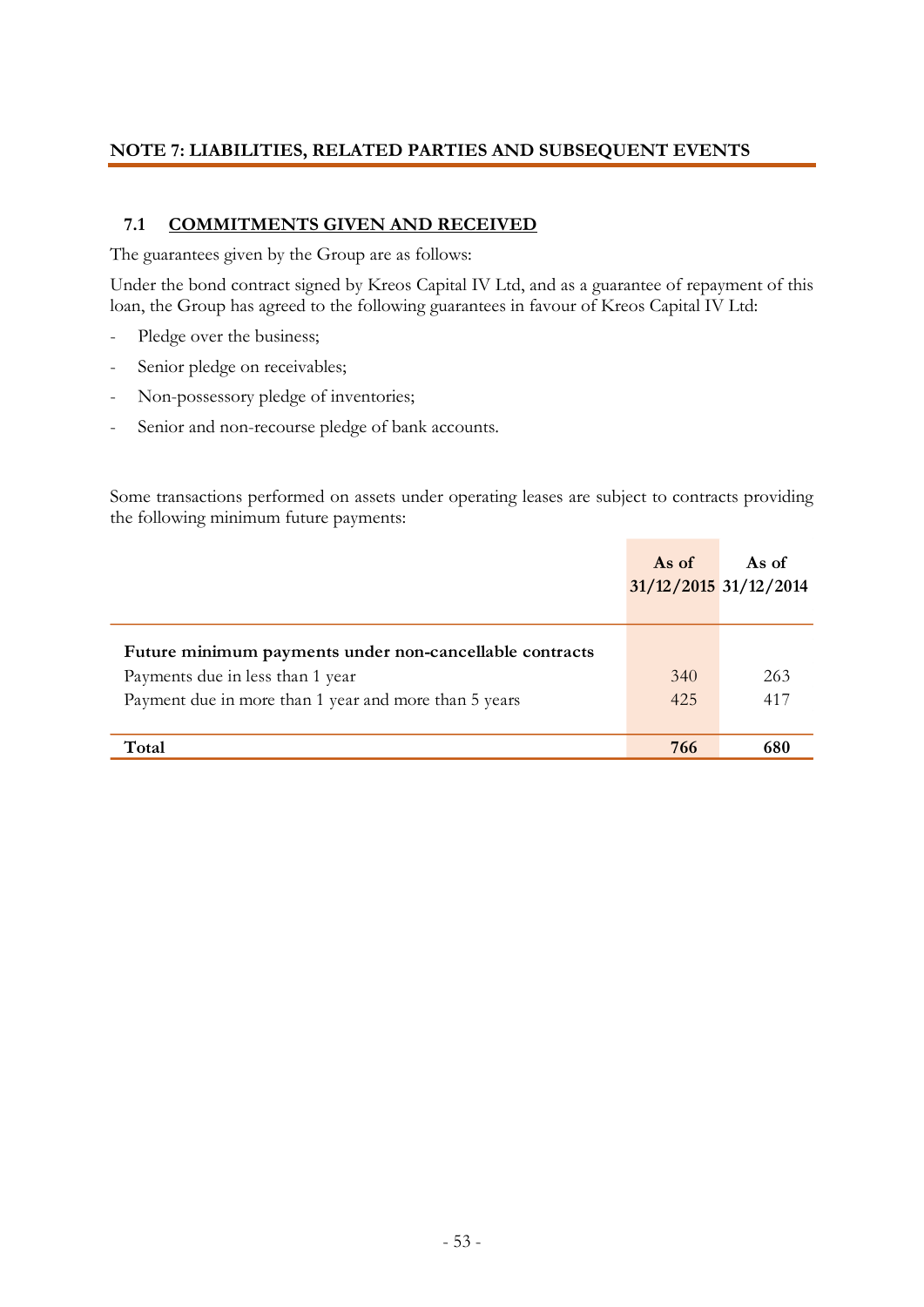## NOTE 7: LIABILITIES, RELATED PARTIES AND SUBSEQUENT EVENTS

### 7.1 COMMITMENTS GIVEN AND RECEIVED

The guarantees given by the Group are as follows:

Under the bond contract signed by Kreos Capital IV Ltd, and as a guarantee of repayment of this loan, the Group has agreed to the following guarantees in favour of Kreos Capital IV Ltd:

- Pledge over the business;
- Senior pledge on receivables;
- Non-possessory pledge of inventories;
- Senior and non-recourse pledge of bank accounts.

Some transactions performed on assets under operating leases are subject to contracts providing the following minimum future payments:

| | As of 31/12/2015 | As of 31/12/2014 |
|---|---|---|
| **Future minimum payments under non-cancellable contracts** | | |
| Payments due in less than 1 year | 340 | 263 |
| Payment due in more than 1 year and more than 5 years | 425 | 417 |
| **Total** | **766** | **680** |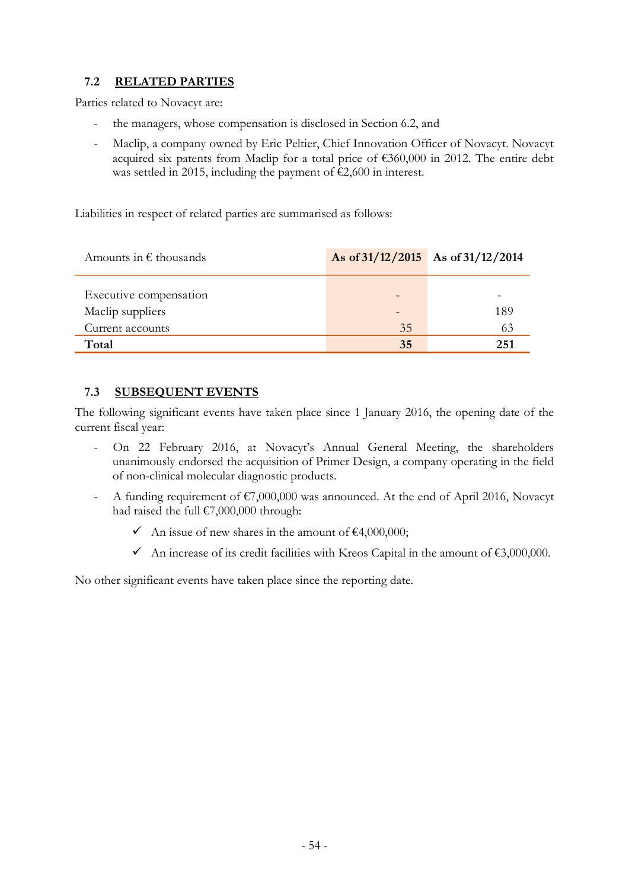### 7.2 RELATED PARTIES

Parties related to Novacyt are:

- the managers, whose compensation is disclosed in Section 6.2, and
- Maclip, a company owned by Eric Peltier, Chief Innovation Officer of Novacyt. Novacyt acquired six patents from Maclip for a total price of €360,000 in 2012. The entire debt was settled in 2015, including the payment of €2,600 in interest.

Liabilities in respect of related parties are summarised as follows:

| Amounts in € thousands | As of 31/12/2015 | As of 31/12/2014 |
|---|---|---|
| Executive compensation | - | - |
| Maclip suppliers | - | 189 |
| Current accounts | 35 | 63 |
| **Total** | **35** | **251** |

### 7.3 SUBSEQUENT EVENTS

The following significant events have taken place since 1 January 2016, the opening date of the current fiscal year:

- On 22 February 2016, at Novacyt's Annual General Meeting, the shareholders unanimously endorsed the acquisition of Primer Design, a company operating in the field of non-clinical molecular diagnostic products.
- A funding requirement of €7,000,000 was announced. At the end of April 2016, Novacyt had raised the full €7,000,000 through:
  - ✓ An issue of new shares in the amount of €4,000,000;
  - ✓ An increase of its credit facilities with Kreos Capital in the amount of €3,000,000.

No other significant events have taken place since the reporting date.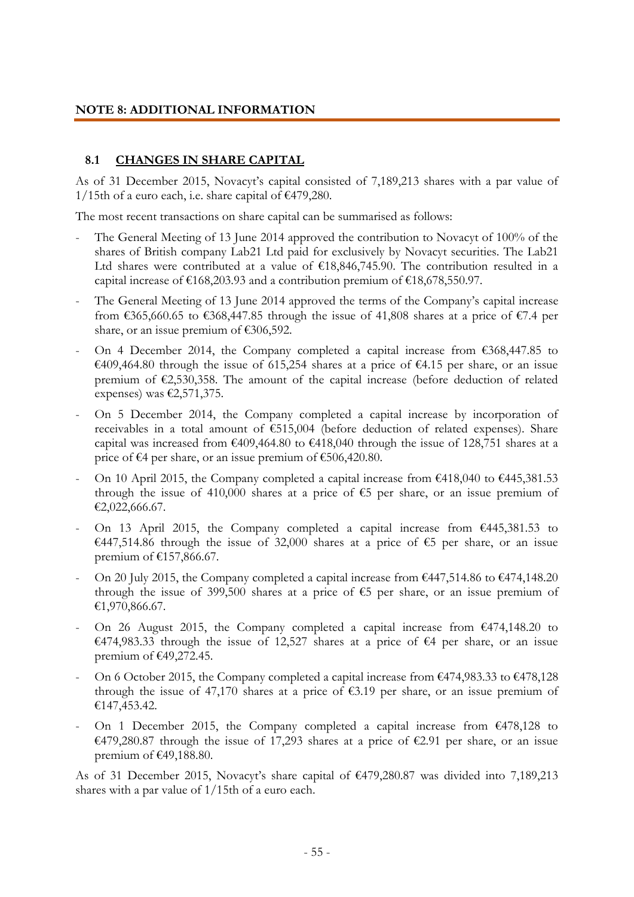## NOTE 8: ADDITIONAL INFORMATION

### 8.1 CHANGES IN SHARE CAPITAL

As of 31 December 2015, Novacyt's capital consisted of 7,189,213 shares with a par value of 1/15th of a euro each, i.e. share capital of €479,280.

The most recent transactions on share capital can be summarised as follows:

- The General Meeting of 13 June 2014 approved the contribution to Novacyt of 100% of the shares of British company Lab21 Ltd paid for exclusively by Novacyt securities. The Lab21 Ltd shares were contributed at a value of €18,846,745.90. The contribution resulted in a capital increase of €168,203.93 and a contribution premium of €18,678,550.97.
- The General Meeting of 13 June 2014 approved the terms of the Company's capital increase from €365,660.65 to €368,447.85 through the issue of 41,808 shares at a price of €7.4 per share, or an issue premium of €306,592.
- On 4 December 2014, the Company completed a capital increase from €368,447.85 to €409,464.80 through the issue of 615,254 shares at a price of €4.15 per share, or an issue premium of €2,530,358. The amount of the capital increase (before deduction of related expenses) was €2,571,375.
- On 5 December 2014, the Company completed a capital increase by incorporation of receivables in a total amount of €515,004 (before deduction of related expenses). Share capital was increased from €409,464.80 to €418,040 through the issue of 128,751 shares at a price of €4 per share, or an issue premium of €506,420.80.
- On 10 April 2015, the Company completed a capital increase from €418,040 to €445,381.53 through the issue of 410,000 shares at a price of €5 per share, or an issue premium of €2,022,666.67.
- On 13 April 2015, the Company completed a capital increase from €445,381.53 to €447,514.86 through the issue of 32,000 shares at a price of €5 per share, or an issue premium of €157,866.67.
- On 20 July 2015, the Company completed a capital increase from €447,514.86 to €474,148.20 through the issue of 399,500 shares at a price of €5 per share, or an issue premium of €1,970,866.67.
- On 26 August 2015, the Company completed a capital increase from €474,148.20 to €474,983.33 through the issue of 12,527 shares at a price of €4 per share, or an issue premium of €49,272.45.
- On 6 October 2015, the Company completed a capital increase from €474,983.33 to €478,128 through the issue of 47,170 shares at a price of €3.19 per share, or an issue premium of €147,453.42.
- On 1 December 2015, the Company completed a capital increase from €478,128 to €479,280.87 through the issue of 17,293 shares at a price of €2.91 per share, or an issue premium of €49,188.80.

As of 31 December 2015, Novacyt's share capital of €479,280.87 was divided into 7,189,213 shares with a par value of 1/15th of a euro each.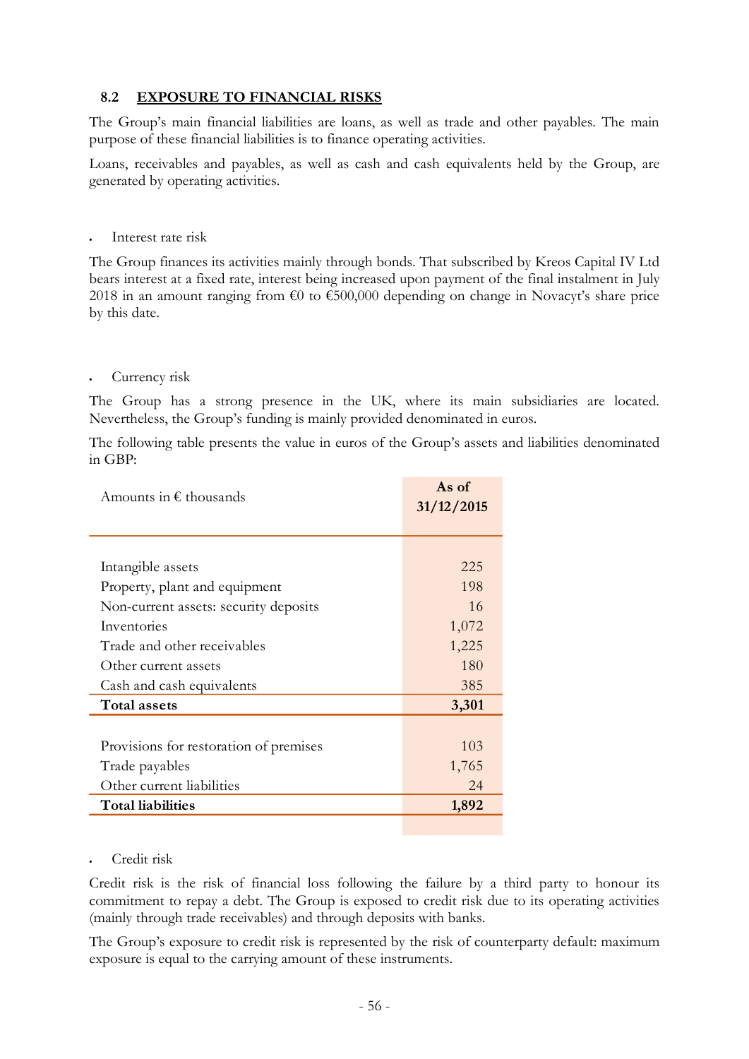## 8.2 EXPOSURE TO FINANCIAL RISKS

The Group's main financial liabilities are loans, as well as trade and other payables. The main purpose of these financial liabilities is to finance operating activities.

Loans, receivables and payables, as well as cash and cash equivalents held by the Group, are generated by operating activities.

- Interest rate risk

The Group finances its activities mainly through bonds. That subscribed by Kreos Capital IV Ltd bears interest at a fixed rate, interest being increased upon payment of the final instalment in July 2018 in an amount ranging from €0 to €500,000 depending on change in Novacyt's share price by this date.

- Currency risk

The Group has a strong presence in the UK, where its main subsidiaries are located. Nevertheless, the Group's funding is mainly provided denominated in euros.

The following table presents the value in euros of the Group's assets and liabilities denominated in GBP:

| Amounts in € thousands | As of 31/12/2015 |
|---|---|
| Intangible assets | 225 |
| Property, plant and equipment | 198 |
| Non-current assets: security deposits | 16 |
| Inventories | 1,072 |
| Trade and other receivables | 1,225 |
| Other current assets | 180 |
| Cash and cash equivalents | 385 |
| **Total assets** | **3,301** |
| Provisions for restoration of premises | 103 |
| Trade payables | 1,765 |
| Other current liabilities | 24 |
| **Total liabilities** | **1,892** |

- Credit risk

Credit risk is the risk of financial loss following the failure by a third party to honour its commitment to repay a debt. The Group is exposed to credit risk due to its operating activities (mainly through trade receivables) and through deposits with banks.

The Group's exposure to credit risk is represented by the risk of counterparty default: maximum exposure is equal to the carrying amount of these instruments.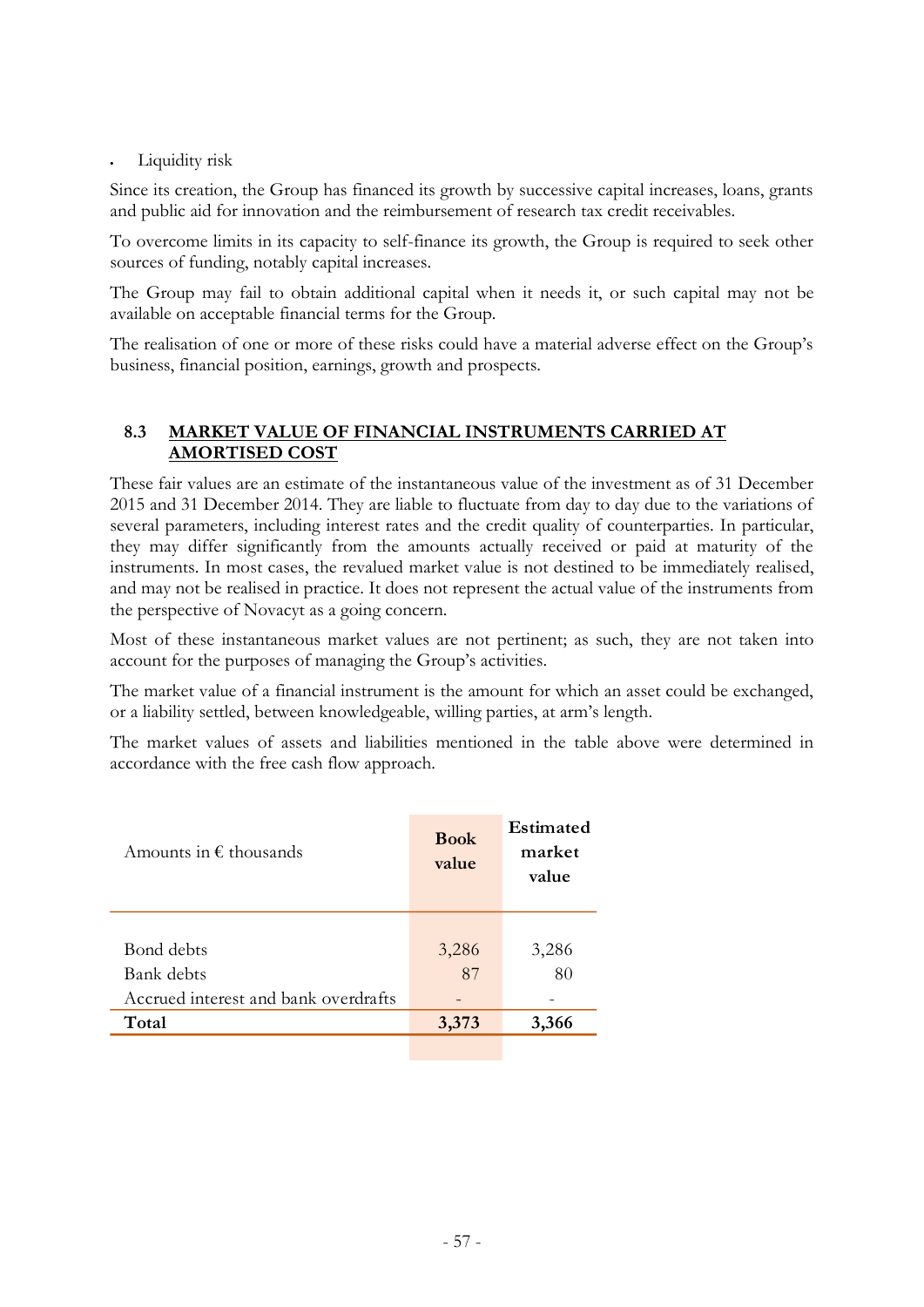- Liquidity risk

Since its creation, the Group has financed its growth by successive capital increases, loans, grants and public aid for innovation and the reimbursement of research tax credit receivables.

To overcome limits in its capacity to self-finance its growth, the Group is required to seek other sources of funding, notably capital increases.

The Group may fail to obtain additional capital when it needs it, or such capital may not be available on acceptable financial terms for the Group.

The realisation of one or more of these risks could have a material adverse effect on the Group's business, financial position, earnings, growth and prospects.

### 8.3 MARKET VALUE OF FINANCIAL INSTRUMENTS CARRIED AT AMORTISED COST

These fair values are an estimate of the instantaneous value of the investment as of 31 December 2015 and 31 December 2014. They are liable to fluctuate from day to day due to the variations of several parameters, including interest rates and the credit quality of counterparties. In particular, they may differ significantly from the amounts actually received or paid at maturity of the instruments. In most cases, the revalued market value is not destined to be immediately realised, and may not be realised in practice. It does not represent the actual value of the instruments from the perspective of Novacyt as a going concern.

Most of these instantaneous market values are not pertinent; as such, they are not taken into account for the purposes of managing the Group's activities.

The market value of a financial instrument is the amount for which an asset could be exchanged, or a liability settled, between knowledgeable, willing parties, at arm's length.

The market values of assets and liabilities mentioned in the table above were determined in accordance with the free cash flow approach.

| Amounts in € thousands | Book value | Estimated market value |
|---|---|---|
| Bond debts | 3,286 | 3,286 |
| Bank debts | 87 | 80 |
| Accrued interest and bank overdrafts | - | - |
| **Total** | **3,373** | **3,366** |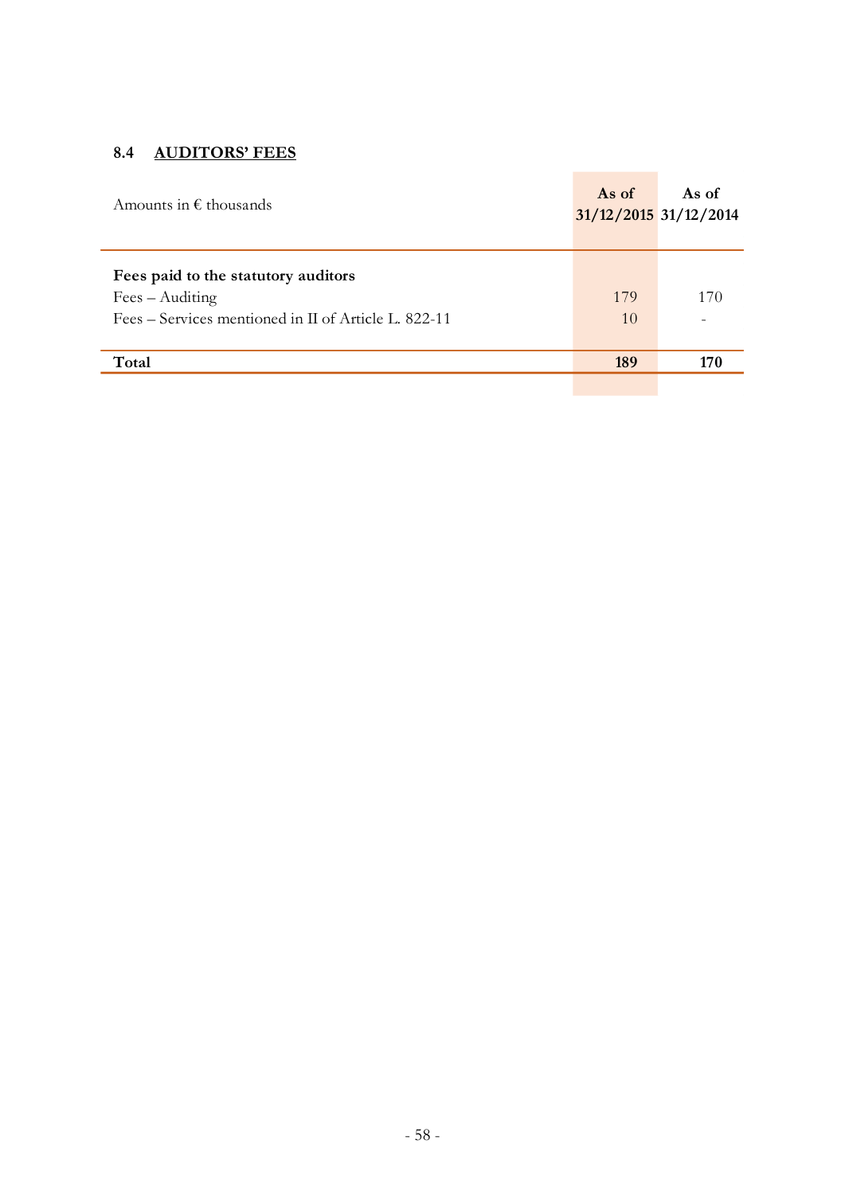## 8.4 AUDITORS' FEES

| Amounts in € thousands | As of 31/12/2015 | As of 31/12/2014 |
|---|---|---|
| **Fees paid to the statutory auditors** | | |
| Fees – Auditing | 179 | 170 |
| Fees – Services mentioned in II of Article L. 822-11 | 10 | - |
| **Total** | **189** | **170** |